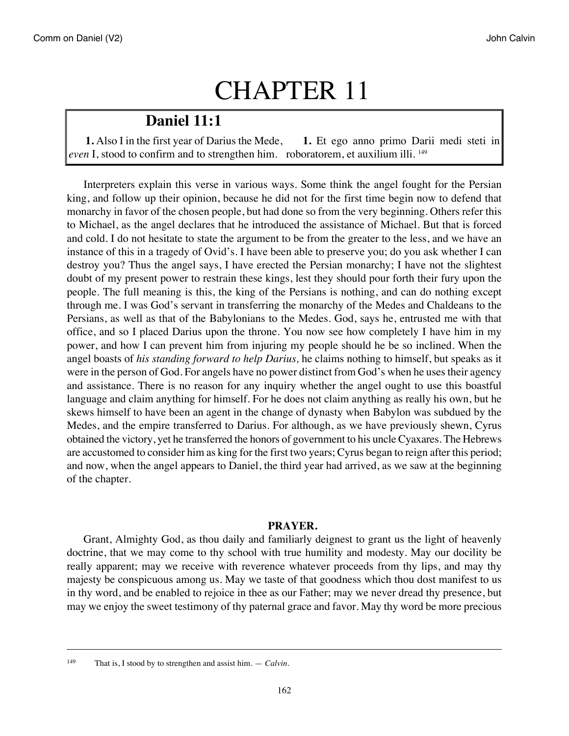# CHAPTER 11

## Daniel 11:1

| | |
|---|---|
| **1.** Also I in the first year of Darius the Mede, *even* I, stood to confirm and to strengthen him. | **1.** Et ego anno primo Darii medi steti in roboratorem, et auxilium illi. [149] |

Interpreters explain this verse in various ways. Some think the angel fought for the Persian king, and follow up their opinion, because he did not for the first time begin now to defend that monarchy in favor of the chosen people, but had done so from the very beginning. Others refer this to Michael, as the angel declares that he introduced the assistance of Michael. But that is forced and cold. I do not hesitate to state the argument to be from the greater to the less, and we have an instance of this in a tragedy of Ovid's. I have been able to preserve you; do you ask whether I can destroy you? Thus the angel says, I have erected the Persian monarchy; I have not the slightest doubt of my present power to restrain these kings, lest they should pour forth their fury upon the people. The full meaning is this, the king of the Persians is nothing, and can do nothing except through me. I was God's servant in transferring the monarchy of the Medes and Chaldeans to the Persians, as well as that of the Babylonians to the Medes. God, says he, entrusted me with that office, and so I placed Darius upon the throne. You now see how completely I have him in my power, and how I can prevent him from injuring my people should he be so inclined. When the angel boasts of *his standing forward to help Darius,* he claims nothing to himself, but speaks as it were in the person of God. For angels have no power distinct from God's when he uses their agency and assistance. There is no reason for any inquiry whether the angel ought to use this boastful language and claim anything for himself. For he does not claim anything as really his own, but he skews himself to have been an agent in the change of dynasty when Babylon was subdued by the Medes, and the empire transferred to Darius. For although, as we have previously shewn, Cyrus obtained the victory, yet he transferred the honors of government to his uncle Cyaxares. The Hebrews are accustomed to consider him as king for the first two years; Cyrus began to reign after this period; and now, when the angel appears to Daniel, the third year had arrived, as we saw at the beginning of the chapter.

**PRAYER.**

Grant, Almighty God, as thou daily and familiarly deignest to grant us the light of heavenly doctrine, that we may come to thy school with true humility and modesty. May our docility be really apparent; may we receive with reverence whatever proceeds from thy lips, and may thy majesty be conspicuous among us. May we taste of that goodness which thou dost manifest to us in thy word, and be enabled to rejoice in thee as our Father; may we never dread thy presence, but may we enjoy the sweet testimony of thy paternal grace and favor. May thy word be more precious

---

[149] That is, I stood by to strengthen and assist him. — *Calvin.*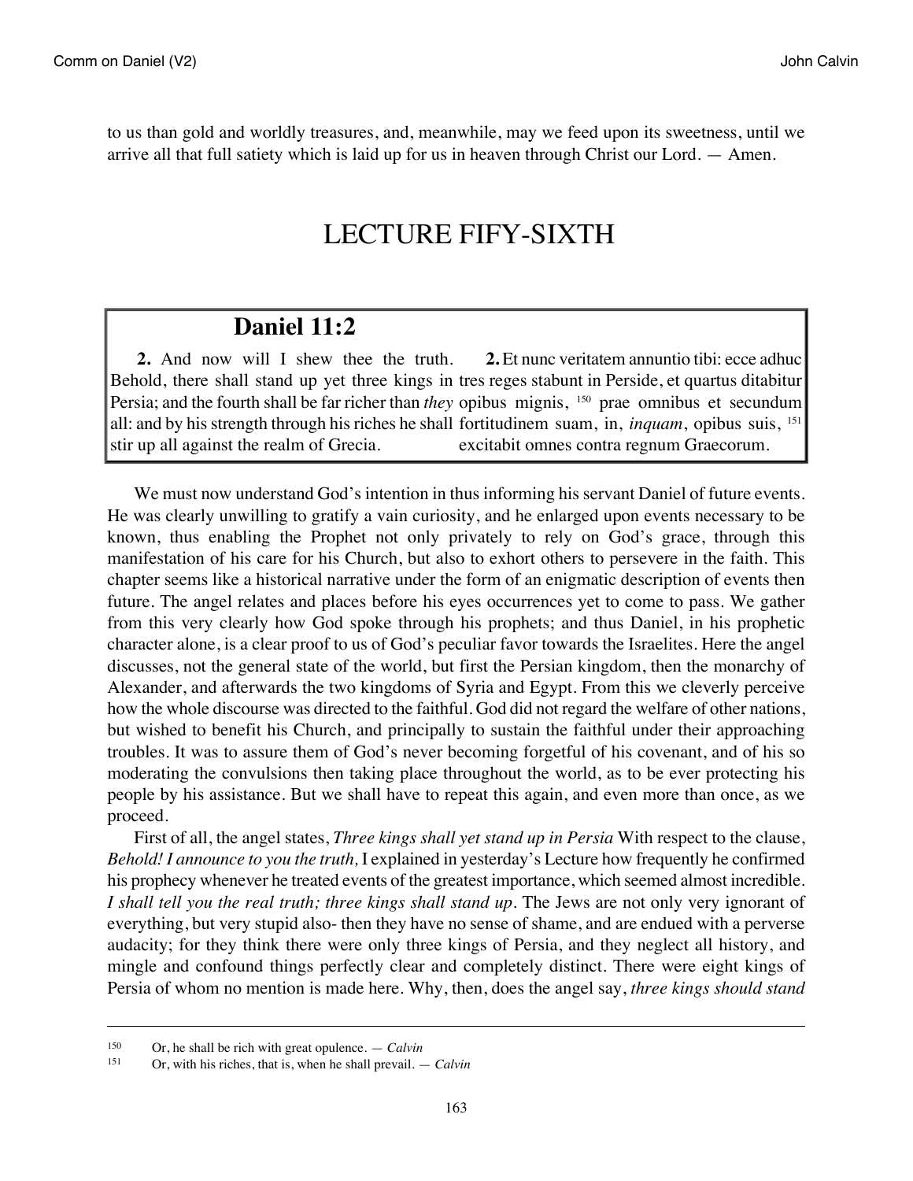to us than gold and worldly treasures, and, meanwhile, may we feed upon its sweetness, until we arrive all that full satiety which is laid up for us in heaven through Christ our Lord. — Amen.

# LECTURE FIFY-SIXTH

## Daniel 11:2

| | |
|---|---|
| **2.** And now will I shew thee the truth. Behold, there shall stand up yet three kings in Persia; and the fourth shall be far richer than *they* all: and by his strength through his riches he shall stir up all against the realm of Grecia. | **2.** Et nunc veritatem annuntio tibi: ecce adhuc tres reges stabunt in Perside, et quartus ditabitur opibus mignis, [150] prae omnibus et secundum fortitudinem suam, in, *inquam*, opibus suis, [151] excitabit omnes contra regnum Graecorum. |

We must now understand God's intention in thus informing his servant Daniel of future events. He was clearly unwilling to gratify a vain curiosity, and he enlarged upon events necessary to be known, thus enabling the Prophet not only privately to rely on God's grace, through this manifestation of his care for his Church, but also to exhort others to persevere in the faith. This chapter seems like a historical narrative under the form of an enigmatic description of events then future. The angel relates and places before his eyes occurrences yet to come to pass. We gather from this very clearly how God spoke through his prophets; and thus Daniel, in his prophetic character alone, is a clear proof to us of God's peculiar favor towards the Israelites. Here the angel discusses, not the general state of the world, but first the Persian kingdom, then the monarchy of Alexander, and afterwards the two kingdoms of Syria and Egypt. From this we cleverly perceive how the whole discourse was directed to the faithful. God did not regard the welfare of other nations, but wished to benefit his Church, and principally to sustain the faithful under their approaching troubles. It was to assure them of God's never becoming forgetful of his covenant, and of his so moderating the convulsions then taking place throughout the world, as to be ever protecting his people by his assistance. But we shall have to repeat this again, and even more than once, as we proceed.

First of all, the angel states, *Three kings shall yet stand up in Persia* With respect to the clause, *Behold! I announce to you the truth,* I explained in yesterday's Lecture how frequently he confirmed his prophecy whenever he treated events of the greatest importance, which seemed almost incredible. *I shall tell you the real truth; three kings shall stand up*. The Jews are not only very ignorant of everything, but very stupid also- then they have no sense of shame, and are endued with a perverse audacity; for they think there were only three kings of Persia, and they neglect all history, and mingle and confound things perfectly clear and completely distinct. There were eight kings of Persia of whom no mention is made here. Why, then, does the angel say, *three kings should stand*

---

150 Or, he shall be rich with great opulence. — *Calvin*

151 Or, with his riches, that is, when he shall prevail. — *Calvin*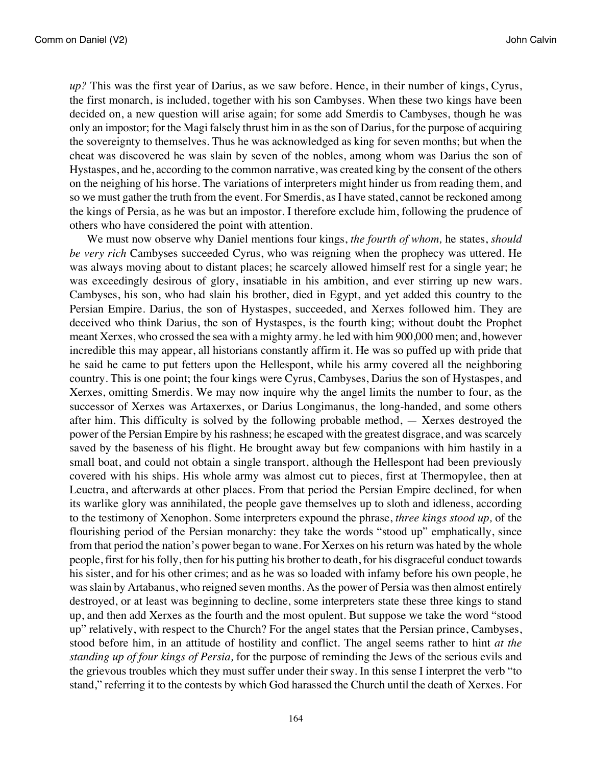*up?* This was the first year of Darius, as we saw before. Hence, in their number of kings, Cyrus, the first monarch, is included, together with his son Cambyses. When these two kings have been decided on, a new question will arise again; for some add Smerdis to Cambyses, though he was only an impostor; for the Magi falsely thrust him in as the son of Darius, for the purpose of acquiring the sovereignty to themselves. Thus he was acknowledged as king for seven months; but when the cheat was discovered he was slain by seven of the nobles, among whom was Darius the son of Hystaspes, and he, according to the common narrative, was created king by the consent of the others on the neighing of his horse. The variations of interpreters might hinder us from reading them, and so we must gather the truth from the event. For Smerdis, as I have stated, cannot be reckoned among the kings of Persia, as he was but an impostor. I therefore exclude him, following the prudence of others who have considered the point with attention.

We must now observe why Daniel mentions four kings, *the fourth of whom,* he states, *should be very rich* Cambyses succeeded Cyrus, who was reigning when the prophecy was uttered. He was always moving about to distant places; he scarcely allowed himself rest for a single year; he was exceedingly desirous of glory, insatiable in his ambition, and ever stirring up new wars. Cambyses, his son, who had slain his brother, died in Egypt, and yet added this country to the Persian Empire. Darius, the son of Hystaspes, succeeded, and Xerxes followed him. They are deceived who think Darius, the son of Hystaspes, is the fourth king; without doubt the Prophet meant Xerxes, who crossed the sea with a mighty army. he led with him 900,000 men; and, however incredible this may appear, all historians constantly affirm it. He was so puffed up with pride that he said he came to put fetters upon the Hellespont, while his army covered all the neighboring country. This is one point; the four kings were Cyrus, Cambyses, Darius the son of Hystaspes, and Xerxes, omitting Smerdis. We may now inquire why the angel limits the number to four, as the successor of Xerxes was Artaxerxes, or Darius Longimanus, the long-handed, and some others after him. This difficulty is solved by the following probable method, — Xerxes destroyed the power of the Persian Empire by his rashness; he escaped with the greatest disgrace, and was scarcely saved by the baseness of his flight. He brought away but few companions with him hastily in a small boat, and could not obtain a single transport, although the Hellespont had been previously covered with his ships. His whole army was almost cut to pieces, first at Thermopylee, then at Leuctra, and afterwards at other places. From that period the Persian Empire declined, for when its warlike glory was annihilated, the people gave themselves up to sloth and idleness, according to the testimony of Xenophon. Some interpreters expound the phrase, *three kings stood up,* of the flourishing period of the Persian monarchy: they take the words "stood up" emphatically, since from that period the nation's power began to wane. For Xerxes on his return was hated by the whole people, first for his folly, then for his putting his brother to death, for his disgraceful conduct towards his sister, and for his other crimes; and as he was so loaded with infamy before his own people, he was slain by Artabanus, who reigned seven months. As the power of Persia was then almost entirely destroyed, or at least was beginning to decline, some interpreters state these three kings to stand up, and then add Xerxes as the fourth and the most opulent. But suppose we take the word "stood up" relatively, with respect to the Church? For the angel states that the Persian prince, Cambyses, stood before him, in an attitude of hostility and conflict. The angel seems rather to hint *at the standing up of four kings of Persia,* for the purpose of reminding the Jews of the serious evils and the grievous troubles which they must suffer under their sway. In this sense I interpret the verb "to stand," referring it to the contests by which God harassed the Church until the death of Xerxes. For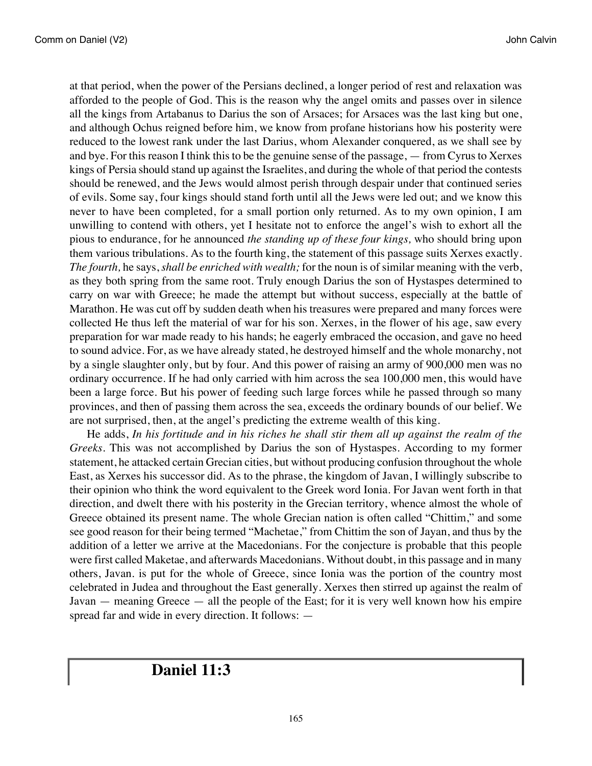at that period, when the power of the Persians declined, a longer period of rest and relaxation was afforded to the people of God. This is the reason why the angel omits and passes over in silence all the kings from Artabanus to Darius the son of Arsaces; for Arsaces was the last king but one, and although Ochus reigned before him, we know from profane historians how his posterity were reduced to the lowest rank under the last Darius, whom Alexander conquered, as we shall see by and bye. For this reason I think this to be the genuine sense of the passage, — from Cyrus to Xerxes kings of Persia should stand up against the Israelites, and during the whole of that period the contests should be renewed, and the Jews would almost perish through despair under that continued series of evils. Some say, four kings should stand forth until all the Jews were led out; and we know this never to have been completed, for a small portion only returned. As to my own opinion, I am unwilling to contend with others, yet I hesitate not to enforce the angel's wish to exhort all the pious to endurance, for he announced *the standing up of these four kings,* who should bring upon them various tribulations. As to the fourth king, the statement of this passage suits Xerxes exactly. *The fourth,* he says, *shall be enriched with wealth;* for the noun is of similar meaning with the verb, as they both spring from the same root. Truly enough Darius the son of Hystaspes determined to carry on war with Greece; he made the attempt but without success, especially at the battle of Marathon. He was cut off by sudden death when his treasures were prepared and many forces were collected He thus left the material of war for his son. Xerxes, in the flower of his age, saw every preparation for war made ready to his hands; he eagerly embraced the occasion, and gave no heed to sound advice. For, as we have already stated, he destroyed himself and the whole monarchy, not by a single slaughter only, but by four. And this power of raising an army of 900,000 men was no ordinary occurrence. If he had only carried with him across the sea 100,000 men, this would have been a large force. But his power of feeding such large forces while he passed through so many provinces, and then of passing them across the sea, exceeds the ordinary bounds of our belief. We are not surprised, then, at the angel's predicting the extreme wealth of this king.

He adds, *In his fortitude and in his riches he shall stir them all up against the realm of the Greeks.* This was not accomplished by Darius the son of Hystaspes. According to my former statement, he attacked certain Grecian cities, but without producing confusion throughout the whole East, as Xerxes his successor did. As to the phrase, the kingdom of Javan, I willingly subscribe to their opinion who think the word equivalent to the Greek word Ionia. For Javan went forth in that direction, and dwelt there with his posterity in the Grecian territory, whence almost the whole of Greece obtained its present name. The whole Grecian nation is often called "Chittim," and some see good reason for their being termed "Machetae," from Chittim the son of Jayan, and thus by the addition of a letter we arrive at the Macedonians. For the conjecture is probable that this people were first called Maketae, and afterwards Macedonians. Without doubt, in this passage and in many others, Javan. is put for the whole of Greece, since Ionia was the portion of the country most celebrated in Judea and throughout the East generally. Xerxes then stirred up against the realm of Javan — meaning Greece — all the people of the East; for it is very well known how his empire spread far and wide in every direction. It follows: —

## Daniel 11:3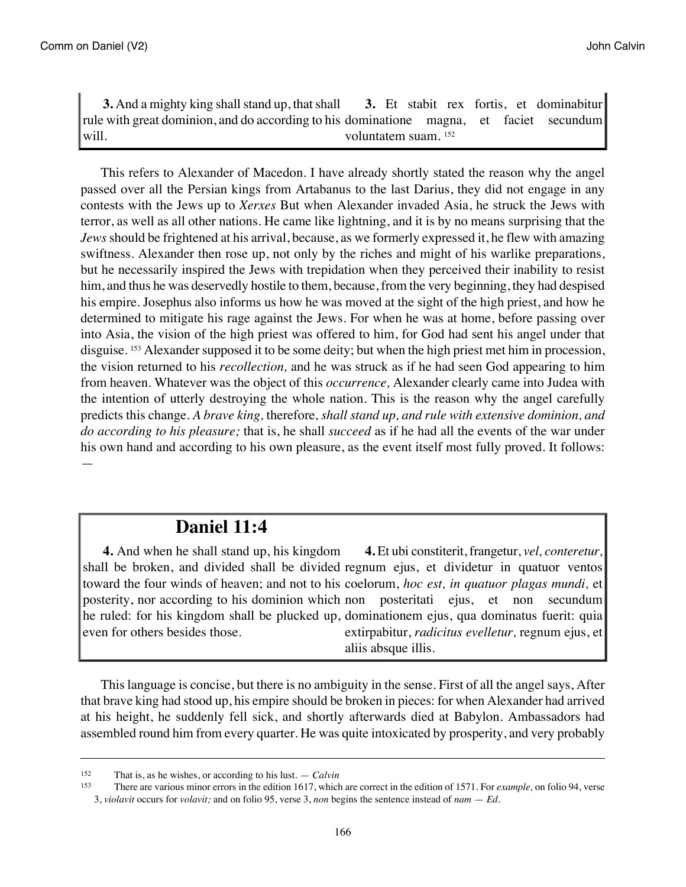| | |
|---|---|
| **3.** And a mighty king shall stand up, that shall rule with great dominion, and do according to his will. | **3.** Et stabit rex fortis, et dominabitur dominatione magna, et faciet secundum voluntatem suam. [152] |

This refers to Alexander of Macedon. I have already shortly stated the reason why the angel passed over all the Persian kings from Artabanus to the last Darius, they did not engage in any contests with the Jews up to *Xerxes* But when Alexander invaded Asia, he struck the Jews with terror, as well as all other nations. He came like lightning, and it is by no means surprising that the *Jews* should be frightened at his arrival, because, as we formerly expressed it, he flew with amazing swiftness. Alexander then rose up, not only by the riches and might of his warlike preparations, but he necessarily inspired the Jews with trepidation when they perceived their inability to resist him, and thus he was deservedly hostile to them, because, from the very beginning, they had despised his empire. Josephus also informs us how he was moved at the sight of the high priest, and how he determined to mitigate his rage against the Jews. For when he was at home, before passing over into Asia, the vision of the high priest was offered to him, for God had sent his angel under that disguise. [153] Alexander supposed it to be some deity; but when the high priest met him in procession, the vision returned to his *recollection,* and he was struck as if he had seen God appearing to him from heaven. Whatever was the object of this *occurrence,* Alexander clearly came into Judea with the intention of utterly destroying the whole nation. This is the reason why the angel carefully predicts this change. *A brave king,* therefore*, shall stand up, and rule with extensive dominion, and do according to his pleasure;* that is, he shall *succeed* as if he had all the events of the war under his own hand and according to his own pleasure, as the event itself most fully proved. It follows: —

## Daniel 11:4

| | |
|---|---|
| **4.** And when he shall stand up, his kingdom shall be broken, and divided shall be divided toward the four winds of heaven; and not to his posterity, nor according to his dominion which he ruled: for his kingdom shall be plucked up, even for others besides those. | **4.** Et ubi constiterit, frangetur, *vel, conteretur,* regnum ejus, et dividetur in quatuor ventos coelorum, *hoc est, in quatuor plagas mundi,* et non posteritati ejus, et non secundum dominationem ejus, qua dominatus fuerit: quia extirpabitur, *radicitus evelletur,* regnum ejus, et aliis absque illis. |

This language is concise, but there is no ambiguity in the sense. First of all the angel says, After that brave king had stood up, his empire should be broken in pieces: for when Alexander had arrived at his height, he suddenly fell sick, and shortly afterwards died at Babylon. Ambassadors had assembled round him from every quarter. He was quite intoxicated by prosperity, and very probably

[152] That is, as he wishes, or according to his lust. — *Calvin*

[153] There are various minor errors in the edition 1617, which are correct in the edition of 1571. For *example,* on folio 94, verse 3, *violavit* occurs for *volavit;* and on folio 95, verse 3, *non* begins the sentence instead of *nam — Ed.*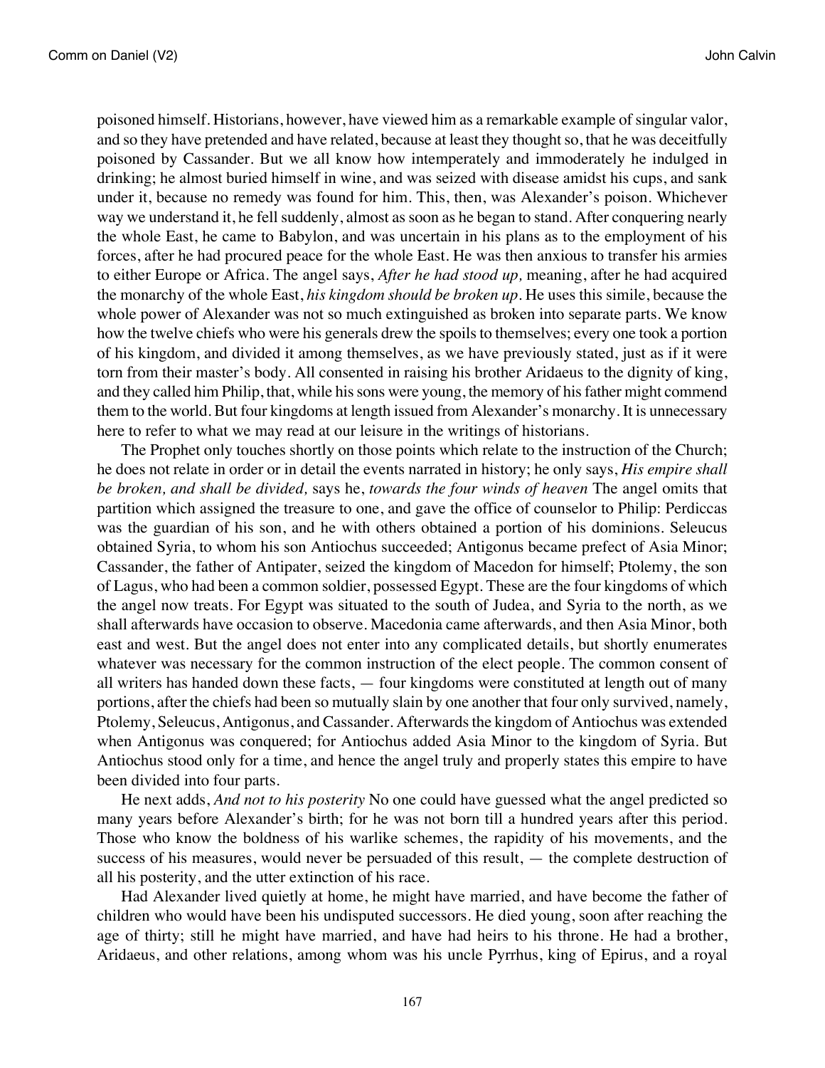poisoned himself. Historians, however, have viewed him as a remarkable example of singular valor, and so they have pretended and have related, because at least they thought so, that he was deceitfully poisoned by Cassander. But we all know how intemperately and immoderately he indulged in drinking; he almost buried himself in wine, and was seized with disease amidst his cups, and sank under it, because no remedy was found for him. This, then, was Alexander's poison. Whichever way we understand it, he fell suddenly, almost as soon as he began to stand. After conquering nearly the whole East, he came to Babylon, and was uncertain in his plans as to the employment of his forces, after he had procured peace for the whole East. He was then anxious to transfer his armies to either Europe or Africa. The angel says, *After he had stood up,* meaning, after he had acquired the monarchy of the whole East, *his kingdom should be broken up.* He uses this simile, because the whole power of Alexander was not so much extinguished as broken into separate parts. We know how the twelve chiefs who were his generals drew the spoils to themselves; every one took a portion of his kingdom, and divided it among themselves, as we have previously stated, just as if it were torn from their master's body. All consented in raising his brother Aridaeus to the dignity of king, and they called him Philip, that, while his sons were young, the memory of his father might commend them to the world. But four kingdoms at length issued from Alexander's monarchy. It is unnecessary here to refer to what we may read at our leisure in the writings of historians.

The Prophet only touches shortly on those points which relate to the instruction of the Church; he does not relate in order or in detail the events narrated in history; he only says, *His empire shall be broken, and shall be divided,* says he, *towards the four winds of heaven* The angel omits that partition which assigned the treasure to one, and gave the office of counselor to Philip: Perdiccas was the guardian of his son, and he with others obtained a portion of his dominions. Seleucus obtained Syria, to whom his son Antiochus succeeded; Antigonus became prefect of Asia Minor; Cassander, the father of Antipater, seized the kingdom of Macedon for himself; Ptolemy, the son of Lagus, who had been a common soldier, possessed Egypt. These are the four kingdoms of which the angel now treats. For Egypt was situated to the south of Judea, and Syria to the north, as we shall afterwards have occasion to observe. Macedonia came afterwards, and then Asia Minor, both east and west. But the angel does not enter into any complicated details, but shortly enumerates whatever was necessary for the common instruction of the elect people. The common consent of all writers has handed down these facts, — four kingdoms were constituted at length out of many portions, after the chiefs had been so mutually slain by one another that four only survived, namely, Ptolemy, Seleucus, Antigonus, and Cassander. Afterwards the kingdom of Antiochus was extended when Antigonus was conquered; for Antiochus added Asia Minor to the kingdom of Syria. But Antiochus stood only for a time, and hence the angel truly and properly states this empire to have been divided into four parts.

He next adds, *And not to his posterity* No one could have guessed what the angel predicted so many years before Alexander's birth; for he was not born till a hundred years after this period. Those who know the boldness of his warlike schemes, the rapidity of his movements, and the success of his measures, would never be persuaded of this result, — the complete destruction of all his posterity, and the utter extinction of his race.

Had Alexander lived quietly at home, he might have married, and have become the father of children who would have been his undisputed successors. He died young, soon after reaching the age of thirty; still he might have married, and have had heirs to his throne. He had a brother, Aridaeus, and other relations, among whom was his uncle Pyrrhus, king of Epirus, and a royal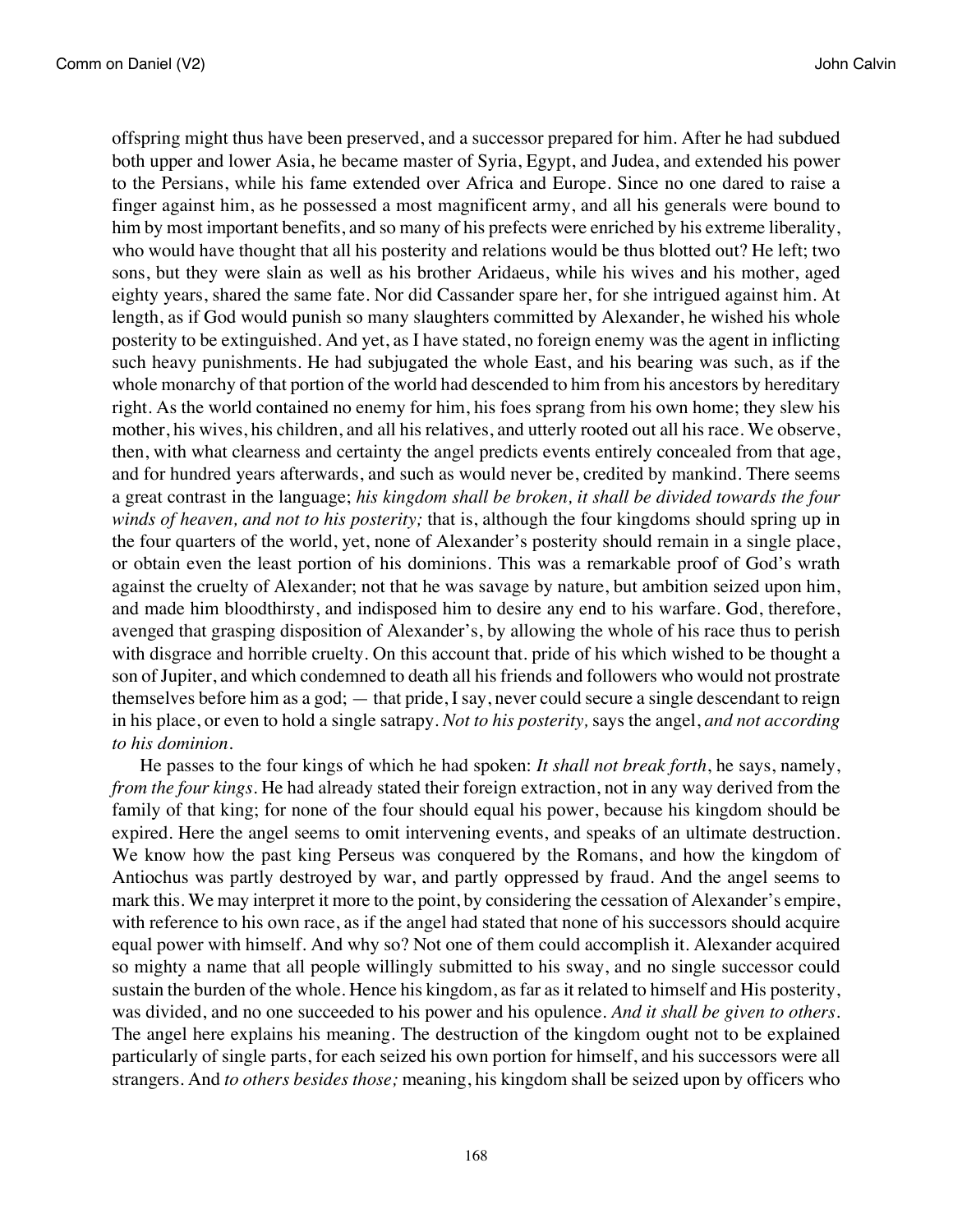offspring might thus have been preserved, and a successor prepared for him. After he had subdued both upper and lower Asia, he became master of Syria, Egypt, and Judea, and extended his power to the Persians, while his fame extended over Africa and Europe. Since no one dared to raise a finger against him, as he possessed a most magnificent army, and all his generals were bound to him by most important benefits, and so many of his prefects were enriched by his extreme liberality, who would have thought that all his posterity and relations would be thus blotted out? He left; two sons, but they were slain as well as his brother Aridaeus, while his wives and his mother, aged eighty years, shared the same fate. Nor did Cassander spare her, for she intrigued against him. At length, as if God would punish so many slaughters committed by Alexander, he wished his whole posterity to be extinguished. And yet, as I have stated, no foreign enemy was the agent in inflicting such heavy punishments. He had subjugated the whole East, and his bearing was such, as if the whole monarchy of that portion of the world had descended to him from his ancestors by hereditary right. As the world contained no enemy for him, his foes sprang from his own home; they slew his mother, his wives, his children, and all his relatives, and utterly rooted out all his race. We observe, then, with what clearness and certainty the angel predicts events entirely concealed from that age, and for hundred years afterwards, and such as would never be, credited by mankind. There seems a great contrast in the language; *his kingdom shall be broken, it shall be divided towards the four winds of heaven, and not to his posterity;* that is, although the four kingdoms should spring up in the four quarters of the world, yet, none of Alexander's posterity should remain in a single place, or obtain even the least portion of his dominions. This was a remarkable proof of God's wrath against the cruelty of Alexander; not that he was savage by nature, but ambition seized upon him, and made him bloodthirsty, and indisposed him to desire any end to his warfare. God, therefore, avenged that grasping disposition of Alexander's, by allowing the whole of his race thus to perish with disgrace and horrible cruelty. On this account that. pride of his which wished to be thought a son of Jupiter, and which condemned to death all his friends and followers who would not prostrate themselves before him as a god; — that pride, I say, never could secure a single descendant to reign in his place, or even to hold a single satrapy. *Not to his posterity,* says the angel, *and not according to his dominion.*

He passes to the four kings of which he had spoken: *It shall not break forth*, he says, namely, *from the four kings*. He had already stated their foreign extraction, not in any way derived from the family of that king; for none of the four should equal his power, because his kingdom should be expired. Here the angel seems to omit intervening events, and speaks of an ultimate destruction. We know how the past king Perseus was conquered by the Romans, and how the kingdom of Antiochus was partly destroyed by war, and partly oppressed by fraud. And the angel seems to mark this. We may interpret it more to the point, by considering the cessation of Alexander's empire, with reference to his own race, as if the angel had stated that none of his successors should acquire equal power with himself. And why so? Not one of them could accomplish it. Alexander acquired so mighty a name that all people willingly submitted to his sway, and no single successor could sustain the burden of the whole. Hence his kingdom, as far as it related to himself and His posterity, was divided, and no one succeeded to his power and his opulence. *And it shall be given to others*. The angel here explains his meaning. The destruction of the kingdom ought not to be explained particularly of single parts, for each seized his own portion for himself, and his successors were all strangers. And *to others besides those;* meaning, his kingdom shall be seized upon by officers who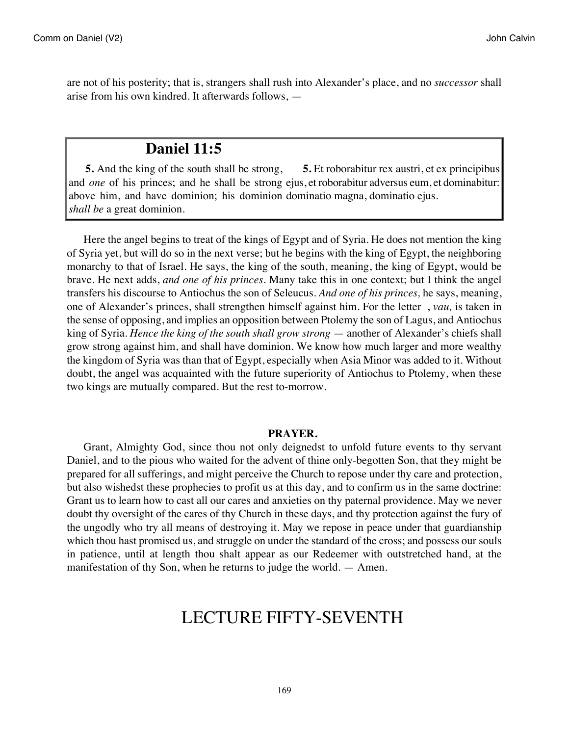are not of his posterity; that is, strangers shall rush into Alexander's place, and no *successor* shall arise from his own kindred. It afterwards follows, —

## Daniel 11:5

| | |
|---|---|
| **5.** And the king of the south shall be strong, and *one* of his princes; and he shall be strong above him, and have dominion; his dominion *shall be* a great dominion. | **5.** Et roborabitur rex austri, et ex principibus ejus, et roborabitur adversus eum, et dominabitur: dominatio magna, dominatio ejus. |

Here the angel begins to treat of the kings of Egypt and of Syria. He does not mention the king of Syria yet, but will do so in the next verse; but he begins with the king of Egypt, the neighboring monarchy to that of Israel. He says, the king of the south, meaning, the king of Egypt, would be brave. He next adds, *and one of his princes*. Many take this in one context; but I think the angel transfers his discourse to Antiochus the son of Seleucus. *And one of his princes,* he says, meaning, one of Alexander's princes, shall strengthen himself against him. For the letter , *vau,* is taken in the sense of opposing, and implies an opposition between Ptolemy the son of Lagus, and Antiochus king of Syria. *Hence the king of the south shall grow strong* — another of Alexander's chiefs shall grow strong against him, and shall have dominion. We know how much larger and more wealthy the kingdom of Syria was than that of Egypt, especially when Asia Minor was added to it. Without doubt, the angel was acquainted with the future superiority of Antiochus to Ptolemy, when these two kings are mutually compared. But the rest to-morrow.

**PRAYER.**

Grant, Almighty God, since thou not only deignedst to unfold future events to thy servant Daniel, and to the pious who waited for the advent of thine only-begotten Son, that they might be prepared for all sufferings, and might perceive the Church to repose under thy care and protection, but also wishedst these prophecies to profit us at this day, and to confirm us in the same doctrine: Grant us to learn how to cast all our cares and anxieties on thy paternal providence. May we never doubt thy oversight of the cares of thy Church in these days, and thy protection against the fury of the ungodly who try all means of destroying it. May we repose in peace under that guardianship which thou hast promised us, and struggle on under the standard of the cross; and possess our souls in patience, until at length thou shalt appear as our Redeemer with outstretched hand, at the manifestation of thy Son, when he returns to judge the world. — Amen.

# LECTURE FIFTY-SEVENTH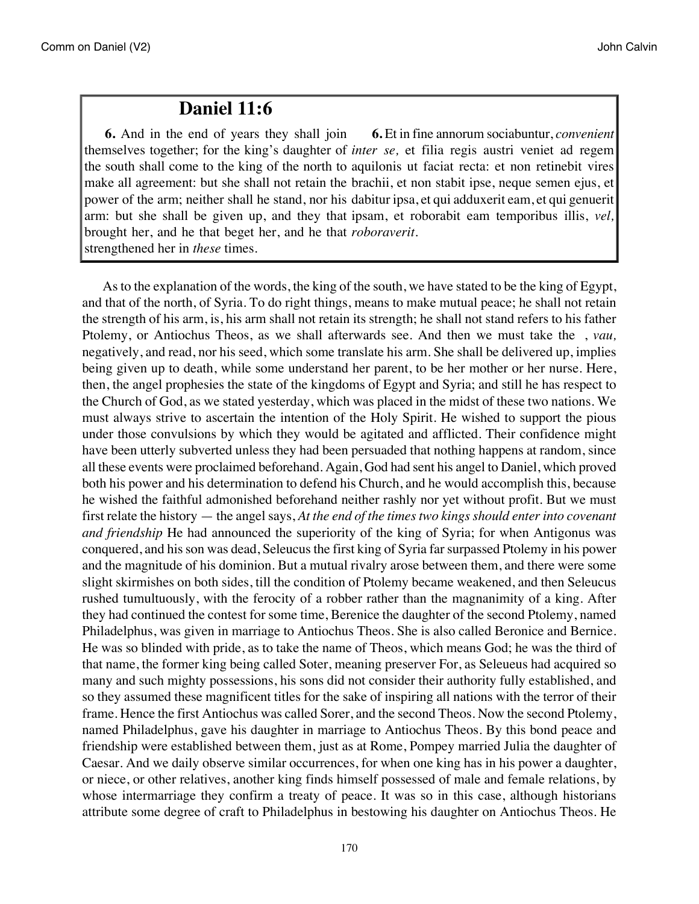## Daniel 11:6

| | |
|---|---|
| **6.** And in the end of years they shall join themselves together; for the king's daughter of the south shall come to the king of the north to make all agreement: but she shall not retain the power of the arm; neither shall he stand, nor his arm: but she shall be given up, and they that brought her, and he that beget her, and he that strengthened her in *these* times. | **6.** Et in fine annorum sociabuntur, *convenient inter se,* et filia regis austri veniet ad regem aquilonis ut faciat recta: et non retinebit vires brachii, et non stabit ipse, neque semen ejus, et dabitur ipsa, et qui adduxerit eam, et qui genuerit ipsam, et roborabit eam temporibus illis, *vel, roboraverit*. |

As to the explanation of the words, the king of the south, we have stated to be the king of Egypt, and that of the north, of Syria. To do right things, means to make mutual peace; he shall not retain the strength of his arm, is, his arm shall not retain its strength; he shall not stand refers to his father Ptolemy, or Antiochus Theos, as we shall afterwards see. And then we must take the , *vau,* negatively, and read, nor his seed, which some translate his arm. She shall be delivered up, implies being given up to death, while some understand her parent, to be her mother or her nurse. Here, then, the angel prophesies the state of the kingdoms of Egypt and Syria; and still he has respect to the Church of God, as we stated yesterday, which was placed in the midst of these two nations. We must always strive to ascertain the intention of the Holy Spirit. He wished to support the pious under those convulsions by which they would be agitated and afflicted. Their confidence might have been utterly subverted unless they had been persuaded that nothing happens at random, since all these events were proclaimed beforehand. Again, God had sent his angel to Daniel, which proved both his power and his determination to defend his Church, and he would accomplish this, because he wished the faithful admonished beforehand neither rashly nor yet without profit. But we must first relate the history — the angel says, *At the end of the times two kings should enter into covenant and friendship* He had announced the superiority of the king of Syria; for when Antigonus was conquered, and his son was dead, Seleucus the first king of Syria far surpassed Ptolemy in his power and the magnitude of his dominion. But a mutual rivalry arose between them, and there were some slight skirmishes on both sides, till the condition of Ptolemy became weakened, and then Seleucus rushed tumultuously, with the ferocity of a robber rather than the magnanimity of a king. After they had continued the contest for some time, Berenice the daughter of the second Ptolemy, named Philadelphus, was given in marriage to Antiochus Theos. She is also called Beronice and Bernice. He was so blinded with pride, as to take the name of Theos, which means God; he was the third of that name, the former king being called Soter, meaning preserver For, as Seleueus had acquired so many and such mighty possessions, his sons did not consider their authority fully established, and so they assumed these magnificent titles for the sake of inspiring all nations with the terror of their frame. Hence the first Antiochus was called Sorer, and the second Theos. Now the second Ptolemy, named Philadelphus, gave his daughter in marriage to Antiochus Theos. By this bond peace and friendship were established between them, just as at Rome, Pompey married Julia the daughter of Caesar. And we daily observe similar occurrences, for when one king has in his power a daughter, or niece, or other relatives, another king finds himself possessed of male and female relations, by whose intermarriage they confirm a treaty of peace. It was so in this case, although historians attribute some degree of craft to Philadelphus in bestowing his daughter on Antiochus Theos. He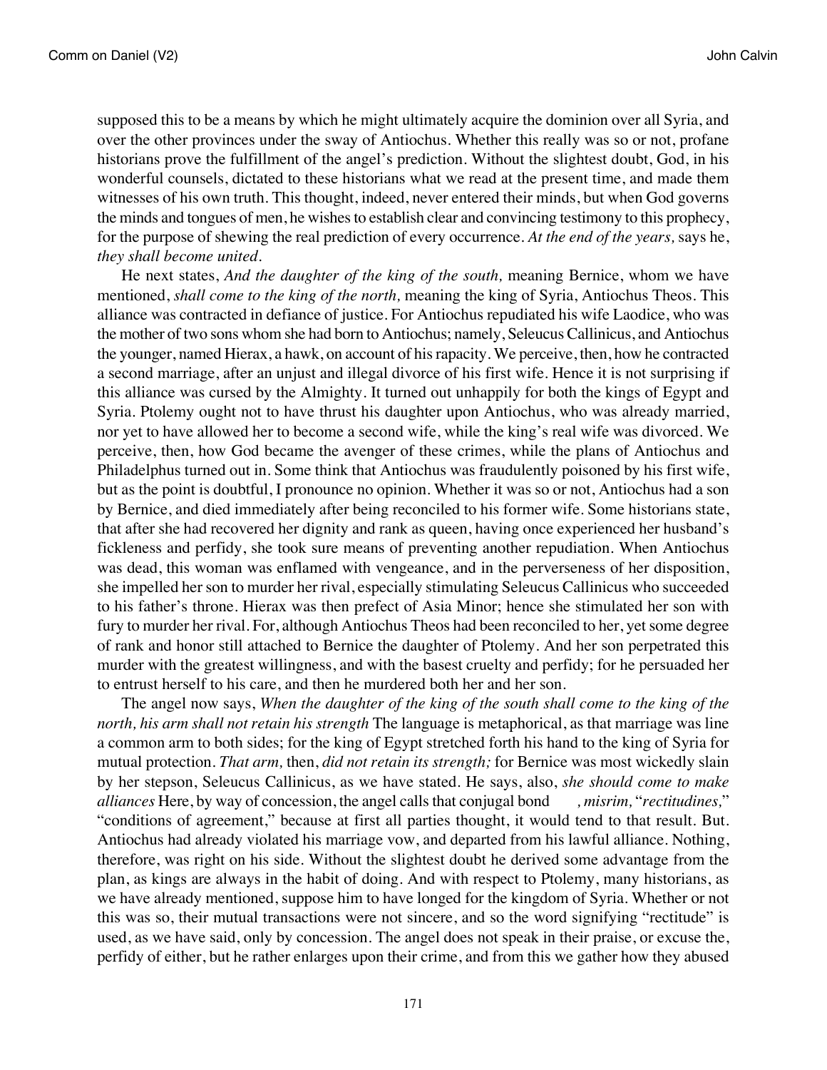supposed this to be a means by which he might ultimately acquire the dominion over all Syria, and over the other provinces under the sway of Antiochus. Whether this really was so or not, profane historians prove the fulfillment of the angel's prediction. Without the slightest doubt, God, in his wonderful counsels, dictated to these historians what we read at the present time, and made them witnesses of his own truth. This thought, indeed, never entered their minds, but when God governs the minds and tongues of men, he wishes to establish clear and convincing testimony to this prophecy, for the purpose of shewing the real prediction of every occurrence. *At the end of the years,* says he, *they shall become united.*

He next states, *And the daughter of the king of the south,* meaning Bernice, whom we have mentioned, *shall come to the king of the north,* meaning the king of Syria, Antiochus Theos. This alliance was contracted in defiance of justice. For Antiochus repudiated his wife Laodice, who was the mother of two sons whom she had born to Antiochus; namely, Seleucus Callinicus, and Antiochus the younger, named Hierax, a hawk, on account of his rapacity. We perceive, then, how he contracted a second marriage, after an unjust and illegal divorce of his first wife. Hence it is not surprising if this alliance was cursed by the Almighty. It turned out unhappily for both the kings of Egypt and Syria. Ptolemy ought not to have thrust his daughter upon Antiochus, who was already married, nor yet to have allowed her to become a second wife, while the king's real wife was divorced. We perceive, then, how God became the avenger of these crimes, while the plans of Antiochus and Philadelphus turned out in. Some think that Antiochus was fraudulently poisoned by his first wife, but as the point is doubtful, I pronounce no opinion. Whether it was so or not, Antiochus had a son by Bernice, and died immediately after being reconciled to his former wife. Some historians state, that after she had recovered her dignity and rank as queen, having once experienced her husband's fickleness and perfidy, she took sure means of preventing another repudiation. When Antiochus was dead, this woman was enflamed with vengeance, and in the perverseness of her disposition, she impelled her son to murder her rival, especially stimulating Seleucus Callinicus who succeeded to his father's throne. Hierax was then prefect of Asia Minor; hence she stimulated her son with fury to murder her rival. For, although Antiochus Theos had been reconciled to her, yet some degree of rank and honor still attached to Bernice the daughter of Ptolemy. And her son perpetrated this murder with the greatest willingness, and with the basest cruelty and perfidy; for he persuaded her to entrust herself to his care, and then he murdered both her and her son.

The angel now says, *When the daughter of the king of the south shall come to the king of the north, his arm shall not retain his strength* The language is metaphorical, as that marriage was line a common arm to both sides; for the king of Egypt stretched forth his hand to the king of Syria for mutual protection. *That arm,* then, *did not retain its strength;* for Bernice was most wickedly slain by her stepson, Seleucus Callinicus, as we have stated. He says, also, *she should come to make alliances* Here, by way of concession, the angel calls that conjugal bond *, misrim,* "*rectitudines,*" "conditions of agreement," because at first all parties thought, it would tend to that result. But. Antiochus had already violated his marriage vow, and departed from his lawful alliance. Nothing, therefore, was right on his side. Without the slightest doubt he derived some advantage from the plan, as kings are always in the habit of doing. And with respect to Ptolemy, many historians, as we have already mentioned, suppose him to have longed for the kingdom of Syria. Whether or not this was so, their mutual transactions were not sincere, and so the word signifying "rectitude" is used, as we have said, only by concession. The angel does not speak in their praise, or excuse the, perfidy of either, but he rather enlarges upon their crime, and from this we gather how they abused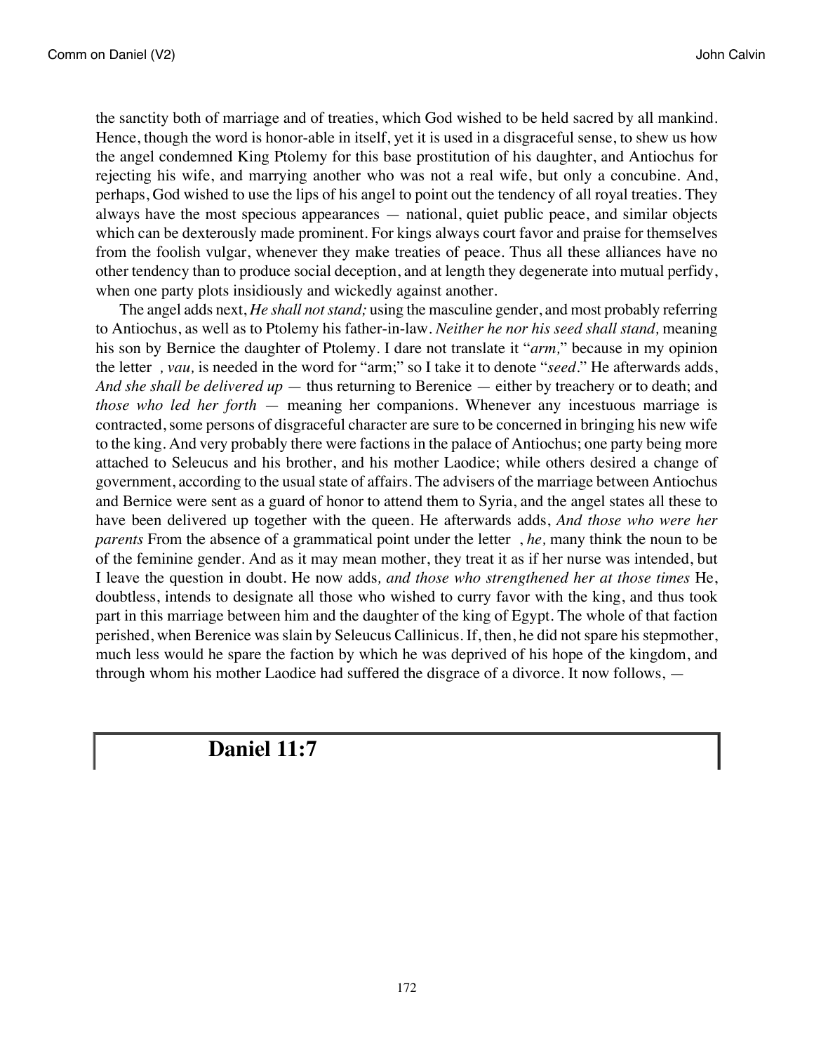the sanctity both of marriage and of treaties, which God wished to be held sacred by all mankind. Hence, though the word is honor-able in itself, yet it is used in a disgraceful sense, to shew us how the angel condemned King Ptolemy for this base prostitution of his daughter, and Antiochus for rejecting his wife, and marrying another who was not a real wife, but only a concubine. And, perhaps, God wished to use the lips of his angel to point out the tendency of all royal treaties. They always have the most specious appearances — national, quiet public peace, and similar objects which can be dexterously made prominent. For kings always court favor and praise for themselves from the foolish vulgar, whenever they make treaties of peace. Thus all these alliances have no other tendency than to produce social deception, and at length they degenerate into mutual perfidy, when one party plots insidiously and wickedly against another.

The angel adds next, *He shall not stand;* using the masculine gender, and most probably referring to Antiochus, as well as to Ptolemy his father-in-law. *Neither he nor his seed shall stand,* meaning his son by Bernice the daughter of Ptolemy. I dare not translate it "*arm,*" because in my opinion the letter , *vau,* is needed in the word for "arm;" so I take it to denote "*seed*." He afterwards adds, *And she shall be delivered up* — thus returning to Berenice — either by treachery or to death; and *those who led her forth* — meaning her companions. Whenever any incestuous marriage is contracted, some persons of disgraceful character are sure to be concerned in bringing his new wife to the king. And very probably there were factions in the palace of Antiochus; one party being more attached to Seleucus and his brother, and his mother Laodice; while others desired a change of government, according to the usual state of affairs. The advisers of the marriage between Antiochus and Bernice were sent as a guard of honor to attend them to Syria, and the angel states all these to have been delivered up together with the queen. He afterwards adds, *And those who were her parents* From the absence of a grammatical point under the letter , *he,* many think the noun to be of the feminine gender. And as it may mean mother, they treat it as if her nurse was intended, but I leave the question in doubt. He now adds*, and those who strengthened her at those times* He, doubtless, intends to designate all those who wished to curry favor with the king, and thus took part in this marriage between him and the daughter of the king of Egypt. The whole of that faction perished, when Berenice was slain by Seleucus Callinicus. If, then, he did not spare his stepmother, much less would he spare the faction by which he was deprived of his hope of the kingdom, and through whom his mother Laodice had suffered the disgrace of a divorce. It now follows, —

## Daniel 11:7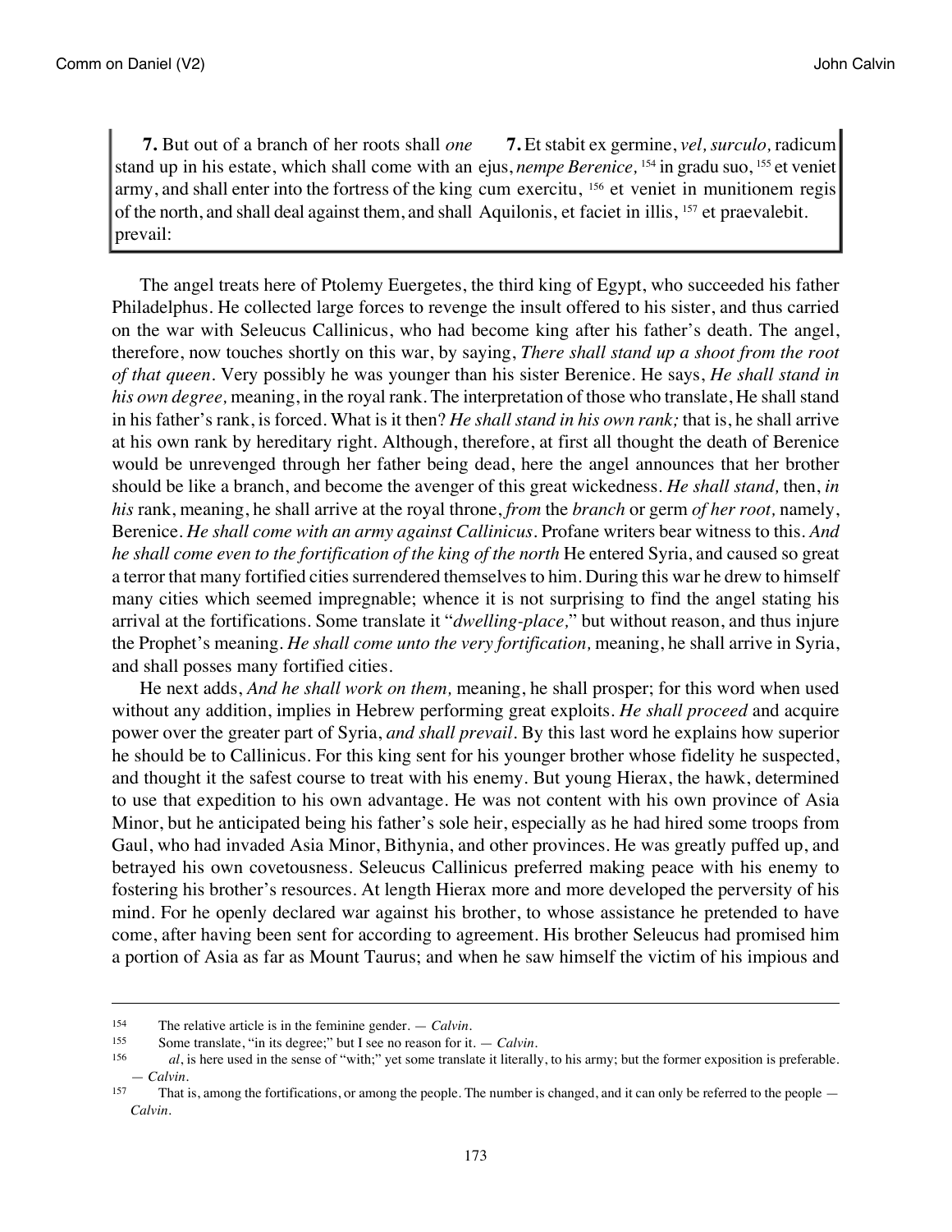| | |
|---|---|
| **7.** But out of a branch of her roots shall *one* stand up in his estate, which shall come with an army, and shall enter into the fortress of the king of the north, and shall deal against them, and shall prevail: | **7.** Et stabit ex germine, *vel, surculo,* radicum ejus, *nempe Berenice,* [154] in gradu suo, [155] et veniet cum exercitu, [156] et veniet in munitionem regis Aquilonis, et faciet in illis, [157] et praevalebit. |

The angel treats here of Ptolemy Euergetes, the third king of Egypt, who succeeded his father Philadelphus. He collected large forces to revenge the insult offered to his sister, and thus carried on the war with Seleucus Callinicus, who had become king after his father's death. The angel, therefore, now touches shortly on this war, by saying, *There shall stand up a shoot from the root of that queen.* Very possibly he was younger than his sister Berenice. He says, *He shall stand in his own degree,* meaning, in the royal rank. The interpretation of those who translate, He shall stand in his father's rank, is forced. What is it then? *He shall stand in his own rank;* that is, he shall arrive at his own rank by hereditary right. Although, therefore, at first all thought the death of Berenice would be unrevenged through her father being dead, here the angel announces that her brother should be like a branch, and become the avenger of this great wickedness. *He shall stand,* then, *in his* rank, meaning, he shall arrive at the royal throne, *from* the *branch* or germ *of her root,* namely, Berenice. *He shall come with an army against Callinicus.* Profane writers bear witness to this. *And he shall come even to the fortification of the king of the north* He entered Syria, and caused so great a terror that many fortified cities surrendered themselves to him. During this war he drew to himself many cities which seemed impregnable; whence it is not surprising to find the angel stating his arrival at the fortifications. Some translate it "*dwelling-place,*" but without reason, and thus injure the Prophet's meaning. *He shall come unto the very fortification,* meaning, he shall arrive in Syria, and shall posses many fortified cities.

He next adds, *And he shall work on them,* meaning, he shall prosper; for this word when used without any addition, implies in Hebrew performing great exploits. *He shall proceed* and acquire power over the greater part of Syria, *and shall prevail.* By this last word he explains how superior he should be to Callinicus. For this king sent for his younger brother whose fidelity he suspected, and thought it the safest course to treat with his enemy. But young Hierax, the hawk, determined to use that expedition to his own advantage. He was not content with his own province of Asia Minor, but he anticipated being his father's sole heir, especially as he had hired some troops from Gaul, who had invaded Asia Minor, Bithynia, and other provinces. He was greatly puffed up, and betrayed his own covetousness. Seleucus Callinicus preferred making peace with his enemy to fostering his brother's resources. At length Hierax more and more developed the perversity of his mind. For he openly declared war against his brother, to whose assistance he pretended to have come, after having been sent for according to agreement. His brother Seleucus had promised him a portion of Asia as far as Mount Taurus; and when he saw himself the victim of his impious and

---

[154] The relative article is in the feminine gender. — *Calvin.*

[155] Some translate, "in its degree;" but I see no reason for it. — *Calvin.*

[156] *al,* is here used in the sense of "with;" yet some translate it literally, to his army; but the former exposition is preferable. — *Calvin.*

[157] That is, among the fortifications, or among the people. The number is changed, and it can only be referred to the people — *Calvin.*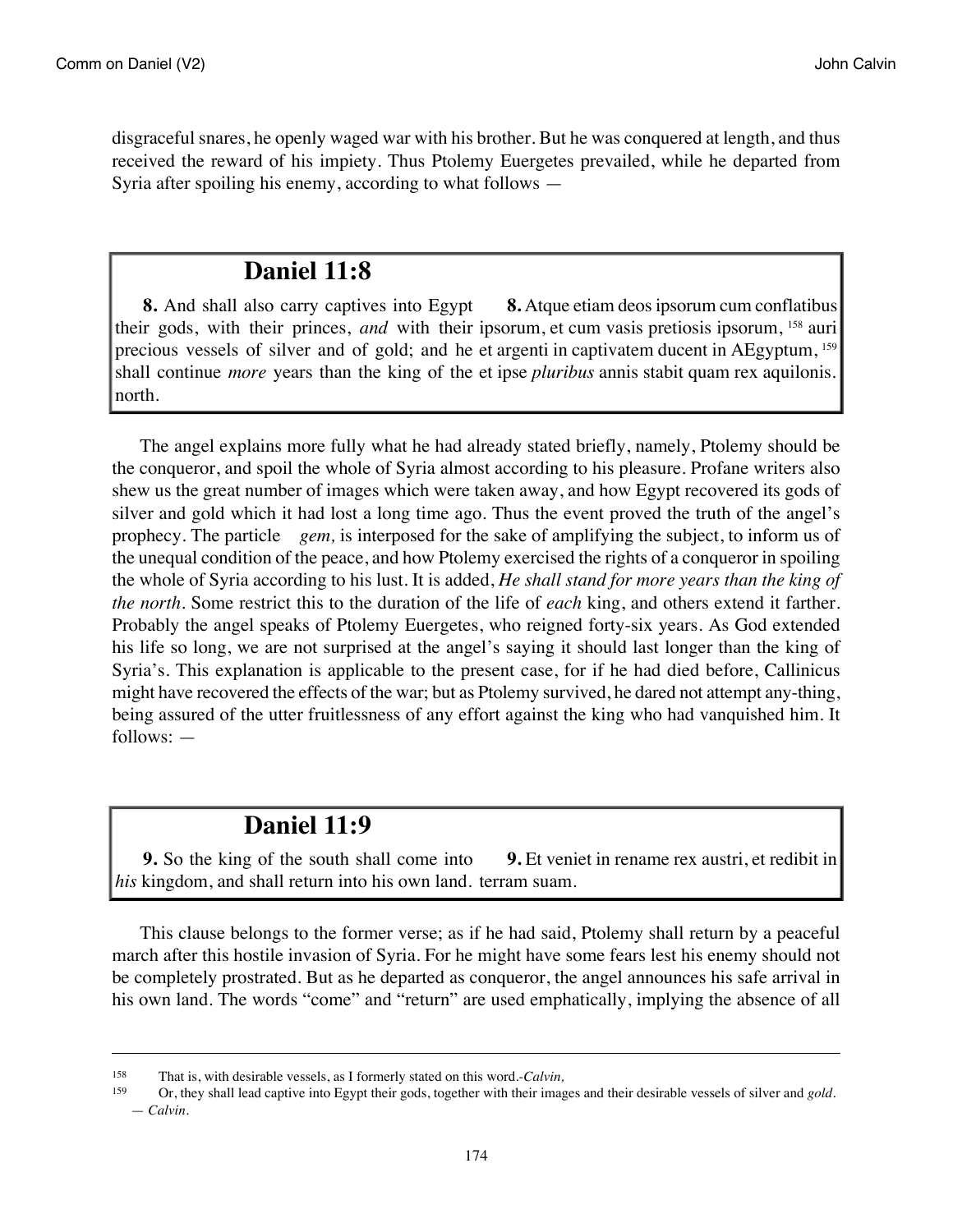disgraceful snares, he openly waged war with his brother. But he was conquered at length, and thus received the reward of his impiety. Thus Ptolemy Euergetes prevailed, while he departed from Syria after spoiling his enemy, according to what follows —

## Daniel 11:8

| | |
|---|---|
| **8.** And shall also carry captives into Egypt their gods, with their princes, *and* with their precious vessels of silver and of gold; and he shall continue *more* years than the king of the north. | **8.** Atque etiam deos ipsorum cum conflatibus ipsorum, et cum vasis pretiosis ipsorum, [158] auri et argenti in captivatem ducent in AEgyptum, [159] et ipse *pluribus* annis stabit quam rex aquilonis. |

The angel explains more fully what he had already stated briefly, namely, Ptolemy should be the conqueror, and spoil the whole of Syria almost according to his pleasure. Profane writers also shew us the great number of images which were taken away, and how Egypt recovered its gods of silver and gold which it had lost a long time ago. Thus the event proved the truth of the angel's prophecy. The particle *gem,* is interposed for the sake of amplifying the subject, to inform us of the unequal condition of the peace, and how Ptolemy exercised the rights of a conqueror in spoiling the whole of Syria according to his lust. It is added, *He shall stand for more years than the king of the north.* Some restrict this to the duration of the life of *each* king, and others extend it farther. Probably the angel speaks of Ptolemy Euergetes, who reigned forty-six years. As God extended his life so long, we are not surprised at the angel's saying it should last longer than the king of Syria's. This explanation is applicable to the present case, for if he had died before, Callinicus might have recovered the effects of the war; but as Ptolemy survived, he dared not attempt any-thing, being assured of the utter fruitlessness of any effort against the king who had vanquished him. It follows: —

## Daniel 11:9

| | |
|---|---|
| **9.** So the king of the south shall come into *his* kingdom, and shall return into his own land. | **9.** Et veniet in rename rex austri, et redibit in terram suam. |

This clause belongs to the former verse; as if he had said, Ptolemy shall return by a peaceful march after this hostile invasion of Syria. For he might have some fears lest his enemy should not be completely prostrated. But as he departed as conqueror, the angel announces his safe arrival in his own land. The words "come" and "return" are used emphatically, implying the absence of all

---

[158] That is, with desirable vessels, as I formerly stated on this word.-*Calvin,*

[159] Or, they shall lead captive into Egypt their gods, together with their images and their desirable vessels of silver and *gold.* — *Calvin.*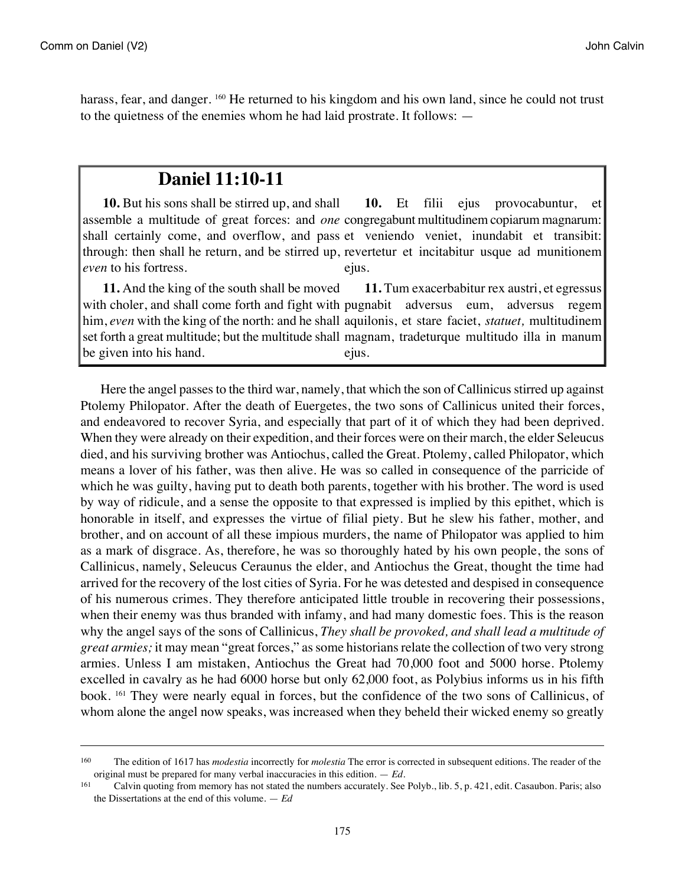harass, fear, and danger. [160] He returned to his kingdom and his own land, since he could not trust to the quietness of the enemies whom he had laid prostrate. It follows: —

## Daniel 11:10-11

| | |
|---|---|
| **10.** But his sons shall be stirred up, and shall assemble a multitude of great forces: and *one* shall certainly come, and overflow, and pass through: then shall he return, and be stirred up, *even* to his fortress. | **10.** Et filii ejus provocabuntur, et congregabunt multitudinem copiarum magnarum: et veniendo veniet, inundabit et transibit: revertetur et incitabitur usque ad munitionem ejus. |
| **11.** And the king of the south shall be moved with choler, and shall come forth and fight with him, *even* with the king of the north: and he shall set forth a great multitude; but the multitude shall be given into his hand. | **11.** Tum exacerbabitur rex austri, et egressus pugnabit adversus eum, adversus regem aquilonis, et stare faciet, *statuet,* multitudinem magnam, tradeturque multitudo illa in manum ejus. |

Here the angel passes to the third war, namely, that which the son of Callinicus stirred up against Ptolemy Philopator. After the death of Euergetes, the two sons of Callinicus united their forces, and endeavored to recover Syria, and especially that part of it of which they had been deprived. When they were already on their expedition, and their forces were on their march, the elder Seleucus died, and his surviving brother was Antiochus, called the Great. Ptolemy, called Philopator, which means a lover of his father, was then alive. He was so called in consequence of the parricide of which he was guilty, having put to death both parents, together with his brother. The word is used by way of ridicule, and a sense the opposite to that expressed is implied by this epithet, which is honorable in itself, and expresses the virtue of filial piety. But he slew his father, mother, and brother, and on account of all these impious murders, the name of Philopator was applied to him as a mark of disgrace. As, therefore, he was so thoroughly hated by his own people, the sons of Callinicus, namely, Seleucus Ceraunus the elder, and Antiochus the Great, thought the time had arrived for the recovery of the lost cities of Syria. For he was detested and despised in consequence of his numerous crimes. They therefore anticipated little trouble in recovering their possessions, when their enemy was thus branded with infamy, and had many domestic foes. This is the reason why the angel says of the sons of Callinicus, *They shall be provoked, and shall lead a multitude of great armies;* it may mean "great forces," as some historians relate the collection of two very strong armies. Unless I am mistaken, Antiochus the Great had 70,000 foot and 5000 horse. Ptolemy excelled in cavalry as he had 6000 horse but only 62,000 foot, as Polybius informs us in his fifth book. [161] They were nearly equal in forces, but the confidence of the two sons of Callinicus, of whom alone the angel now speaks, was increased when they beheld their wicked enemy so greatly

---

[160] The edition of 1617 has *modestia* incorrectly for *molestia* The error is corrected in subsequent editions. The reader of the original must be prepared for many verbal inaccuracies in this edition. — *Ed.*

[161] Calvin quoting from memory has not stated the numbers accurately. See Polyb., lib. 5, p. 421, edit. Casaubon. Paris; also the Dissertations at the end of this volume. — *Ed*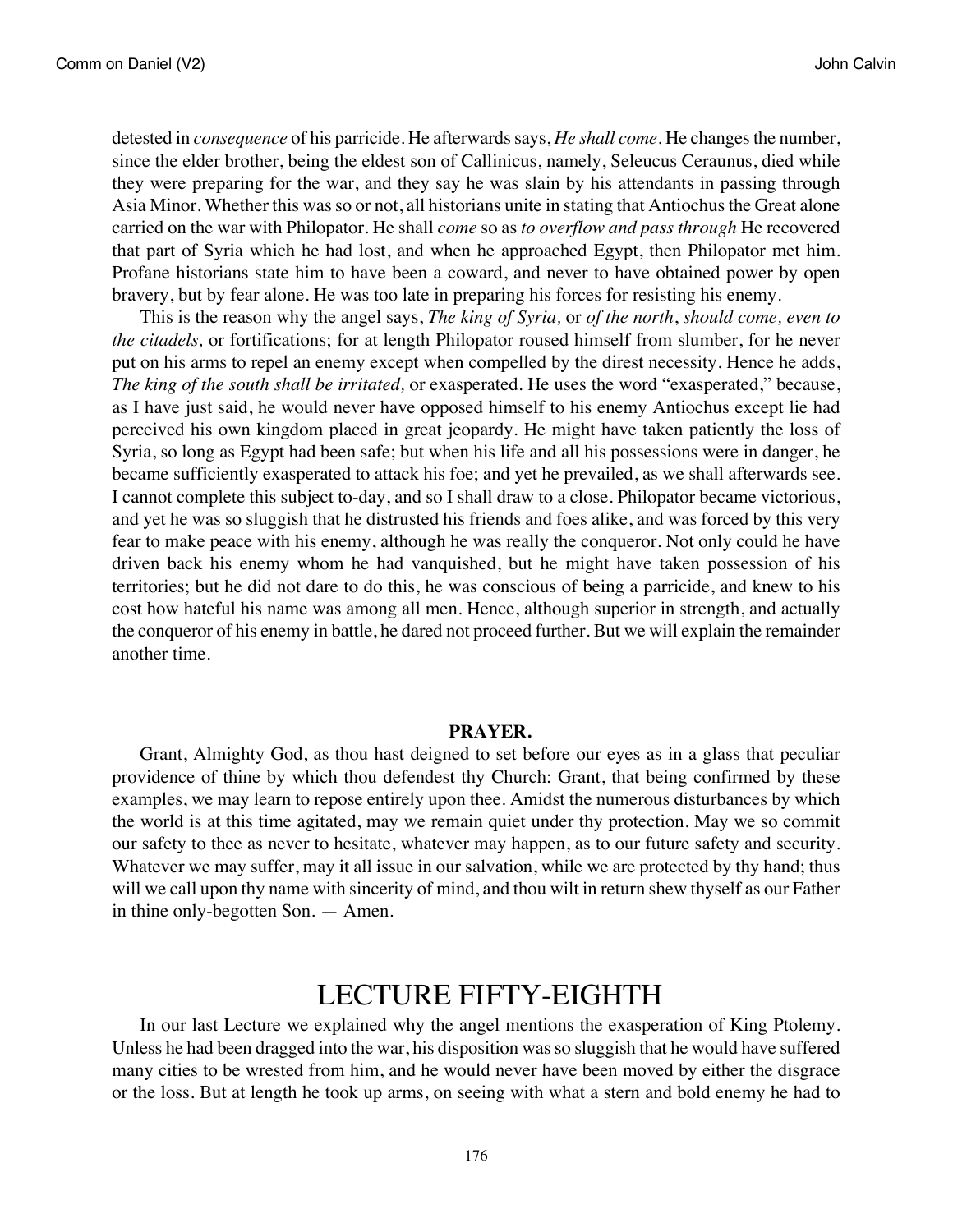detested in *consequence* of his parricide. He afterwards says, *He shall come*. He changes the number, since the elder brother, being the eldest son of Callinicus, namely, Seleucus Ceraunus, died while they were preparing for the war, and they say he was slain by his attendants in passing through Asia Minor. Whether this was so or not, all historians unite in stating that Antiochus the Great alone carried on the war with Philopator. He shall *come* so as *to overflow and pass through* He recovered that part of Syria which he had lost, and when he approached Egypt, then Philopator met him. Profane historians state him to have been a coward, and never to have obtained power by open bravery, but by fear alone. He was too late in preparing his forces for resisting his enemy.

This is the reason why the angel says, *The king of Syria,* or *of the north*, *should come, even to the citadels,* or fortifications; for at length Philopator roused himself from slumber, for he never put on his arms to repel an enemy except when compelled by the direst necessity. Hence he adds, *The king of the south shall be irritated,* or exasperated. He uses the word "exasperated," because, as I have just said, he would never have opposed himself to his enemy Antiochus except lie had perceived his own kingdom placed in great jeopardy. He might have taken patiently the loss of Syria, so long as Egypt had been safe; but when his life and all his possessions were in danger, he became sufficiently exasperated to attack his foe; and yet he prevailed, as we shall afterwards see. I cannot complete this subject to-day, and so I shall draw to a close. Philopator became victorious, and yet he was so sluggish that he distrusted his friends and foes alike, and was forced by this very fear to make peace with his enemy, although he was really the conqueror. Not only could he have driven back his enemy whom he had vanquished, but he might have taken possession of his territories; but he did not dare to do this, he was conscious of being a parricide, and knew to his cost how hateful his name was among all men. Hence, although superior in strength, and actually the conqueror of his enemy in battle, he dared not proceed further. But we will explain the remainder another time.

**PRAYER.**

Grant, Almighty God, as thou hast deigned to set before our eyes as in a glass that peculiar providence of thine by which thou defendest thy Church: Grant, that being confirmed by these examples, we may learn to repose entirely upon thee. Amidst the numerous disturbances by which the world is at this time agitated, may we remain quiet under thy protection. May we so commit our safety to thee as never to hesitate, whatever may happen, as to our future safety and security. Whatever we may suffer, may it all issue in our salvation, while we are protected by thy hand; thus will we call upon thy name with sincerity of mind, and thou wilt in return shew thyself as our Father in thine only-begotten Son. — Amen.

# LECTURE FIFTY-EIGHTH

In our last Lecture we explained why the angel mentions the exasperation of King Ptolemy. Unless he had been dragged into the war, his disposition was so sluggish that he would have suffered many cities to be wrested from him, and he would never have been moved by either the disgrace or the loss. But at length he took up arms, on seeing with what a stern and bold enemy he had to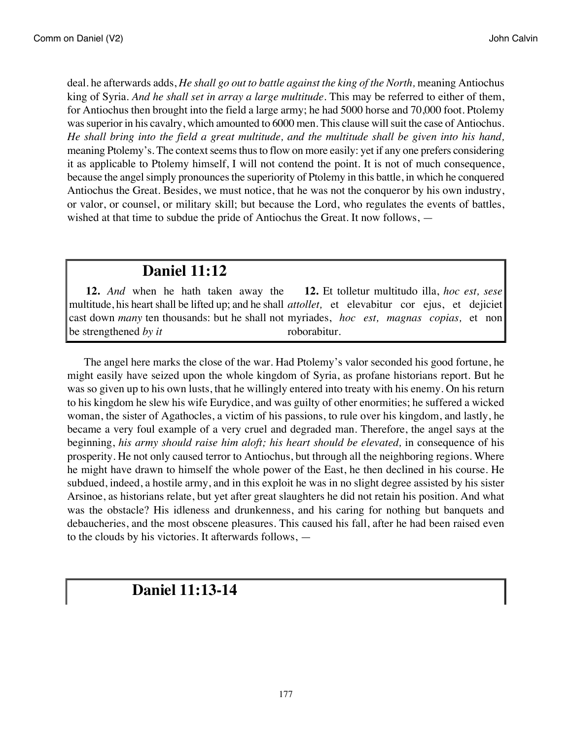deal. he afterwards adds, *He shall go out to battle against the king of the North,* meaning Antiochus king of Syria. *And he shall set in array a large multitude.* This may be referred to either of them, for Antiochus then brought into the field a large army; he had 5000 horse and 70,000 foot. Ptolemy was superior in his cavalry, which amounted to 6000 men. This clause will suit the case of Antiochus. *He shall bring into the field a great multitude, and the multitude shall be given into his hand,* meaning Ptolemy's. The context seems thus to flow on more easily: yet if any one prefers considering it as applicable to Ptolemy himself, I will not contend the point. It is not of much consequence, because the angel simply pronounces the superiority of Ptolemy in this battle, in which he conquered Antiochus the Great. Besides, we must notice, that he was not the conqueror by his own industry, or valor, or counsel, or military skill; but because the Lord, who regulates the events of battles, wished at that time to subdue the pride of Antiochus the Great. It now follows, —

## Daniel 11:12

| | |
|---|---|
| **12.** *And* when he hath taken away the multitude, his heart shall be lifted up; and he shall cast down *many* ten thousands: but he shall not be strengthened *by it* | **12.** Et tolletur multitudo illa, *hoc est, sese attollet,* et elevabitur cor ejus, et dejiciet myriades, *hoc est, magnas copias,* et non roborabitur. |

The angel here marks the close of the war. Had Ptolemy's valor seconded his good fortune, he might easily have seized upon the whole kingdom of Syria, as profane historians report. But he was so given up to his own lusts, that he willingly entered into treaty with his enemy. On his return to his kingdom he slew his wife Eurydice, and was guilty of other enormities; he suffered a wicked woman, the sister of Agathocles, a victim of his passions, to rule over his kingdom, and lastly, he became a very foul example of a very cruel and degraded man. Therefore, the angel says at the beginning, *his army should raise him aloft; his heart should be elevated,* in consequence of his prosperity. He not only caused terror to Antiochus, but through all the neighboring regions. Where he might have drawn to himself the whole power of the East, he then declined in his course. He subdued, indeed, a hostile army, and in this exploit he was in no slight degree assisted by his sister Arsinoe, as historians relate, but yet after great slaughters he did not retain his position. And what was the obstacle? His idleness and drunkenness, and his caring for nothing but banquets and debaucheries, and the most obscene pleasures. This caused his fall, after he had been raised even to the clouds by his victories. It afterwards follows, —

## Daniel 11:13-14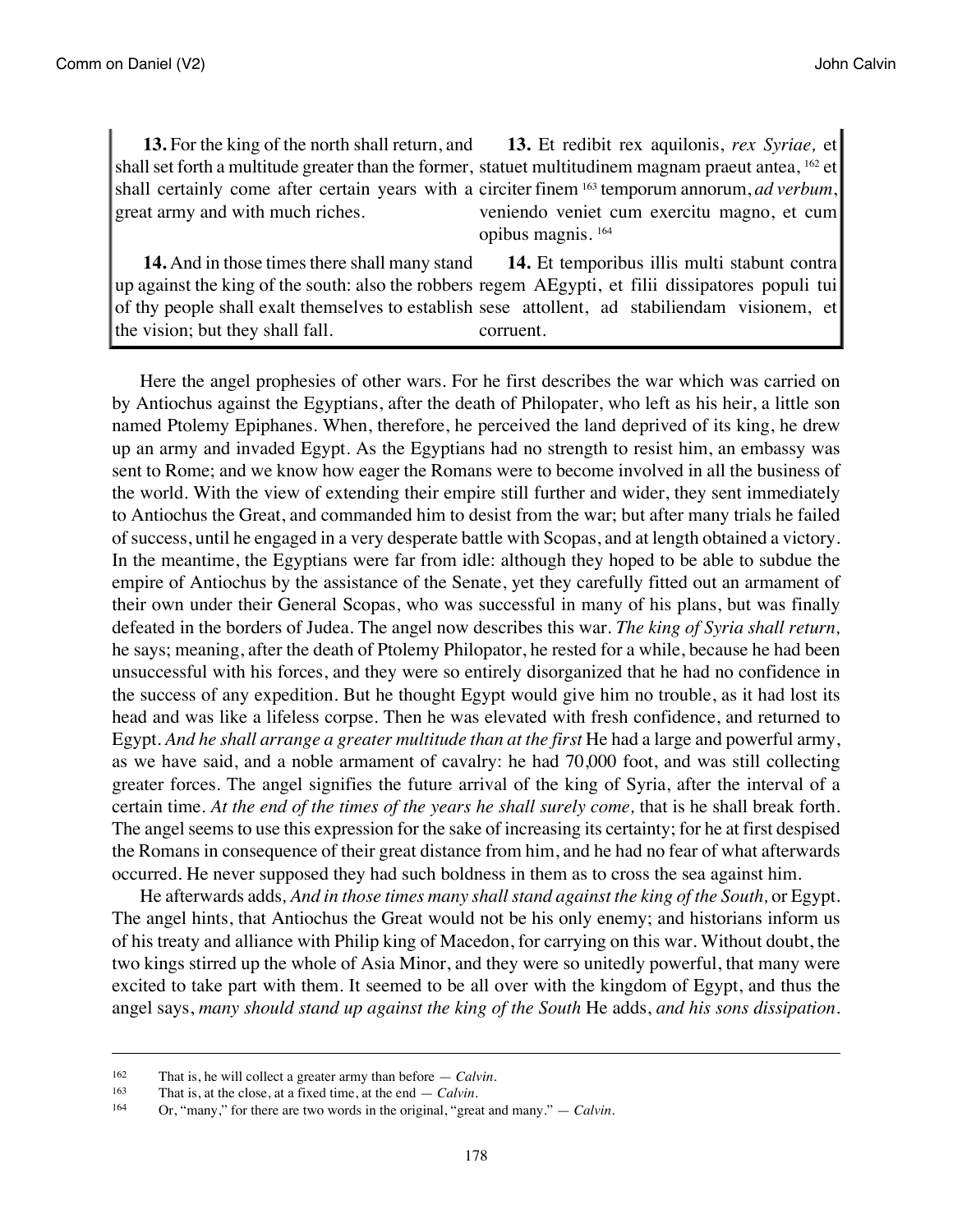| | |
|---|---|
| **13.** For the king of the north shall return, and shall set forth a multitude greater than the former, shall certainly come after certain years with a great army and with much riches. | **13.** Et redibit rex aquilonis, *rex Syriae,* et statuet multitudinem magnam praeut antea, [162] et circiter finem [163] temporum annorum, *ad verbum*, veniendo veniet cum exercitu magno, et cum opibus magnis. [164] |
| **14.** And in those times there shall many stand up against the king of the south: also the robbers of thy people shall exalt themselves to establish the vision; but they shall fall. | **14.** Et temporibus illis multi stabunt contra regem AEgypti, et filii dissipatores populi tui sese attollent, ad stabiliendam visionem, et corruent. |

Here the angel prophesies of other wars. For he first describes the war which was carried on by Antiochus against the Egyptians, after the death of Philopater, who left as his heir, a little son named Ptolemy Epiphanes. When, therefore, he perceived the land deprived of its king, he drew up an army and invaded Egypt. As the Egyptians had no strength to resist him, an embassy was sent to Rome; and we know how eager the Romans were to become involved in all the business of the world. With the view of extending their empire still further and wider, they sent immediately to Antiochus the Great, and commanded him to desist from the war; but after many trials he failed of success, until he engaged in a very desperate battle with Scopas, and at length obtained a victory. In the meantime, the Egyptians were far from idle: although they hoped to be able to subdue the empire of Antiochus by the assistance of the Senate, yet they carefully fitted out an armament of their own under their General Scopas, who was successful in many of his plans, but was finally defeated in the borders of Judea. The angel now describes this war. *The king of Syria shall return,* he says; meaning, after the death of Ptolemy Philopator, he rested for a while, because he had been unsuccessful with his forces, and they were so entirely disorganized that he had no confidence in the success of any expedition. But he thought Egypt would give him no trouble, as it had lost its head and was like a lifeless corpse. Then he was elevated with fresh confidence, and returned to Egypt. *And he shall arrange a greater multitude than at the first* He had a large and powerful army, as we have said, and a noble armament of cavalry: he had 70,000 foot, and was still collecting greater forces. The angel signifies the future arrival of the king of Syria, after the interval of a certain time. *At the end of the times of the years he shall surely come,* that is he shall break forth. The angel seems to use this expression for the sake of increasing its certainty; for he at first despised the Romans in consequence of their great distance from him, and he had no fear of what afterwards occurred. He never supposed they had such boldness in them as to cross the sea against him.

He afterwards adds*, And in those times many shall stand against the king of the South,* or Egypt. The angel hints, that Antiochus the Great would not be his only enemy; and historians inform us of his treaty and alliance with Philip king of Macedon, for carrying on this war. Without doubt, the two kings stirred up the whole of Asia Minor, and they were so unitedly powerful, that many were excited to take part with them. It seemed to be all over with the kingdom of Egypt, and thus the angel says, *many should stand up against the king of the South* He adds, *and his sons dissipation*.

---

[162] That is, he will collect a greater army than before — *Calvin*.

[163] That is, at the close, at a fixed time, at the end — *Calvin*.

[164] Or, "many," for there are two words in the original, "great and many." — *Calvin*.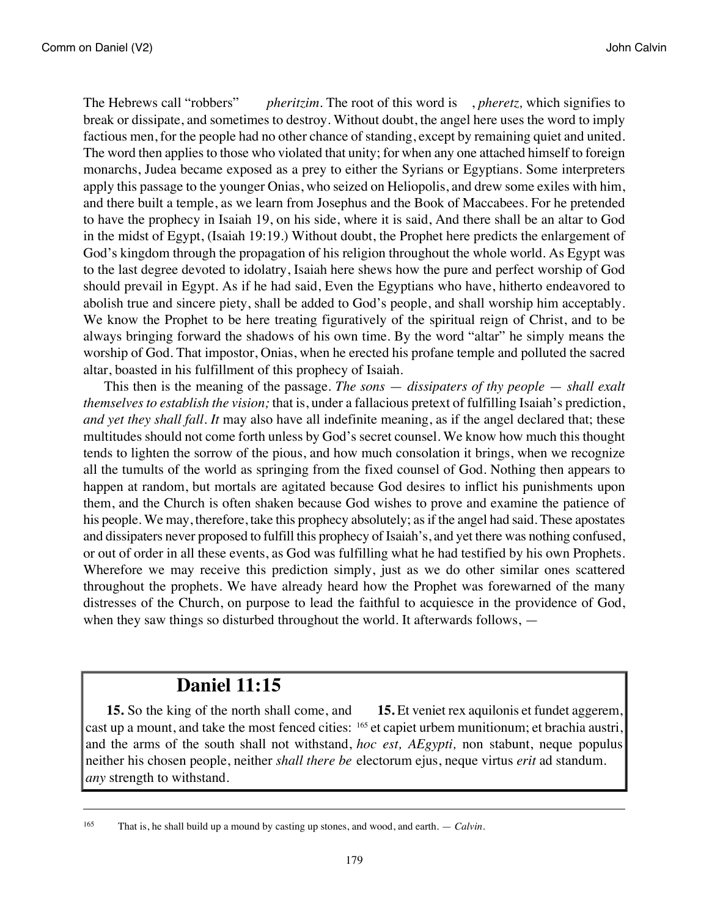The Hebrews call "robbers" *pheritzim*. The root of this word is , *pheretz,* which signifies to break or dissipate, and sometimes to destroy. Without doubt, the angel here uses the word to imply factious men, for the people had no other chance of standing, except by remaining quiet and united. The word then applies to those who violated that unity; for when any one attached himself to foreign monarchs, Judea became exposed as a prey to either the Syrians or Egyptians. Some interpreters apply this passage to the younger Onias, who seized on Heliopolis, and drew some exiles with him, and there built a temple, as we learn from Josephus and the Book of Maccabees. For he pretended to have the prophecy in Isaiah 19, on his side, where it is said, And there shall be an altar to God in the midst of Egypt, (Isaiah 19:19.) Without doubt, the Prophet here predicts the enlargement of God's kingdom through the propagation of his religion throughout the whole world. As Egypt was to the last degree devoted to idolatry, Isaiah here shews how the pure and perfect worship of God should prevail in Egypt. As if he had said, Even the Egyptians who have, hitherto endeavored to abolish true and sincere piety, shall be added to God's people, and shall worship him acceptably. We know the Prophet to be here treating figuratively of the spiritual reign of Christ, and to be always bringing forward the shadows of his own time. By the word "altar" he simply means the worship of God. That impostor, Onias, when he erected his profane temple and polluted the sacred altar, boasted in his fulfillment of this prophecy of Isaiah.

This then is the meaning of the passage. *The sons — dissipaters of thy people — shall exalt themselves to establish the vision;* that is, under a fallacious pretext of fulfilling Isaiah's prediction, *and yet they shall fall. It* may also have all indefinite meaning, as if the angel declared that; these multitudes should not come forth unless by God's secret counsel. We know how much this thought tends to lighten the sorrow of the pious, and how much consolation it brings, when we recognize all the tumults of the world as springing from the fixed counsel of God. Nothing then appears to happen at random, but mortals are agitated because God desires to inflict his punishments upon them, and the Church is often shaken because God wishes to prove and examine the patience of his people. We may, therefore, take this prophecy absolutely; as if the angel had said. These apostates and dissipaters never proposed to fulfill this prophecy of Isaiah's, and yet there was nothing confused, or out of order in all these events, as God was fulfilling what he had testified by his own Prophets. Wherefore we may receive this prediction simply, just as we do other similar ones scattered throughout the prophets. We have already heard how the Prophet was forewarned of the many distresses of the Church, on purpose to lead the faithful to acquiesce in the providence of God, when they saw things so disturbed throughout the world. It afterwards follows, —

## Daniel 11:15

| | |
|---|---|
| **15.** So the king of the north shall come, and cast up a mount, and take the most fenced cities: [165] and the arms of the south shall not withstand, neither his chosen people, neither *shall there be any* strength to withstand. | **15.** Et veniet rex aquilonis et fundet aggerem, et capiet urbem munitionum; et brachia austri, *hoc est, AEgypti,* non stabunt, neque populus electorum ejus, neque virtus *erit* ad standum. |

---

[165] That is, he shall build up a mound by casting up stones, and wood, and earth. — *Calvin.*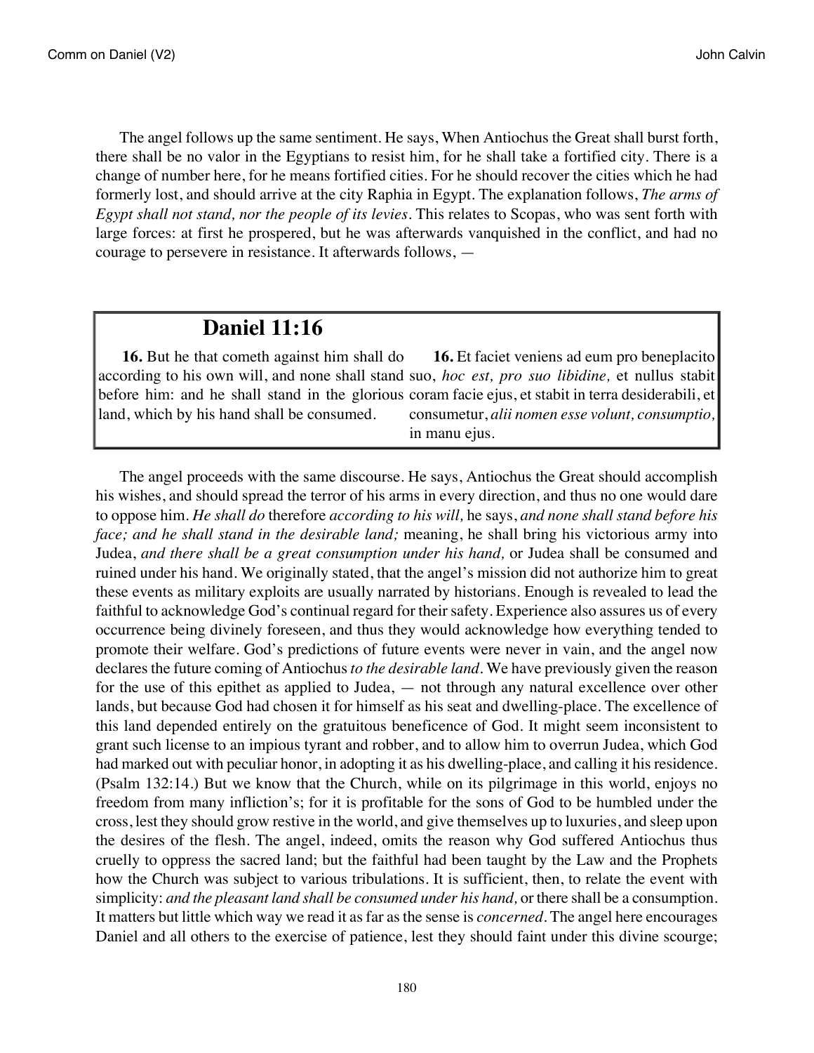The angel follows up the same sentiment. He says, When Antiochus the Great shall burst forth, there shall be no valor in the Egyptians to resist him, for he shall take a fortified city. There is a change of number here, for he means fortified cities. For he should recover the cities which he had formerly lost, and should arrive at the city Raphia in Egypt. The explanation follows, *The arms of Egypt shall not stand, nor the people of its levies.* This relates to Scopas, who was sent forth with large forces: at first he prospered, but he was afterwards vanquished in the conflict, and had no courage to persevere in resistance. It afterwards follows, —

## Daniel 11:16

| | |
|---|---|
| **16.** But he that cometh against him shall do according to his own will, and none shall stand before him: and he shall stand in the glorious land, which by his hand shall be consumed. | **16.** Et faciet veniens ad eum pro beneplacito suo, *hoc est, pro suo libidine,* et nullus stabit coram facie ejus, et stabit in terra desiderabili, et consumetur, *alii nomen esse volunt, consumptio,* in manu ejus. |

The angel proceeds with the same discourse. He says, Antiochus the Great should accomplish his wishes, and should spread the terror of his arms in every direction, and thus no one would dare to oppose him. *He shall do* therefore *according to his will,* he says, *and none shall stand before his face; and he shall stand in the desirable land;* meaning, he shall bring his victorious army into Judea, *and there shall be a great consumption under his hand,* or Judea shall be consumed and ruined under his hand. We originally stated, that the angel's mission did not authorize him to great these events as military exploits are usually narrated by historians. Enough is revealed to lead the faithful to acknowledge God's continual regard for their safety. Experience also assures us of every occurrence being divinely foreseen, and thus they would acknowledge how everything tended to promote their welfare. God's predictions of future events were never in vain, and the angel now declares the future coming of Antiochus *to the desirable land.* We have previously given the reason for the use of this epithet as applied to Judea, — not through any natural excellence over other lands, but because God had chosen it for himself as his seat and dwelling-place. The excellence of this land depended entirely on the gratuitous beneficence of God. It might seem inconsistent to grant such license to an impious tyrant and robber, and to allow him to overrun Judea, which God had marked out with peculiar honor, in adopting it as his dwelling-place, and calling it his residence. (Psalm 132:14.) But we know that the Church, while on its pilgrimage in this world, enjoys no freedom from many infliction's; for it is profitable for the sons of God to be humbled under the cross, lest they should grow restive in the world, and give themselves up to luxuries, and sleep upon the desires of the flesh. The angel, indeed, omits the reason why God suffered Antiochus thus cruelly to oppress the sacred land; but the faithful had been taught by the Law and the Prophets how the Church was subject to various tribulations. It is sufficient, then, to relate the event with simplicity: *and the pleasant land shall be consumed under his hand,* or there shall be a consumption. It matters but little which way we read it as far as the sense is *concerned.* The angel here encourages Daniel and all others to the exercise of patience, lest they should faint under this divine scourge;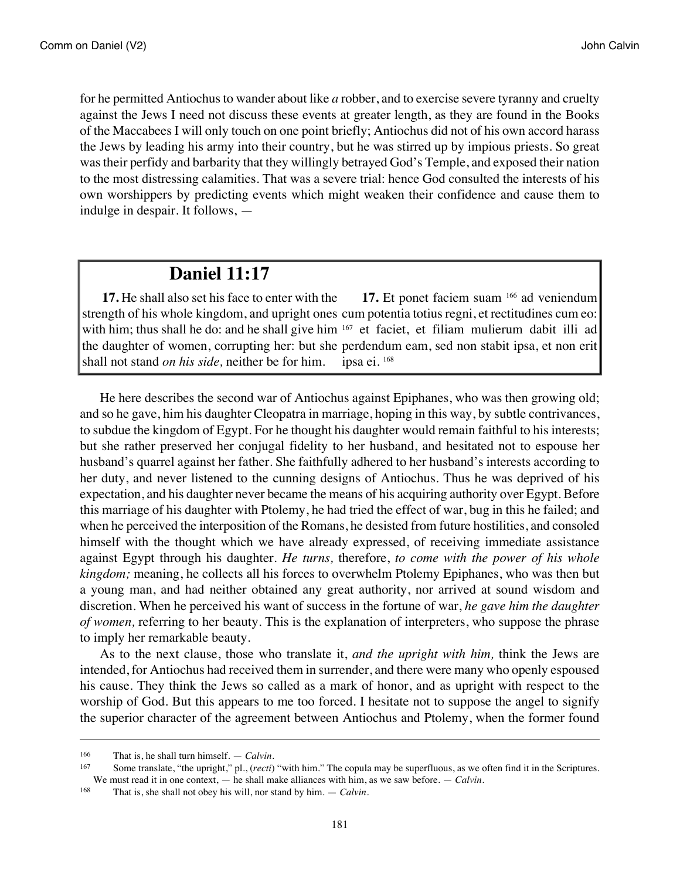for he permitted Antiochus to wander about like *a* robber, and to exercise severe tyranny and cruelty against the Jews I need not discuss these events at greater length, as they are found in the Books of the Maccabees I will only touch on one point briefly; Antiochus did not of his own accord harass the Jews by leading his army into their country, but he was stirred up by impious priests. So great was their perfidy and barbarity that they willingly betrayed God's Temple, and exposed their nation to the most distressing calamities. That was a severe trial: hence God consulted the interests of his own worshippers by predicting events which might weaken their confidence and cause them to indulge in despair. It follows, —

## Daniel 11:17

| | |
|---|---|
| **17.** He shall also set his face to enter with the strength of his whole kingdom, and upright ones with him; thus shall he do: and he shall give him the daughter of women, corrupting her: but she shall not stand *on his side,* neither be for him. | **17.** Et ponet faciem suam [166] ad veniendum cum potentia totius regni, et rectitudines cum eo: [167] et faciet, et filiam mulierum dabit illi ad perdendum eam, sed non stabit ipsa, et non erit ipsa ei. [168] |

He here describes the second war of Antiochus against Epiphanes, who was then growing old; and so he gave, him his daughter Cleopatra in marriage, hoping in this way, by subtle contrivances, to subdue the kingdom of Egypt. For he thought his daughter would remain faithful to his interests; but she rather preserved her conjugal fidelity to her husband, and hesitated not to espouse her husband's quarrel against her father. She faithfully adhered to her husband's interests according to her duty, and never listened to the cunning designs of Antiochus. Thus he was deprived of his expectation, and his daughter never became the means of his acquiring authority over Egypt. Before this marriage of his daughter with Ptolemy, he had tried the effect of war, bug in this he failed; and when he perceived the interposition of the Romans, he desisted from future hostilities, and consoled himself with the thought which we have already expressed, of receiving immediate assistance against Egypt through his daughter. *He turns,* therefore, *to come with the power of his whole kingdom;* meaning, he collects all his forces to overwhelm Ptolemy Epiphanes, who was then but a young man, and had neither obtained any great authority, nor arrived at sound wisdom and discretion. When he perceived his want of success in the fortune of war, *he gave him the daughter of women,* referring to her beauty. This is the explanation of interpreters, who suppose the phrase to imply her remarkable beauty.

As to the next clause, those who translate it, *and the upright with him,* think the Jews are intended, for Antiochus had received them in surrender, and there were many who openly espoused his cause. They think the Jews so called as a mark of honor, and as upright with respect to the worship of God. But this appears to me too forced. I hesitate not to suppose the angel to signify the superior character of the agreement between Antiochus and Ptolemy, when the former found

---

[166] That is, he shall turn himself. — *Calvin.*

[167] Some translate, "the upright," pl., (*recti*) "with him." The copula may be superfluous, as we often find it in the Scriptures. We must read it in one context, — he shall make alliances with him, as we saw before. — *Calvin.*

[168] That is, she shall not obey his will, nor stand by him. — *Calvin.*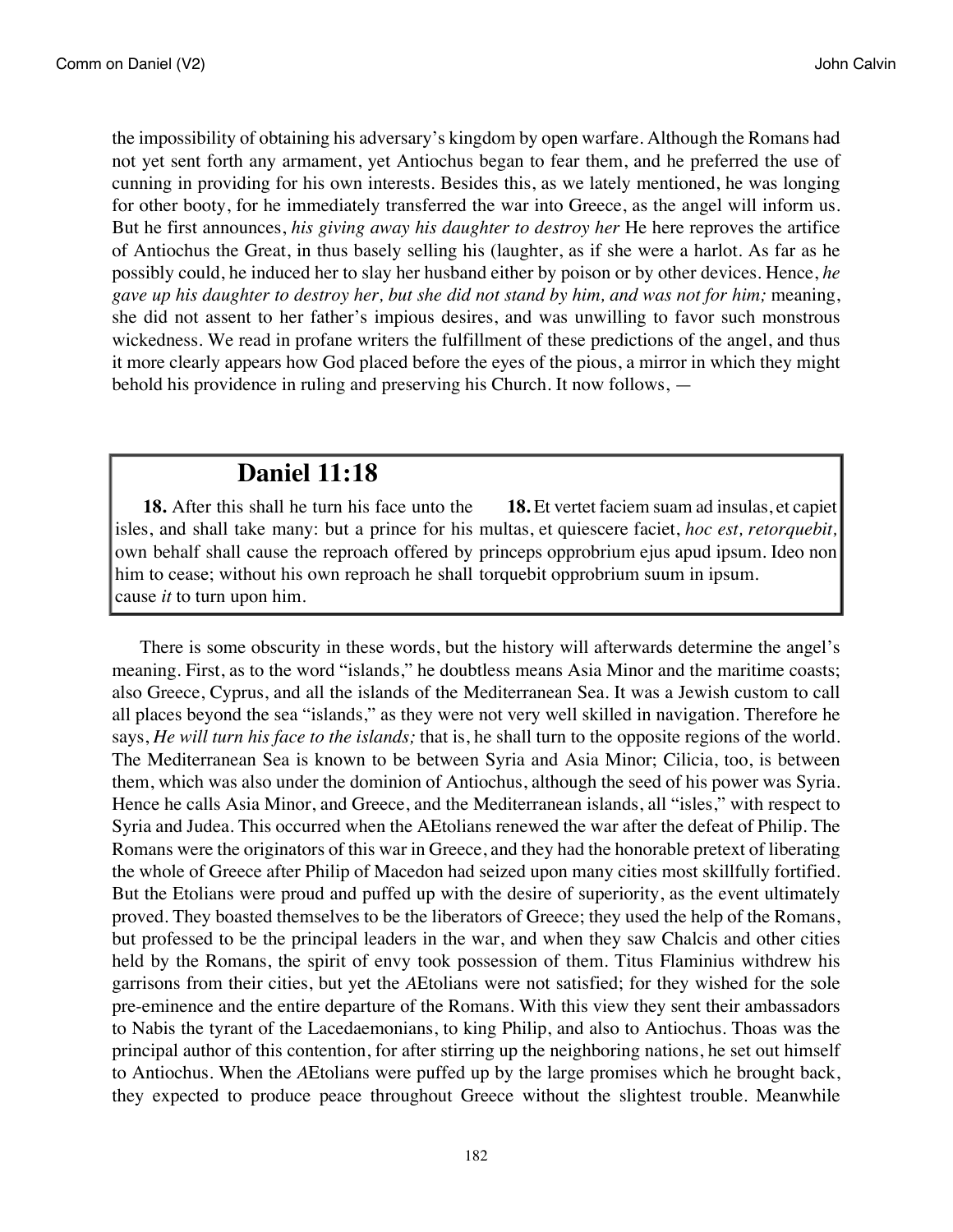the impossibility of obtaining his adversary's kingdom by open warfare. Although the Romans had not yet sent forth any armament, yet Antiochus began to fear them, and he preferred the use of cunning in providing for his own interests. Besides this, as we lately mentioned, he was longing for other booty, for he immediately transferred the war into Greece, as the angel will inform us. But he first announces, *his giving away his daughter to destroy her* He here reproves the artifice of Antiochus the Great, in thus basely selling his (laughter, as if she were a harlot. As far as he possibly could, he induced her to slay her husband either by poison or by other devices. Hence, *he gave up his daughter to destroy her, but she did not stand by him, and was not for him;* meaning, she did not assent to her father's impious desires, and was unwilling to favor such monstrous wickedness. We read in profane writers the fulfillment of these predictions of the angel, and thus it more clearly appears how God placed before the eyes of the pious, a mirror in which they might behold his providence in ruling and preserving his Church. It now follows, —

## Daniel 11:18

| | |
|---|---|
| **18.** After this shall he turn his face unto the isles, and shall take many: but a prince for his own behalf shall cause the reproach offered by him to cease; without his own reproach he shall cause *it* to turn upon him. | **18.** Et vertet faciem suam ad insulas, et capiet multas, et quiescere faciet, *hoc est, retorquebit,* princeps opprobrium ejus apud ipsum. Ideo non torquebit opprobrium suum in ipsum. |

There is some obscurity in these words, but the history will afterwards determine the angel's meaning. First, as to the word "islands," he doubtless means Asia Minor and the maritime coasts; also Greece, Cyprus, and all the islands of the Mediterranean Sea. It was a Jewish custom to call all places beyond the sea "islands," as they were not very well skilled in navigation. Therefore he says, *He will turn his face to the islands;* that is, he shall turn to the opposite regions of the world. The Mediterranean Sea is known to be between Syria and Asia Minor; Cilicia, too, is between them, which was also under the dominion of Antiochus, although the seed of his power was Syria. Hence he calls Asia Minor, and Greece, and the Mediterranean islands, all "isles," with respect to Syria and Judea. This occurred when the AEtolians renewed the war after the defeat of Philip. The Romans were the originators of this war in Greece, and they had the honorable pretext of liberating the whole of Greece after Philip of Macedon had seized upon many cities most skillfully fortified. But the Etolians were proud and puffed up with the desire of superiority, as the event ultimately proved. They boasted themselves to be the liberators of Greece; they used the help of the Romans, but professed to be the principal leaders in the war, and when they saw Chalcis and other cities held by the Romans, the spirit of envy took possession of them. Titus Flaminius withdrew his garrisons from their cities, but yet the *A*Etolians were not satisfied; for they wished for the sole pre-eminence and the entire departure of the Romans. With this view they sent their ambassadors to Nabis the tyrant of the Lacedaemonians, to king Philip, and also to Antiochus. Thoas was the principal author of this contention, for after stirring up the neighboring nations, he set out himself to Antiochus. When the *A*Etolians were puffed up by the large promises which he brought back, they expected to produce peace throughout Greece without the slightest trouble. Meanwhile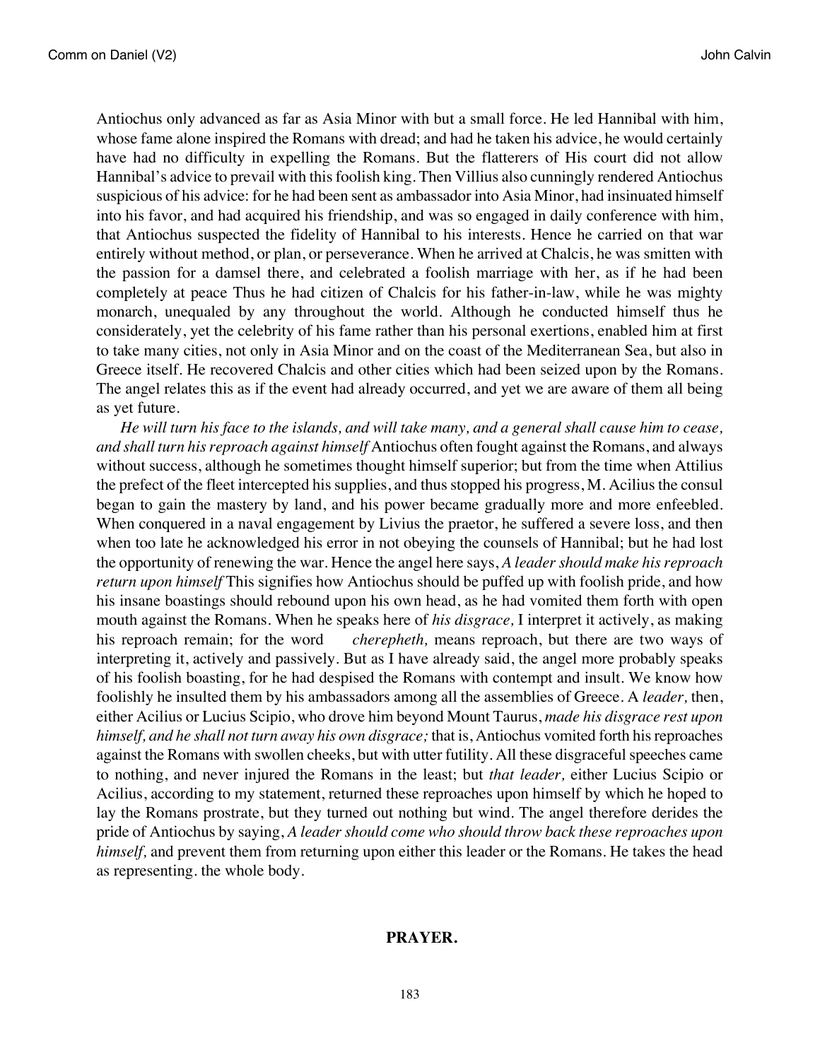Antiochus only advanced as far as Asia Minor with but a small force. He led Hannibal with him, whose fame alone inspired the Romans with dread; and had he taken his advice, he would certainly have had no difficulty in expelling the Romans. But the flatterers of His court did not allow Hannibal's advice to prevail with this foolish king. Then Villius also cunningly rendered Antiochus suspicious of his advice: for he had been sent as ambassador into Asia Minor, had insinuated himself into his favor, and had acquired his friendship, and was so engaged in daily conference with him, that Antiochus suspected the fidelity of Hannibal to his interests. Hence he carried on that war entirely without method, or plan, or perseverance. When he arrived at Chalcis, he was smitten with the passion for a damsel there, and celebrated a foolish marriage with her, as if he had been completely at peace Thus he had citizen of Chalcis for his father-in-law, while he was mighty monarch, unequaled by any throughout the world. Although he conducted himself thus he considerately, yet the celebrity of his fame rather than his personal exertions, enabled him at first to take many cities, not only in Asia Minor and on the coast of the Mediterranean Sea, but also in Greece itself. He recovered Chalcis and other cities which had been seized upon by the Romans. The angel relates this as if the event had already occurred, and yet we are aware of them all being as yet future.

*He will turn his face to the islands, and will take many, and a general shall cause him to cease, and shall turn his reproach against himself* Antiochus often fought against the Romans, and always without success, although he sometimes thought himself superior; but from the time when Attilius the prefect of the fleet intercepted his supplies, and thus stopped his progress, M. Acilius the consul began to gain the mastery by land, and his power became gradually more and more enfeebled. When conquered in a naval engagement by Livius the praetor, he suffered a severe loss, and then when too late he acknowledged his error in not obeying the counsels of Hannibal; but he had lost the opportunity of renewing the war. Hence the angel here says, *A leader should make his reproach return upon himself* This signifies how Antiochus should be puffed up with foolish pride, and how his insane boastings should rebound upon his own head, as he had vomited them forth with open mouth against the Romans. When he speaks here of *his disgrace,* I interpret it actively, as making his reproach remain; for the word *cherepheth,* means reproach, but there are two ways of interpreting it, actively and passively. But as I have already said, the angel more probably speaks of his foolish boasting, for he had despised the Romans with contempt and insult. We know how foolishly he insulted them by his ambassadors among all the assemblies of Greece. A *leader,* then, either Acilius or Lucius Scipio, who drove him beyond Mount Taurus, *made his disgrace rest upon himself, and he shall not turn away his own disgrace;* that is, Antiochus vomited forth his reproaches against the Romans with swollen cheeks, but with utter futility. All these disgraceful speeches came to nothing, and never injured the Romans in the least; but *that leader,* either Lucius Scipio or Acilius, according to my statement, returned these reproaches upon himself by which he hoped to lay the Romans prostrate, but they turned out nothing but wind. The angel therefore derides the pride of Antiochus by saying, *A leader should come who should throw back these reproaches upon himself,* and prevent them from returning upon either this leader or the Romans. He takes the head as representing. the whole body.

## PRAYER.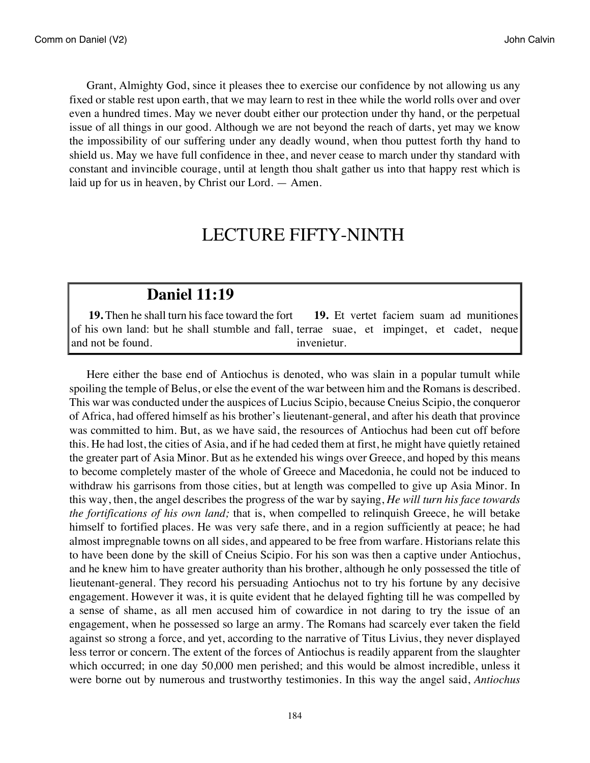Grant, Almighty God, since it pleases thee to exercise our confidence by not allowing us any fixed or stable rest upon earth, that we may learn to rest in thee while the world rolls over and over even a hundred times. May we never doubt either our protection under thy hand, or the perpetual issue of all things in our good. Although we are not beyond the reach of darts, yet may we know the impossibility of our suffering under any deadly wound, when thou puttest forth thy hand to shield us. May we have full confidence in thee, and never cease to march under thy standard with constant and invincible courage, until at length thou shalt gather us into that happy rest which is laid up for us in heaven, by Christ our Lord. — Amen.

# LECTURE FIFTY-NINTH

## Daniel 11:19

| | |
|---|---|
| **19.** Then he shall turn his face toward the fort of his own land: but he shall stumble and fall, and not be found. | **19.** Et vertet faciem suam ad munitiones terrae suae, et impinget, et cadet, neque invenietur. |

Here either the base end of Antiochus is denoted, who was slain in a popular tumult while spoiling the temple of Belus, or else the event of the war between him and the Romans is described. This war was conducted under the auspices of Lucius Scipio, because Cneius Scipio, the conqueror of Africa, had offered himself as his brother's lieutenant-general, and after his death that province was committed to him. But, as we have said, the resources of Antiochus had been cut off before this. He had lost, the cities of Asia, and if he had ceded them at first, he might have quietly retained the greater part of Asia Minor. But as he extended his wings over Greece, and hoped by this means to become completely master of the whole of Greece and Macedonia, he could not be induced to withdraw his garrisons from those cities, but at length was compelled to give up Asia Minor. In this way, then, the angel describes the progress of the war by saying, *He will turn his face towards the fortifications of his own land;* that is, when compelled to relinquish Greece, he will betake himself to fortified places. He was very safe there, and in a region sufficiently at peace; he had almost impregnable towns on all sides, and appeared to be free from warfare. Historians relate this to have been done by the skill of Cneius Scipio. For his son was then a captive under Antiochus, and he knew him to have greater authority than his brother, although he only possessed the title of lieutenant-general. They record his persuading Antiochus not to try his fortune by any decisive engagement. However it was, it is quite evident that he delayed fighting till he was compelled by a sense of shame, as all men accused him of cowardice in not daring to try the issue of an engagement, when he possessed so large an army. The Romans had scarcely ever taken the field against so strong a force, and yet, according to the narrative of Titus Livius, they never displayed less terror or concern. The extent of the forces of Antiochus is readily apparent from the slaughter which occurred; in one day 50,000 men perished; and this would be almost incredible, unless it were borne out by numerous and trustworthy testimonies. In this way the angel said, *Antiochus*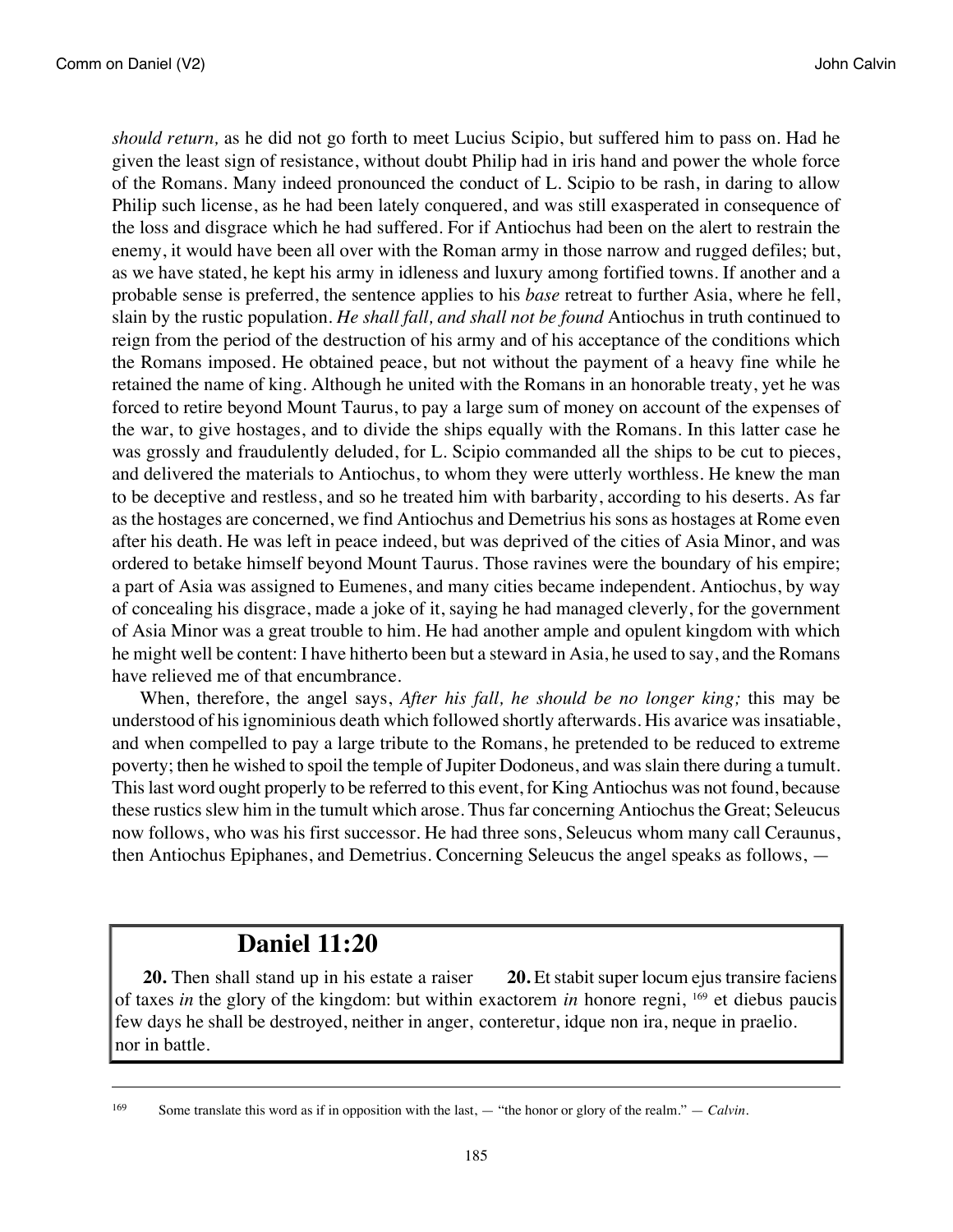*should return,* as he did not go forth to meet Lucius Scipio, but suffered him to pass on. Had he given the least sign of resistance, without doubt Philip had in iris hand and power the whole force of the Romans. Many indeed pronounced the conduct of L. Scipio to be rash, in daring to allow Philip such license, as he had been lately conquered, and was still exasperated in consequence of the loss and disgrace which he had suffered. For if Antiochus had been on the alert to restrain the enemy, it would have been all over with the Roman army in those narrow and rugged defiles; but, as we have stated, he kept his army in idleness and luxury among fortified towns. If another and a probable sense is preferred, the sentence applies to his *base* retreat to further Asia, where he fell, slain by the rustic population. *He shall fall, and shall not be found* Antiochus in truth continued to reign from the period of the destruction of his army and of his acceptance of the conditions which the Romans imposed. He obtained peace, but not without the payment of a heavy fine while he retained the name of king. Although he united with the Romans in an honorable treaty, yet he was forced to retire beyond Mount Taurus, to pay a large sum of money on account of the expenses of the war, to give hostages, and to divide the ships equally with the Romans. In this latter case he was grossly and fraudulently deluded, for L. Scipio commanded all the ships to be cut to pieces, and delivered the materials to Antiochus, to whom they were utterly worthless. He knew the man to be deceptive and restless, and so he treated him with barbarity, according to his deserts. As far as the hostages are concerned, we find Antiochus and Demetrius his sons as hostages at Rome even after his death. He was left in peace indeed, but was deprived of the cities of Asia Minor, and was ordered to betake himself beyond Mount Taurus. Those ravines were the boundary of his empire; a part of Asia was assigned to Eumenes, and many cities became independent. Antiochus, by way of concealing his disgrace, made a joke of it, saying he had managed cleverly, for the government of Asia Minor was a great trouble to him. He had another ample and opulent kingdom with which he might well be content: I have hitherto been but a steward in Asia, he used to say, and the Romans have relieved me of that encumbrance.

When, therefore, the angel says, *After his fall, he should be no longer king;* this may be understood of his ignominious death which followed shortly afterwards. His avarice was insatiable, and when compelled to pay a large tribute to the Romans, he pretended to be reduced to extreme poverty; then he wished to spoil the temple of Jupiter Dodoneus, and was slain there during a tumult. This last word ought properly to be referred to this event, for King Antiochus was not found, because these rustics slew him in the tumult which arose. Thus far concerning Antiochus the Great; Seleucus now follows, who was his first successor. He had three sons, Seleucus whom many call Ceraunus, then Antiochus Epiphanes, and Demetrius. Concerning Seleucus the angel speaks as follows, —

## Daniel 11:20

**20.** Then shall stand up in his estate a raiser of taxes *in* the glory of the kingdom: but within few days he shall be destroyed, neither in anger, nor in battle.

**20.** Et stabit super locum ejus transire faciens exactorem *in* honore regni, [169] et diebus paucis conteretur, idque non ira, neque in praelio.

---

[169] Some translate this word as if in opposition with the last, — "the honor or glory of the realm." — *Calvin.*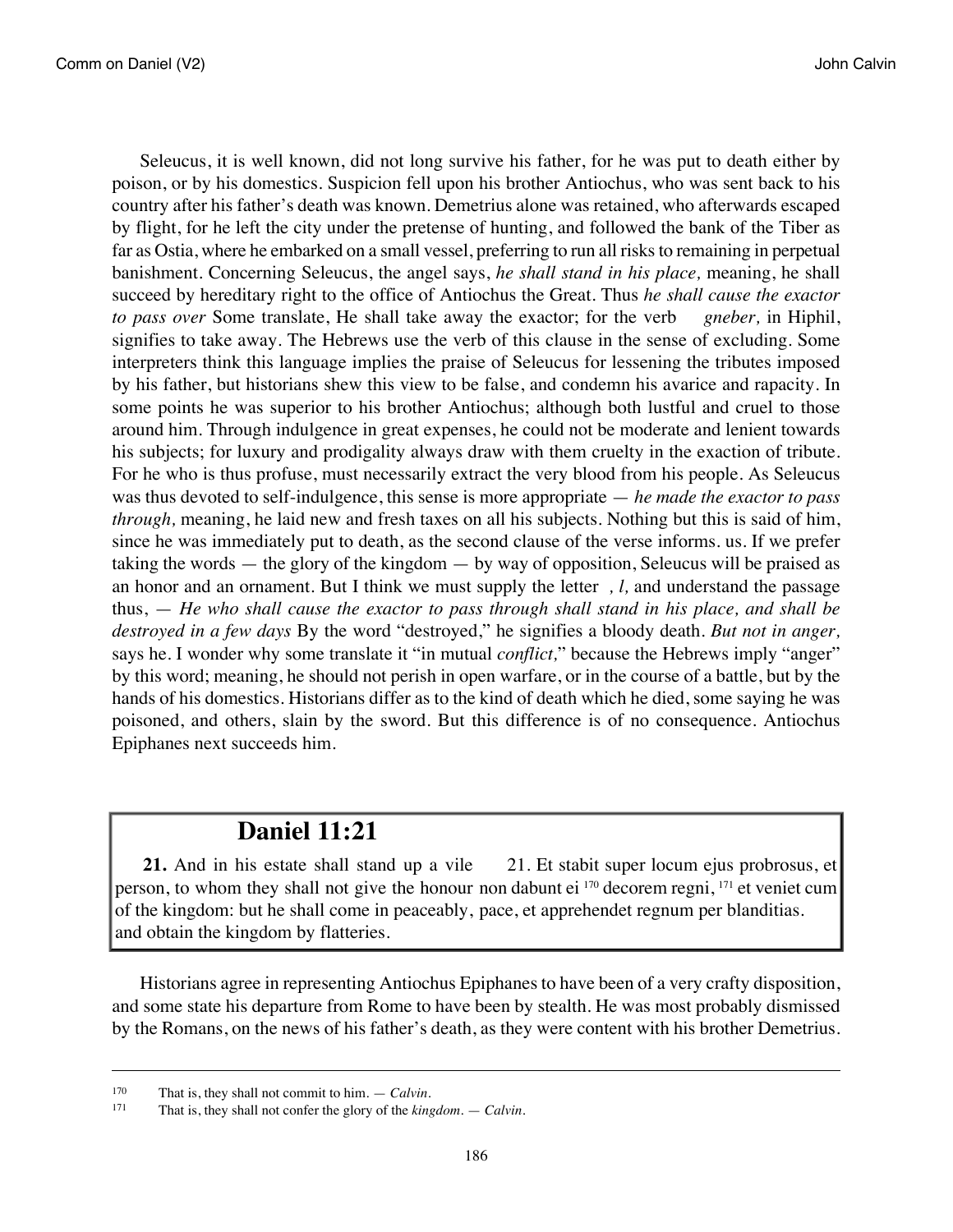Seleucus, it is well known, did not long survive his father, for he was put to death either by poison, or by his domestics. Suspicion fell upon his brother Antiochus, who was sent back to his country after his father's death was known. Demetrius alone was retained, who afterwards escaped by flight, for he left the city under the pretense of hunting, and followed the bank of the Tiber as far as Ostia, where he embarked on a small vessel, preferring to run all risks to remaining in perpetual banishment. Concerning Seleucus, the angel says, *he shall stand in his place,* meaning, he shall succeed by hereditary right to the office of Antiochus the Great. Thus *he shall cause the exactor to pass over* Some translate, He shall take away the exactor; for the verb *gneber,* in Hiphil, signifies to take away. The Hebrews use the verb of this clause in the sense of excluding. Some interpreters think this language implies the praise of Seleucus for lessening the tributes imposed by his father, but historians shew this view to be false, and condemn his avarice and rapacity. In some points he was superior to his brother Antiochus; although both lustful and cruel to those around him. Through indulgence in great expenses, he could not be moderate and lenient towards his subjects; for luxury and prodigality always draw with them cruelty in the exaction of tribute. For he who is thus profuse, must necessarily extract the very blood from his people. As Seleucus was thus devoted to self-indulgence, this sense is more appropriate — *he made the exactor to pass through,* meaning, he laid new and fresh taxes on all his subjects. Nothing but this is said of him, since he was immediately put to death, as the second clause of the verse informs. us. If we prefer taking the words — the glory of the kingdom — by way of opposition, Seleucus will be praised as an honor and an ornament. But I think we must supply the letter *, l,* and understand the passage thus, — *He who shall cause the exactor to pass through shall stand in his place, and shall be destroyed in a few days* By the word "destroyed," he signifies a bloody death. *But not in anger,* says he. I wonder why some translate it "in mutual *conflict,*" because the Hebrews imply "anger" by this word; meaning, he should not perish in open warfare, or in the course of a battle, but by the hands of his domestics. Historians differ as to the kind of death which he died, some saying he was poisoned, and others, slain by the sword. But this difference is of no consequence. Antiochus Epiphanes next succeeds him.

## Daniel 11:21

| | |
|---|---|
| **21.** And in his estate shall stand up a vile person, to whom they shall not give the honour of the kingdom: but he shall come in peaceably, and obtain the kingdom by flatteries. | 21. Et stabit super locum ejus probrosus, et non dabunt ei [170] decorem regni, [171] et veniet cum pace, et apprehendet regnum per blanditias. |

Historians agree in representing Antiochus Epiphanes to have been of a very crafty disposition, and some state his departure from Rome to have been by stealth. He was most probably dismissed by the Romans, on the news of his father's death, as they were content with his brother Demetrius.

---

[170] That is, they shall not commit to him. — *Calvin.*

[171] That is, they shall not confer the glory of the *kingdom.* — *Calvin.*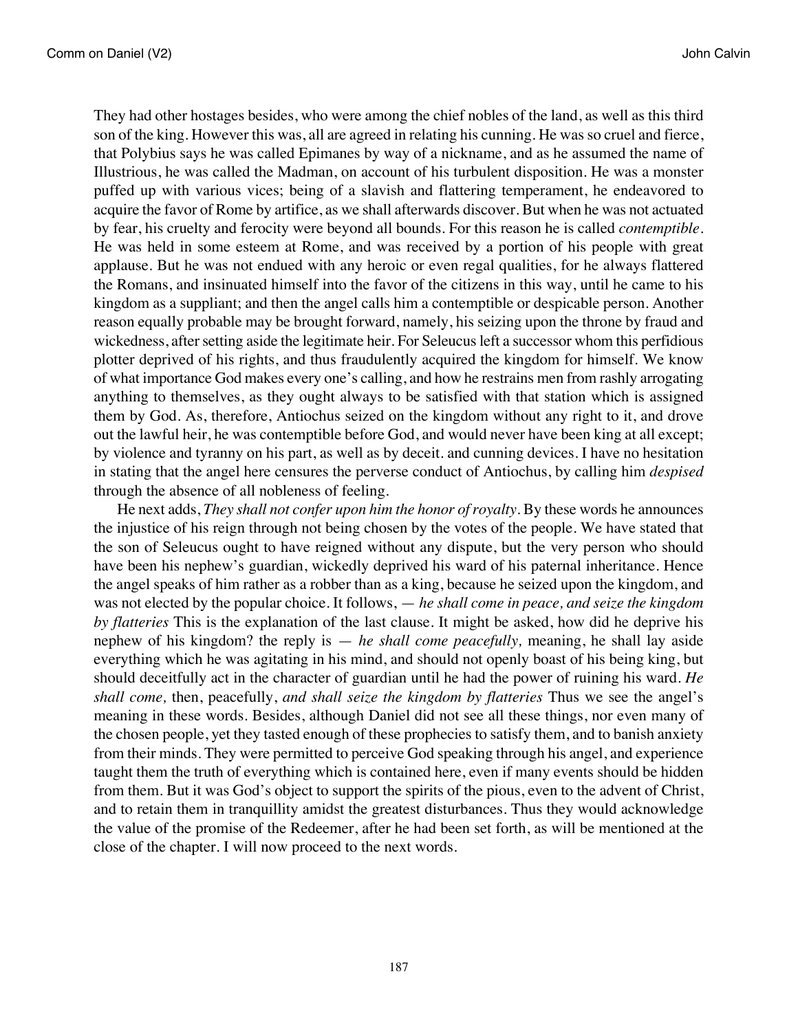They had other hostages besides, who were among the chief nobles of the land, as well as this third son of the king. However this was, all are agreed in relating his cunning. He was so cruel and fierce, that Polybius says he was called Epimanes by way of a nickname, and as he assumed the name of Illustrious, he was called the Madman, on account of his turbulent disposition. He was a monster puffed up with various vices; being of a slavish and flattering temperament, he endeavored to acquire the favor of Rome by artifice, as we shall afterwards discover. But when he was not actuated by fear, his cruelty and ferocity were beyond all bounds. For this reason he is called *contemptible*. He was held in some esteem at Rome, and was received by a portion of his people with great applause. But he was not endued with any heroic or even regal qualities, for he always flattered the Romans, and insinuated himself into the favor of the citizens in this way, until he came to his kingdom as a suppliant; and then the angel calls him a contemptible or despicable person. Another reason equally probable may be brought forward, namely, his seizing upon the throne by fraud and wickedness, after setting aside the legitimate heir. For Seleucus left a successor whom this perfidious plotter deprived of his rights, and thus fraudulently acquired the kingdom for himself. We know of what importance God makes every one's calling, and how he restrains men from rashly arrogating anything to themselves, as they ought always to be satisfied with that station which is assigned them by God. As, therefore, Antiochus seized on the kingdom without any right to it, and drove out the lawful heir, he was contemptible before God, and would never have been king at all except; by violence and tyranny on his part, as well as by deceit. and cunning devices. I have no hesitation in stating that the angel here censures the perverse conduct of Antiochus, by calling him *despised* through the absence of all nobleness of feeling.

He next adds, *They shall not confer upon him the honor of royalty*. By these words he announces the injustice of his reign through not being chosen by the votes of the people. We have stated that the son of Seleucus ought to have reigned without any dispute, but the very person who should have been his nephew's guardian, wickedly deprived his ward of his paternal inheritance. Hence the angel speaks of him rather as a robber than as a king, because he seized upon the kingdom, and was not elected by the popular choice. It follows, — *he shall come in peace, and seize the kingdom by flatteries* This is the explanation of the last clause. It might be asked, how did he deprive his nephew of his kingdom? the reply is — *he shall come peacefully,* meaning, he shall lay aside everything which he was agitating in his mind, and should not openly boast of his being king, but should deceitfully act in the character of guardian until he had the power of ruining his ward. *He shall come,* then, peacefully, *and shall seize the kingdom by flatteries* Thus we see the angel's meaning in these words. Besides, although Daniel did not see all these things, nor even many of the chosen people, yet they tasted enough of these prophecies to satisfy them, and to banish anxiety from their minds. They were permitted to perceive God speaking through his angel, and experience taught them the truth of everything which is contained here, even if many events should be hidden from them. But it was God's object to support the spirits of the pious, even to the advent of Christ, and to retain them in tranquillity amidst the greatest disturbances. Thus they would acknowledge the value of the promise of the Redeemer, after he had been set forth, as will be mentioned at the close of the chapter. I will now proceed to the next words.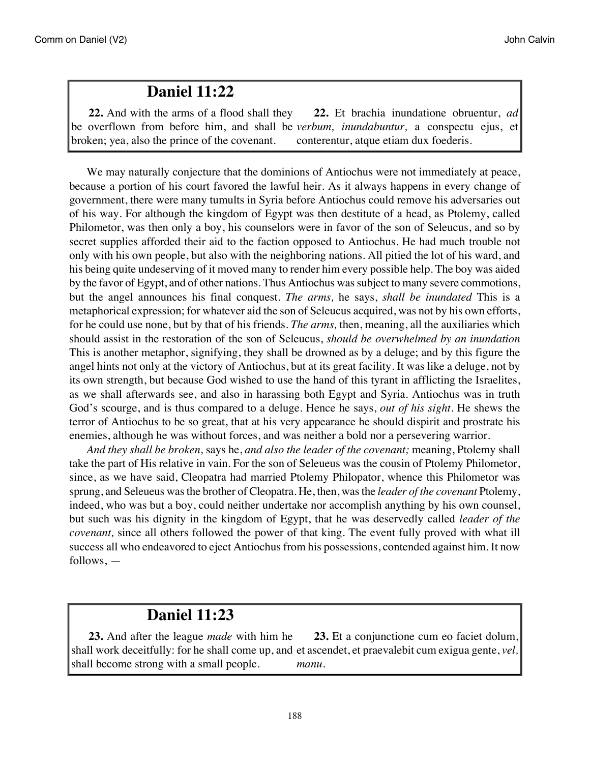## Daniel 11:22

| | |
|---|---|
| **22.** And with the arms of a flood shall they be overflown from before him, and shall be broken; yea, also the prince of the covenant. | **22.** Et brachia inundatione obruentur, *ad verbum, inundabuntur,* a conspectu ejus, et conterentur, atque etiam dux foederis. |

We may naturally conjecture that the dominions of Antiochus were not immediately at peace, because a portion of his court favored the lawful heir. As it always happens in every change of government, there were many tumults in Syria before Antiochus could remove his adversaries out of his way. For although the kingdom of Egypt was then destitute of a head, as Ptolemy, called Philometor, was then only a boy, his counselors were in favor of the son of Seleucus, and so by secret supplies afforded their aid to the faction opposed to Antiochus. He had much trouble not only with his own people, but also with the neighboring nations. All pitied the lot of his ward, and his being quite undeserving of it moved many to render him every possible help. The boy was aided by the favor of Egypt, and of other nations. Thus Antiochus was subject to many severe commotions, but the angel announces his final conquest. *The arms,* he says, *shall be inundated* This is a metaphorical expression; for whatever aid the son of Seleucus acquired, was not by his own efforts, for he could use none, but by that of his friends. *The arms,* then, meaning, all the auxiliaries which should assist in the restoration of the son of Seleucus, *should be overwhelmed by an inundation* This is another metaphor, signifying, they shall be drowned as by a deluge; and by this figure the angel hints not only at the victory of Antiochus, but at its great facility. It was like a deluge, not by its own strength, but because God wished to use the hand of this tyrant in afflicting the Israelites, as we shall afterwards see, and also in harassing both Egypt and Syria. Antiochus was in truth God's scourge, and is thus compared to a deluge. Hence he says, *out of his sight.* He shews the terror of Antiochus to be so great, that at his very appearance he should dispirit and prostrate his enemies, although he was without forces, and was neither a bold nor a persevering warrior.

*And they shall be broken,* says he, *and also the leader of the covenant;* meaning, Ptolemy shall take the part of His relative in vain. For the son of Seleueus was the cousin of Ptolemy Philometor, since, as we have said, Cleopatra had married Ptolemy Philopator, whence this Philometor was sprung, and Seleueus was the brother of Cleopatra. He, then, was the *leader of the covenant* Ptolemy, indeed, who was but a boy, could neither undertake nor accomplish anything by his own counsel, but such was his dignity in the kingdom of Egypt, that he was deservedly called *leader of the covenant,* since all others followed the power of that king. The event fully proved with what ill success all who endeavored to eject Antiochus from his possessions, contended against him. It now follows, —

## Daniel 11:23

| | |
|---|---|
| **23.** And after the league *made* with him he shall work deceitfully: for he shall come up, and shall become strong with a small people. | **23.** Et a conjunctione cum eo faciet dolum, et ascendet, et praevalebit cum exigua gente, *vel, manu.* |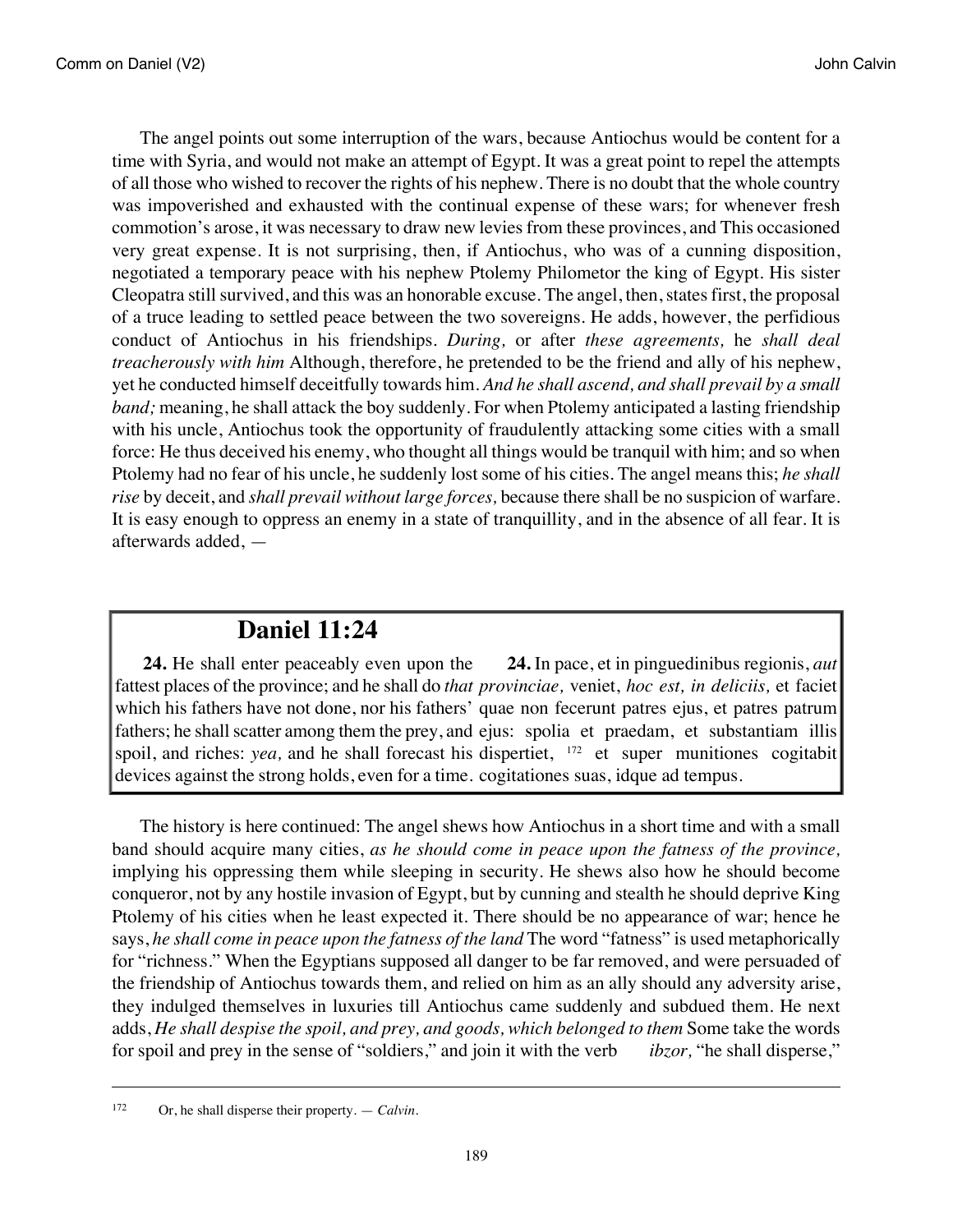The angel points out some interruption of the wars, because Antiochus would be content for a time with Syria, and would not make an attempt of Egypt. It was a great point to repel the attempts of all those who wished to recover the rights of his nephew. There is no doubt that the whole country was impoverished and exhausted with the continual expense of these wars; for whenever fresh commotion's arose, it was necessary to draw new levies from these provinces, and This occasioned very great expense. It is not surprising, then, if Antiochus, who was of a cunning disposition, negotiated a temporary peace with his nephew Ptolemy Philometor the king of Egypt. His sister Cleopatra still survived, and this was an honorable excuse. The angel, then, states first, the proposal of a truce leading to settled peace between the two sovereigns. He adds, however, the perfidious conduct of Antiochus in his friendships. *During,* or after *these agreements,* he *shall deal treacherously with him* Although, therefore, he pretended to be the friend and ally of his nephew, yet he conducted himself deceitfully towards him. *And he shall ascend, and shall prevail by a small band;* meaning, he shall attack the boy suddenly. For when Ptolemy anticipated a lasting friendship with his uncle, Antiochus took the opportunity of fraudulently attacking some cities with a small force: He thus deceived his enemy, who thought all things would be tranquil with him; and so when Ptolemy had no fear of his uncle, he suddenly lost some of his cities. The angel means this; *he shall rise* by deceit, and *shall prevail without large forces,* because there shall be no suspicion of warfare. It is easy enough to oppress an enemy in a state of tranquillity, and in the absence of all fear. It is afterwards added, —

## Daniel 11:24

| | |
|---|---|
| **24.** He shall enter peaceably even upon the fattest places of the province; and he shall do *that* which his fathers have not done, nor his fathers' fathers; he shall scatter among them the prey, and spoil, and riches: *yea,* and he shall forecast his devices against the strong holds, even for a time. | **24.** In pace, et in pinguedinibus regionis, *aut provinciae,* veniet, *hoc est, in deliciis,* et faciet quae non fecerunt patres ejus, et patres patrum ejus: spolia et praedam, et substantiam illis dispertiet, [172] et super munitiones cogitabit cogitationes suas, idque ad tempus. |

The history is here continued: The angel shews how Antiochus in a short time and with a small band should acquire many cities, *as he should come in peace upon the fatness of the province,* implying his oppressing them while sleeping in security. He shews also how he should become conqueror, not by any hostile invasion of Egypt, but by cunning and stealth he should deprive King Ptolemy of his cities when he least expected it. There should be no appearance of war; hence he says, *he shall come in peace upon the fatness of the land* The word "fatness" is used metaphorically for "richness." When the Egyptians supposed all danger to be far removed, and were persuaded of the friendship of Antiochus towards them, and relied on him as an ally should any adversity arise, they indulged themselves in luxuries till Antiochus came suddenly and subdued them. He next adds, *He shall despise the spoil, and prey, and goods, which belonged to them* Some take the words for spoil and prey in the sense of "soldiers," and join it with the verb *ibzor,* "he shall disperse,"

[172] Or, he shall disperse their property. — *Calvin.*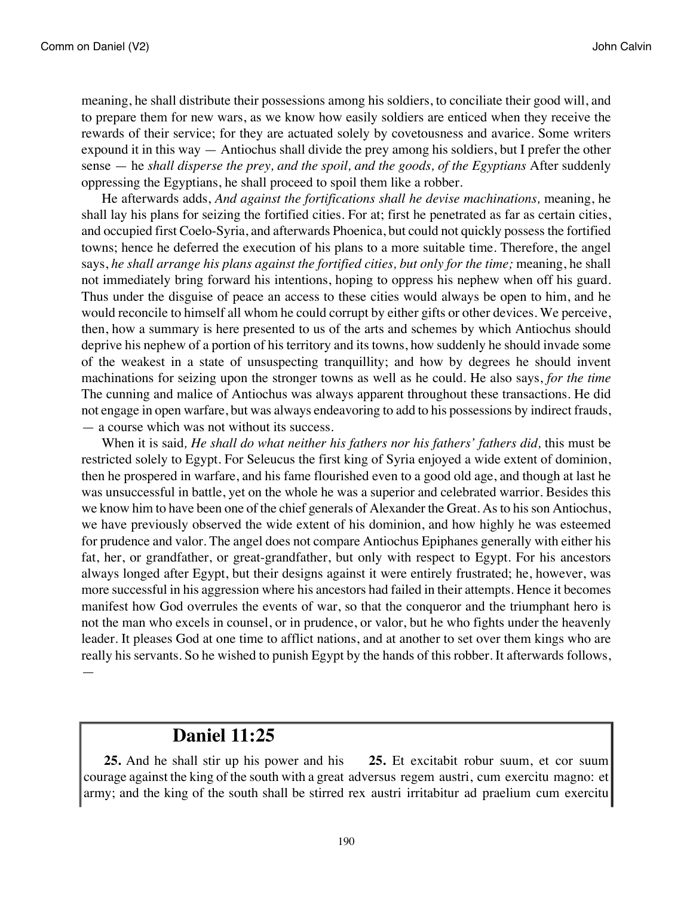meaning, he shall distribute their possessions among his soldiers, to conciliate their good will, and to prepare them for new wars, as we know how easily soldiers are enticed when they receive the rewards of their service; for they are actuated solely by covetousness and avarice. Some writers expound it in this way — Antiochus shall divide the prey among his soldiers, but I prefer the other sense — he *shall disperse the prey, and the spoil, and the goods, of the Egyptians* After suddenly oppressing the Egyptians, he shall proceed to spoil them like a robber.

He afterwards adds, *And against the fortifications shall he devise machinations,* meaning, he shall lay his plans for seizing the fortified cities. For at; first he penetrated as far as certain cities, and occupied first Coelo-Syria, and afterwards Phoenica, but could not quickly possess the fortified towns; hence he deferred the execution of his plans to a more suitable time. Therefore, the angel says, *he shall arrange his plans against the fortified cities, but only for the time;* meaning, he shall not immediately bring forward his intentions, hoping to oppress his nephew when off his guard. Thus under the disguise of peace an access to these cities would always be open to him, and he would reconcile to himself all whom he could corrupt by either gifts or other devices. We perceive, then, how a summary is here presented to us of the arts and schemes by which Antiochus should deprive his nephew of a portion of his territory and its towns, how suddenly he should invade some of the weakest in a state of unsuspecting tranquillity; and how by degrees he should invent machinations for seizing upon the stronger towns as well as he could. He also says, *for the time* The cunning and malice of Antiochus was always apparent throughout these transactions. He did not engage in open warfare, but was always endeavoring to add to his possessions by indirect frauds, — a course which was not without its success.

When it is said*, He shall do what neither his fathers nor his fathers' fathers did,* this must be restricted solely to Egypt. For Seleucus the first king of Syria enjoyed a wide extent of dominion, then he prospered in warfare, and his fame flourished even to a good old age, and though at last he was unsuccessful in battle, yet on the whole he was a superior and celebrated warrior. Besides this we know him to have been one of the chief generals of Alexander the Great. As to his son Antiochus, we have previously observed the wide extent of his dominion, and how highly he was esteemed for prudence and valor. The angel does not compare Antiochus Epiphanes generally with either his fat, her, or grandfather, or great-grandfather, but only with respect to Egypt. For his ancestors always longed after Egypt, but their designs against it were entirely frustrated; he, however, was more successful in his aggression where his ancestors had failed in their attempts. Hence it becomes manifest how God overrules the events of war, so that the conqueror and the triumphant hero is not the man who excels in counsel, or in prudence, or valor, but he who fights under the heavenly leader. It pleases God at one time to afflict nations, and at another to set over them kings who are really his servants. So he wished to punish Egypt by the hands of this robber. It afterwards follows, —

## Daniel 11:25

| | |
|---|---|
| **25.** And he shall stir up his power and his courage against the king of the south with a great army; and the king of the south shall be stirred | **25.** Et excitabit robur suum, et cor suum adversus regem austri, cum exercitu magno: et rex austri irritabitur ad praelium cum exercitu |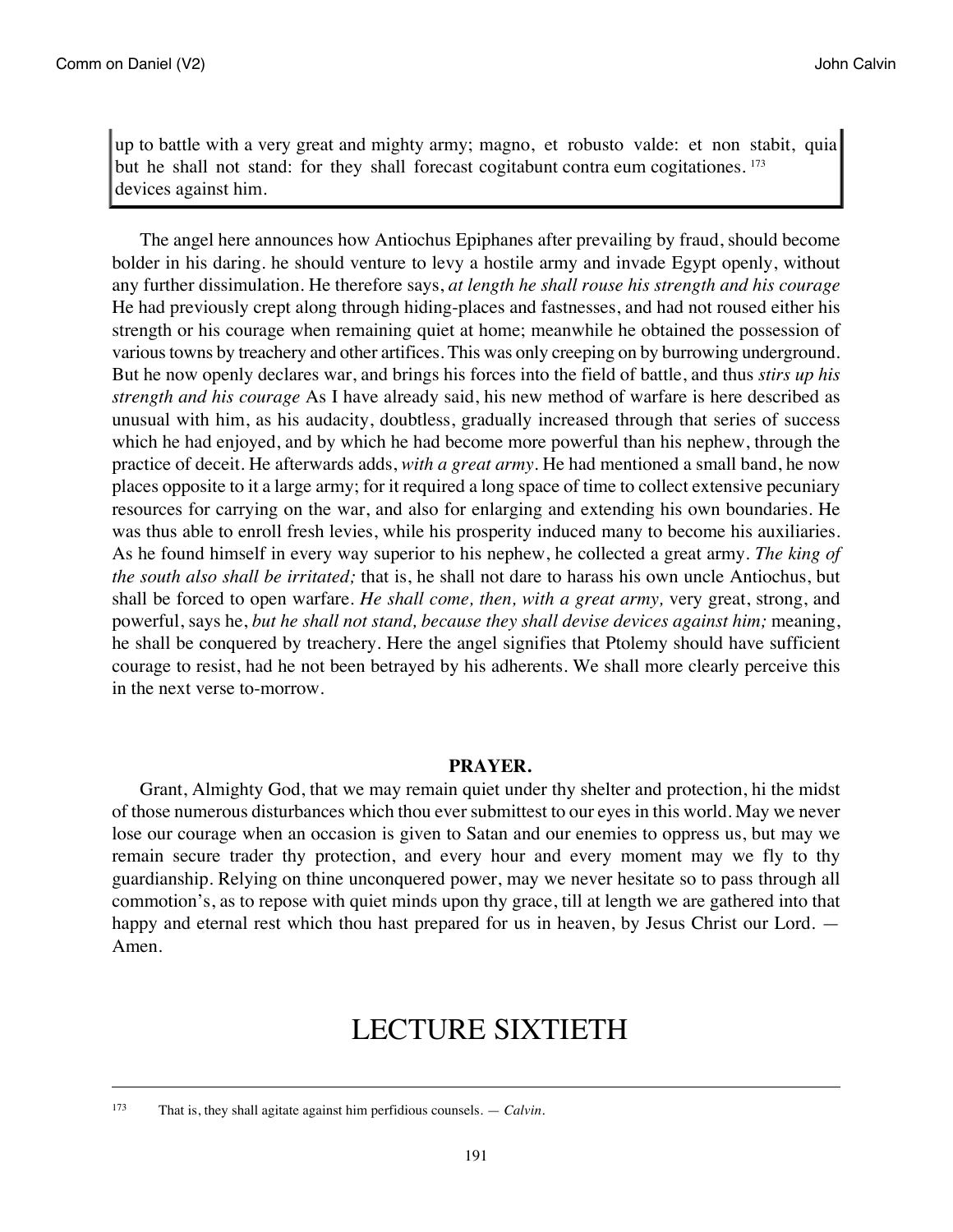| | |
|---|---|
| up to battle with a very great and mighty army; but he shall not stand: for they shall forecast devices against him. | magno, et robusto valde: et non stabit, quia cogitabunt contra eum cogitationes. [173] |

The angel here announces how Antiochus Epiphanes after prevailing by fraud, should become bolder in his daring. he should venture to levy a hostile army and invade Egypt openly, without any further dissimulation. He therefore says, *at length he shall rouse his strength and his courage* He had previously crept along through hiding-places and fastnesses, and had not roused either his strength or his courage when remaining quiet at home; meanwhile he obtained the possession of various towns by treachery and other artifices. This was only creeping on by burrowing underground. But he now openly declares war, and brings his forces into the field of battle, and thus *stirs up his strength and his courage* As I have already said, his new method of warfare is here described as unusual with him, as his audacity, doubtless, gradually increased through that series of success which he had enjoyed, and by which he had become more powerful than his nephew, through the practice of deceit. He afterwards adds, *with a great army*. He had mentioned a small band, he now places opposite to it a large army; for it required a long space of time to collect extensive pecuniary resources for carrying on the war, and also for enlarging and extending his own boundaries. He was thus able to enroll fresh levies, while his prosperity induced many to become his auxiliaries. As he found himself in every way superior to his nephew, he collected a great army. *The king of the south also shall be irritated;* that is, he shall not dare to harass his own uncle Antiochus, but shall be forced to open warfare. *He shall come, then, with a great army,* very great, strong, and powerful, says he, *but he shall not stand, because they shall devise devices against him;* meaning, he shall be conquered by treachery. Here the angel signifies that Ptolemy should have sufficient courage to resist, had he not been betrayed by his adherents. We shall more clearly perceive this in the next verse to-morrow.

**PRAYER.**

Grant, Almighty God, that we may remain quiet under thy shelter and protection, hi the midst of those numerous disturbances which thou ever submittest to our eyes in this world. May we never lose our courage when an occasion is given to Satan and our enemies to oppress us, but may we remain secure trader thy protection, and every hour and every moment may we fly to thy guardianship. Relying on thine unconquered power, may we never hesitate so to pass through all commotion's, as to repose with quiet minds upon thy grace, till at length we are gathered into that happy and eternal rest which thou hast prepared for us in heaven, by Jesus Christ our Lord. — Amen.

# LECTURE SIXTIETH

[173] That is, they shall agitate against him perfidious counsels. — *Calvin*.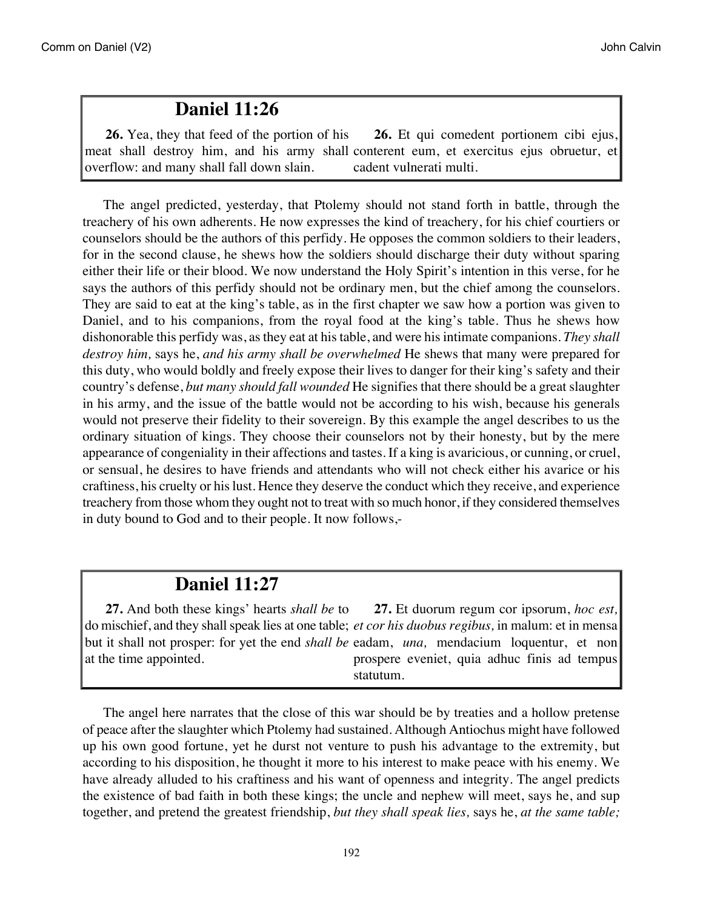## Daniel 11:26

| | |
|---|---|
| **26.** Yea, they that feed of the portion of his meat shall destroy him, and his army shall overflow: and many shall fall down slain. | **26.** Et qui comedent portionem cibi ejus, conterent eum, et exercitus ejus obruetur, et cadent vulnerati multi. |

The angel predicted, yesterday, that Ptolemy should not stand forth in battle, through the treachery of his own adherents. He now expresses the kind of treachery, for his chief courtiers or counselors should be the authors of this perfidy. He opposes the common soldiers to their leaders, for in the second clause, he shews how the soldiers should discharge their duty without sparing either their life or their blood. We now understand the Holy Spirit's intention in this verse, for he says the authors of this perfidy should not be ordinary men, but the chief among the counselors. They are said to eat at the king's table, as in the first chapter we saw how a portion was given to Daniel, and to his companions, from the royal food at the king's table. Thus he shews how dishonorable this perfidy was, as they eat at his table, and were his intimate companions. *They shall destroy him,* says he, *and his army shall be overwhelmed* He shews that many were prepared for this duty, who would boldly and freely expose their lives to danger for their king's safety and their country's defense, *but many should fall wounded* He signifies that there should be a great slaughter in his army, and the issue of the battle would not be according to his wish, because his generals would not preserve their fidelity to their sovereign. By this example the angel describes to us the ordinary situation of kings. They choose their counselors not by their honesty, but by the mere appearance of congeniality in their affections and tastes. If a king is avaricious, or cunning, or cruel, or sensual, he desires to have friends and attendants who will not check either his avarice or his craftiness, his cruelty or his lust. Hence they deserve the conduct which they receive, and experience treachery from those whom they ought not to treat with so much honor, if they considered themselves in duty bound to God and to their people. It now follows,-

## Daniel 11:27

| | |
|---|---|
| **27.** And both these kings' hearts *shall be* to do mischief, and they shall speak lies at one table; but it shall not prosper: for yet the end *shall be* at the time appointed. | **27.** Et duorum regum cor ipsorum, *hoc est, et cor his duobus regibus,* in malum: et in mensa eadam, *una,* mendacium loquentur, et non prospere eveniet, quia adhuc finis ad tempus statutum. |

The angel here narrates that the close of this war should be by treaties and a hollow pretense of peace after the slaughter which Ptolemy had sustained. Although Antiochus might have followed up his own good fortune, yet he durst not venture to push his advantage to the extremity, but according to his disposition, he thought it more to his interest to make peace with his enemy. We have already alluded to his craftiness and his want of openness and integrity. The angel predicts the existence of bad faith in both these kings; the uncle and nephew will meet, says he, and sup together, and pretend the greatest friendship, *but they shall speak lies,* says he, *at the same table;*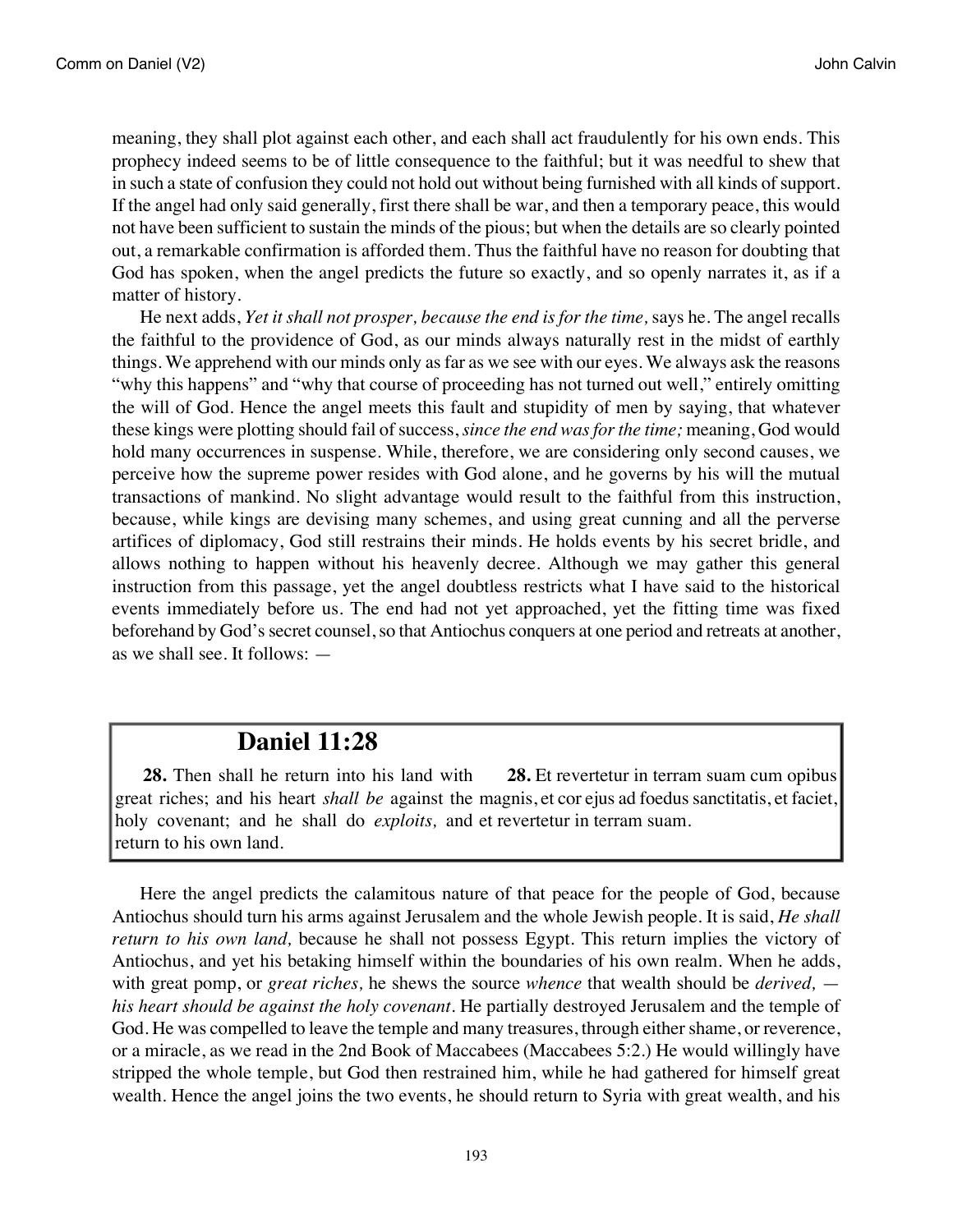meaning, they shall plot against each other, and each shall act fraudulently for his own ends. This prophecy indeed seems to be of little consequence to the faithful; but it was needful to shew that in such a state of confusion they could not hold out without being furnished with all kinds of support. If the angel had only said generally, first there shall be war, and then a temporary peace, this would not have been sufficient to sustain the minds of the pious; but when the details are so clearly pointed out, a remarkable confirmation is afforded them. Thus the faithful have no reason for doubting that God has spoken, when the angel predicts the future so exactly, and so openly narrates it, as if a matter of history.

He next adds, *Yet it shall not prosper, because the end is for the time,* says he. The angel recalls the faithful to the providence of God, as our minds always naturally rest in the midst of earthly things. We apprehend with our minds only as far as we see with our eyes. We always ask the reasons "why this happens" and "why that course of proceeding has not turned out well," entirely omitting the will of God. Hence the angel meets this fault and stupidity of men by saying, that whatever these kings were plotting should fail of success, *since the end was for the time;* meaning, God would hold many occurrences in suspense. While, therefore, we are considering only second causes, we perceive how the supreme power resides with God alone, and he governs by his will the mutual transactions of mankind. No slight advantage would result to the faithful from this instruction, because, while kings are devising many schemes, and using great cunning and all the perverse artifices of diplomacy, God still restrains their minds. He holds events by his secret bridle, and allows nothing to happen without his heavenly decree. Although we may gather this general instruction from this passage, yet the angel doubtless restricts what I have said to the historical events immediately before us. The end had not yet approached, yet the fitting time was fixed beforehand by God's secret counsel, so that Antiochus conquers at one period and retreats at another, as we shall see. It follows: —

## Daniel 11:28

| | |
|---|---|
| **28.** Then shall he return into his land with great riches; and his heart *shall be* against the holy covenant; and he shall do *exploits,* and return to his own land. | **28.** Et revertetur in terram suam cum opibus magnis, et cor ejus ad foedus sanctitatis, et faciet, et revertetur in terram suam. |

Here the angel predicts the calamitous nature of that peace for the people of God, because Antiochus should turn his arms against Jerusalem and the whole Jewish people. It is said, *He shall return to his own land,* because he shall not possess Egypt. This return implies the victory of Antiochus, and yet his betaking himself within the boundaries of his own realm. When he adds, with great pomp, or *great riches,* he shews the source *whence* that wealth should be *derived, — his heart should be against the holy covenant*. He partially destroyed Jerusalem and the temple of God. He was compelled to leave the temple and many treasures, through either shame, or reverence, or a miracle, as we read in the 2nd Book of Maccabees (Maccabees 5:2.) He would willingly have stripped the whole temple, but God then restrained him, while he had gathered for himself great wealth. Hence the angel joins the two events, he should return to Syria with great wealth, and his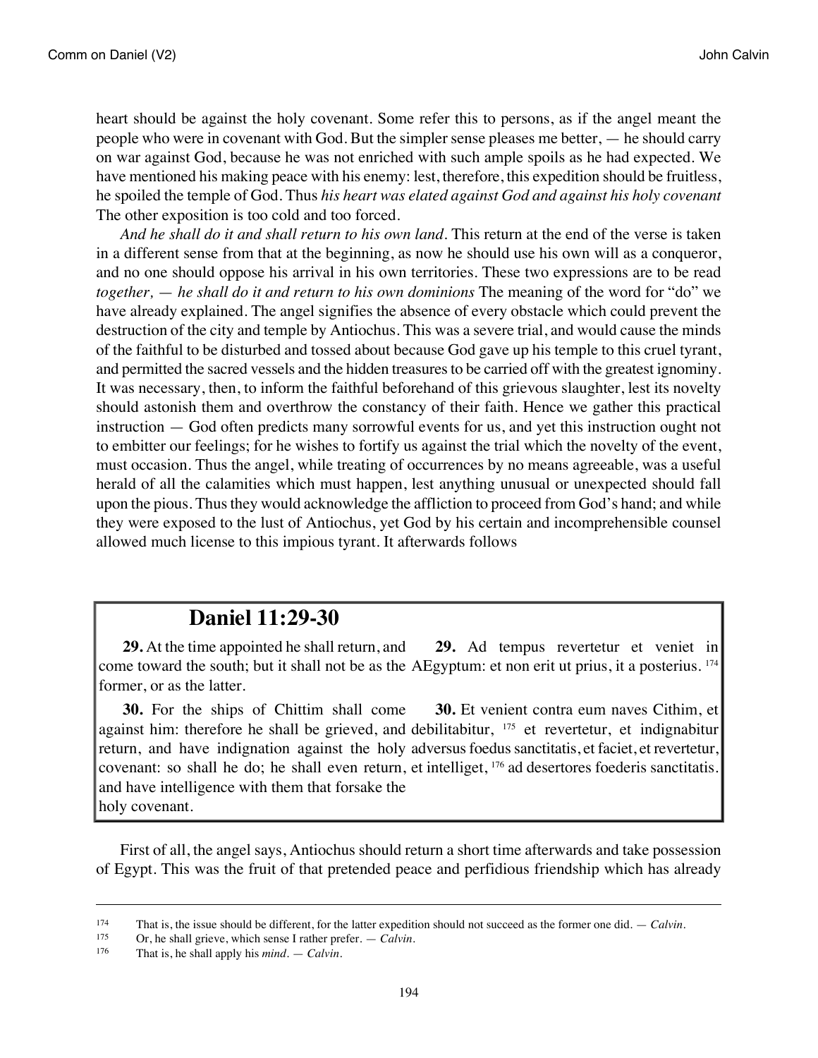heart should be against the holy covenant. Some refer this to persons, as if the angel meant the people who were in covenant with God. But the simpler sense pleases me better, — he should carry on war against God, because he was not enriched with such ample spoils as he had expected. We have mentioned his making peace with his enemy: lest, therefore, this expedition should be fruitless, he spoiled the temple of God. Thus *his heart was elated against God and against his holy covenant* The other exposition is too cold and too forced.

*And he shall do it and shall return to his own land*. This return at the end of the verse is taken in a different sense from that at the beginning, as now he should use his own will as a conqueror, and no one should oppose his arrival in his own territories. These two expressions are to be read *together, — he shall do it and return to his own dominions* The meaning of the word for "do" we have already explained. The angel signifies the absence of every obstacle which could prevent the destruction of the city and temple by Antiochus. This was a severe trial, and would cause the minds of the faithful to be disturbed and tossed about because God gave up his temple to this cruel tyrant, and permitted the sacred vessels and the hidden treasures to be carried off with the greatest ignominy. It was necessary, then, to inform the faithful beforehand of this grievous slaughter, lest its novelty should astonish them and overthrow the constancy of their faith. Hence we gather this practical instruction — God often predicts many sorrowful events for us, and yet this instruction ought not to embitter our feelings; for he wishes to fortify us against the trial which the novelty of the event, must occasion. Thus the angel, while treating of occurrences by no means agreeable, was a useful herald of all the calamities which must happen, lest anything unusual or unexpected should fall upon the pious. Thus they would acknowledge the affliction to proceed from God's hand; and while they were exposed to the lust of Antiochus, yet God by his certain and incomprehensible counsel allowed much license to this impious tyrant. It afterwards follows

## Daniel 11:29-30

| | |
|---|---|
| **29.** At the time appointed he shall return, and come toward the south; but it shall not be as the former, or as the latter. | **29.** Ad tempus revertetur et veniet in AEgyptum: et non erit ut prius, it a posterius. [174] |
| **30.** For the ships of Chittim shall come against him: therefore he shall be grieved, and return, and have indignation against the holy covenant: so shall he do; he shall even return, and have intelligence with them that forsake the holy covenant. | **30.** Et venient contra eum naves Cithim, et debilitabitur, [175] et revertetur, et indignabitur adversus foedus sanctitatis, et faciet, et revertetur, et intelliget, [176] ad desertores foederis sanctitatis. |

First of all, the angel says, Antiochus should return a short time afterwards and take possession of Egypt. This was the fruit of that pretended peace and perfidious friendship which has already

---

[174] That is, the issue should be different, for the latter expedition should not succeed as the former one did. — *Calvin*.

[175] Or, he shall grieve, which sense I rather prefer. — *Calvin*.

[176] That is, he shall apply his *mind*. — *Calvin*.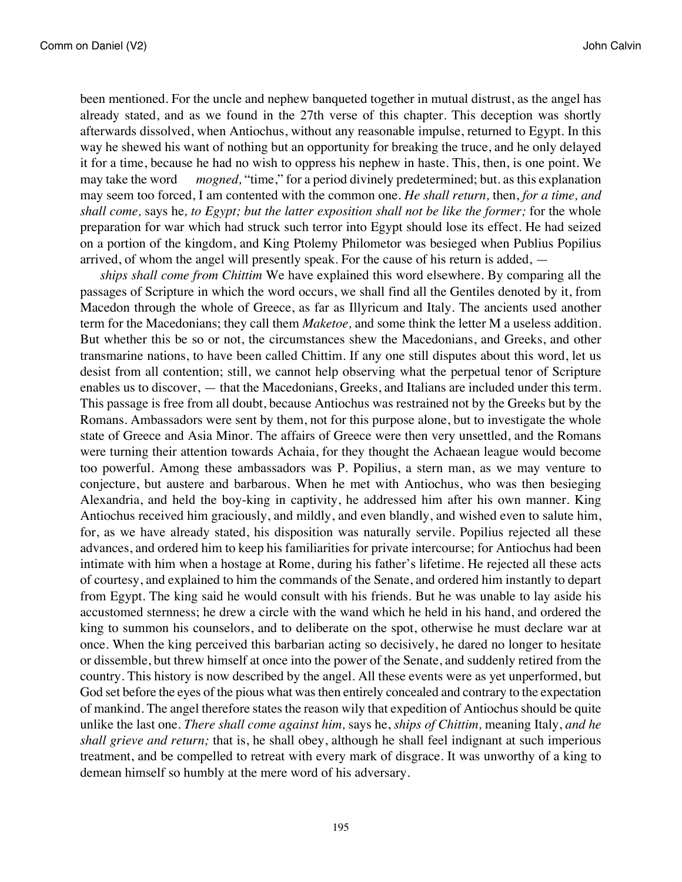been mentioned. For the uncle and nephew banqueted together in mutual distrust, as the angel has already stated, and as we found in the 27th verse of this chapter. This deception was shortly afterwards dissolved, when Antiochus, without any reasonable impulse, returned to Egypt. In this way he shewed his want of nothing but an opportunity for breaking the truce, and he only delayed it for a time, because he had no wish to oppress his nephew in haste. This, then, is one point. We may take the word *mogned,* "time," for a period divinely predetermined; but. as this explanation may seem too forced, I am contented with the common one. *He shall return,* then, *for a time, and shall come,* says he*, to Egypt; but the latter exposition shall not be like the former;* for the whole preparation for war which had struck such terror into Egypt should lose its effect. He had seized on a portion of the kingdom, and King Ptolemy Philometor was besieged when Publius Popilius arrived, of whom the angel will presently speak. For the cause of his return is added, —

*ships shall come from Chittim* We have explained this word elsewhere. By comparing all the passages of Scripture in which the word occurs, we shall find all the Gentiles denoted by it, from Macedon through the whole of Greece, as far as Illyricum and Italy. The ancients used another term for the Macedonians; they call them *Maketoe,* and some think the letter M a useless addition. But whether this be so or not, the circumstances shew the Macedonians, and Greeks, and other transmarine nations, to have been called Chittim. If any one still disputes about this word, let us desist from all contention; still, we cannot help observing what the perpetual tenor of Scripture enables us to discover, — that the Macedonians, Greeks, and Italians are included under this term. This passage is free from all doubt, because Antiochus was restrained not by the Greeks but by the Romans. Ambassadors were sent by them, not for this purpose alone, but to investigate the whole state of Greece and Asia Minor. The affairs of Greece were then very unsettled, and the Romans were turning their attention towards Achaia, for they thought the Achaean league would become too powerful. Among these ambassadors was P. Popilius, a stern man, as we may venture to conjecture, but austere and barbarous. When he met with Antiochus, who was then besieging Alexandria, and held the boy-king in captivity, he addressed him after his own manner. King Antiochus received him graciously, and mildly, and even blandly, and wished even to salute him, for, as we have already stated, his disposition was naturally servile. Popilius rejected all these advances, and ordered him to keep his familiarities for private intercourse; for Antiochus had been intimate with him when a hostage at Rome, during his father's lifetime. He rejected all these acts of courtesy, and explained to him the commands of the Senate, and ordered him instantly to depart from Egypt. The king said he would consult with his friends. But he was unable to lay aside his accustomed sternness; he drew a circle with the wand which he held in his hand, and ordered the king to summon his counselors, and to deliberate on the spot, otherwise he must declare war at once. When the king perceived this barbarian acting so decisively, he dared no longer to hesitate or dissemble, but threw himself at once into the power of the Senate, and suddenly retired from the country. This history is now described by the angel. All these events were as yet unperformed, but God set before the eyes of the pious what was then entirely concealed and contrary to the expectation of mankind. The angel therefore states the reason wily that expedition of Antiochus should be quite unlike the last one. *There shall come against him,* says he, *ships of Chittim,* meaning Italy, *and he shall grieve and return;* that is, he shall obey, although he shall feel indignant at such imperious treatment, and be compelled to retreat with every mark of disgrace. It was unworthy of a king to demean himself so humbly at the mere word of his adversary.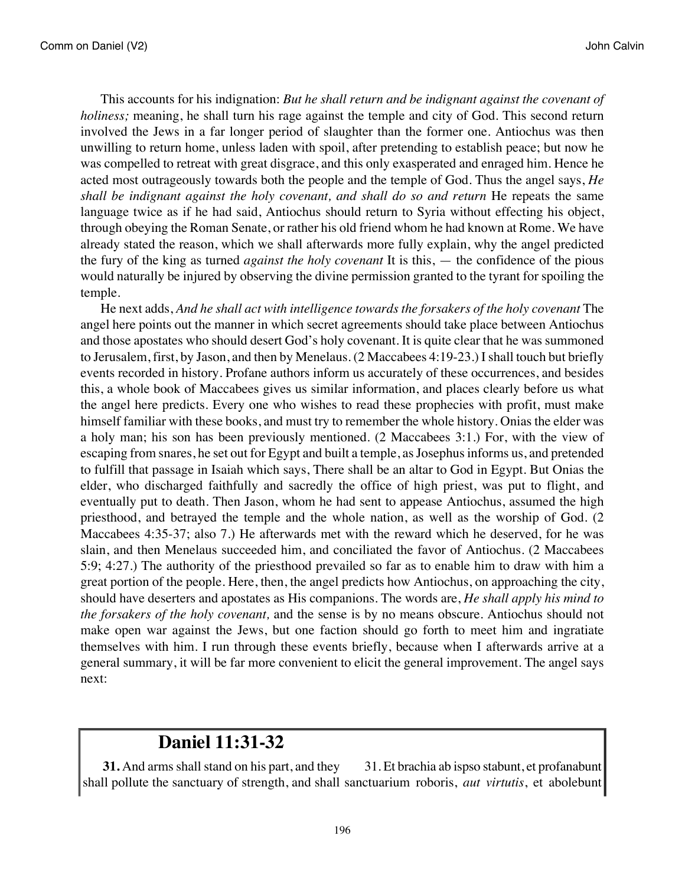This accounts for his indignation: *But he shall return and be indignant against the covenant of holiness;* meaning, he shall turn his rage against the temple and city of God. This second return involved the Jews in a far longer period of slaughter than the former one. Antiochus was then unwilling to return home, unless laden with spoil, after pretending to establish peace; but now he was compelled to retreat with great disgrace, and this only exasperated and enraged him. Hence he acted most outrageously towards both the people and the temple of God. Thus the angel says, *He shall be indignant against the holy covenant, and shall do so and return* He repeats the same language twice as if he had said, Antiochus should return to Syria without effecting his object, through obeying the Roman Senate, or rather his old friend whom he had known at Rome. We have already stated the reason, which we shall afterwards more fully explain, why the angel predicted the fury of the king as turned *against the holy covenant* It is this, — the confidence of the pious would naturally be injured by observing the divine permission granted to the tyrant for spoiling the temple.

He next adds, *And he shall act with intelligence towards the forsakers of the holy covenant* The angel here points out the manner in which secret agreements should take place between Antiochus and those apostates who should desert God's holy covenant. It is quite clear that he was summoned to Jerusalem, first, by Jason, and then by Menelaus. (2 Maccabees 4:19-23.) I shall touch but briefly events recorded in history. Profane authors inform us accurately of these occurrences, and besides this, a whole book of Maccabees gives us similar information, and places clearly before us what the angel here predicts. Every one who wishes to read these prophecies with profit, must make himself familiar with these books, and must try to remember the whole history. Onias the elder was a holy man; his son has been previously mentioned. (2 Maccabees 3:1.) For, with the view of escaping from snares, he set out for Egypt and built a temple, as Josephus informs us, and pretended to fulfill that passage in Isaiah which says, There shall be an altar to God in Egypt. But Onias the elder, who discharged faithfully and sacredly the office of high priest, was put to flight, and eventually put to death. Then Jason, whom he had sent to appease Antiochus, assumed the high priesthood, and betrayed the temple and the whole nation, as well as the worship of God. (2 Maccabees 4:35-37; also 7.) He afterwards met with the reward which he deserved, for he was slain, and then Menelaus succeeded him, and conciliated the favor of Antiochus. (2 Maccabees 5:9; 4:27.) The authority of the priesthood prevailed so far as to enable him to draw with him a great portion of the people. Here, then, the angel predicts how Antiochus, on approaching the city, should have deserters and apostates as His companions. The words are, *He shall apply his mind to the forsakers of the holy covenant,* and the sense is by no means obscure. Antiochus should not make open war against the Jews, but one faction should go forth to meet him and ingratiate themselves with him. I run through these events briefly, because when I afterwards arrive at a general summary, it will be far more convenient to elicit the general improvement. The angel says next:

## Daniel 11:31-32

| | |
|---|---|
| **31.** And arms shall stand on his part, and they shall pollute the sanctuary of strength, and shall | 31. Et brachia ab ispso stabunt, et profanabunt sanctuarium roboris, *aut virtutis*, et abolebunt |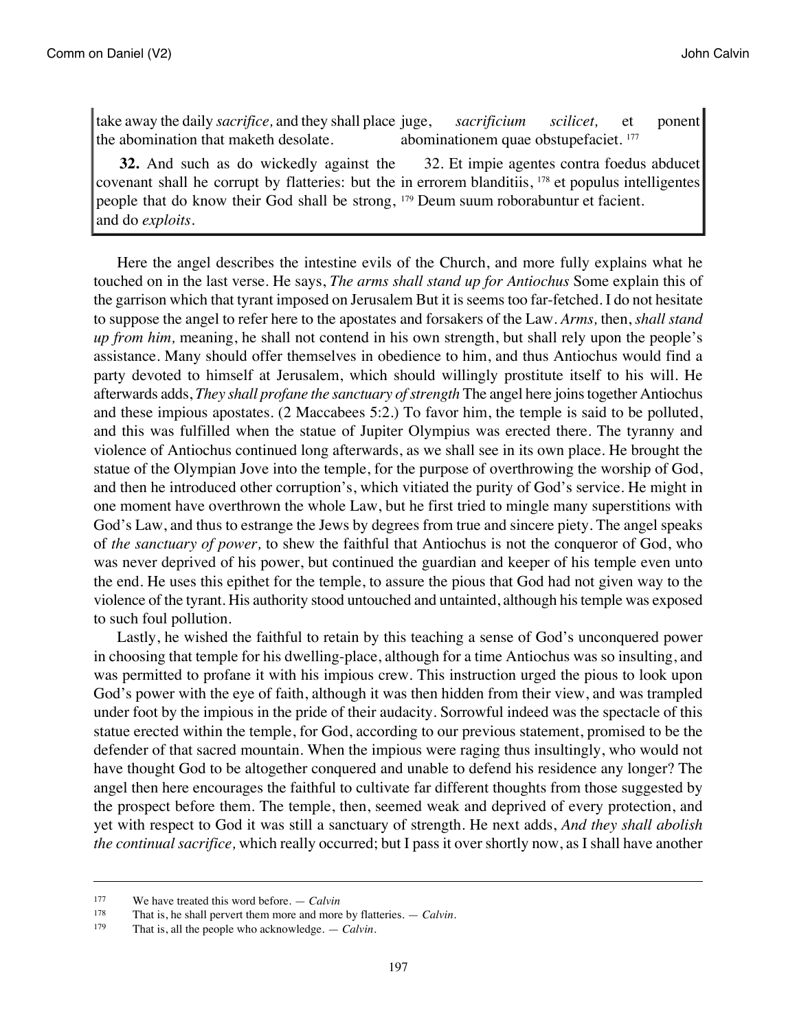| | |
|---|---|
| take away the daily *sacrifice,* and they shall place the abomination that maketh desolate. | juge, *sacrificium scilicet,* et ponent abominationem quae obstupefaciet. [177] |
| **32.** And such as do wickedly against the covenant shall he corrupt by flatteries: but the people that do know their God shall be strong, and do *exploits.* | 32. Et impie agentes contra foedus abducet in errorem blanditiis, [178] et populus intelligentes [179] Deum suum roborabuntur et facient. |

Here the angel describes the intestine evils of the Church, and more fully explains what he touched on in the last verse. He says, *The arms shall stand up for Antiochus* Some explain this of the garrison which that tyrant imposed on Jerusalem But it is seems too far-fetched. I do not hesitate to suppose the angel to refer here to the apostates and forsakers of the Law. *Arms,* then, *shall stand up from him,* meaning, he shall not contend in his own strength, but shall rely upon the people's assistance. Many should offer themselves in obedience to him, and thus Antiochus would find a party devoted to himself at Jerusalem, which should willingly prostitute itself to his will. He afterwards adds, *They shall profane the sanctuary of strength* The angel here joins together Antiochus and these impious apostates. (2 Maccabees 5:2.) To favor him, the temple is said to be polluted, and this was fulfilled when the statue of Jupiter Olympius was erected there. The tyranny and violence of Antiochus continued long afterwards, as we shall see in its own place. He brought the statue of the Olympian Jove into the temple, for the purpose of overthrowing the worship of God, and then he introduced other corruption's, which vitiated the purity of God's service. He might in one moment have overthrown the whole Law, but he first tried to mingle many superstitions with God's Law, and thus to estrange the Jews by degrees from true and sincere piety. The angel speaks of *the sanctuary of power,* to shew the faithful that Antiochus is not the conqueror of God, who was never deprived of his power, but continued the guardian and keeper of his temple even unto the end. He uses this epithet for the temple, to assure the pious that God had not given way to the violence of the tyrant. His authority stood untouched and untainted, although his temple was exposed to such foul pollution.

Lastly, he wished the faithful to retain by this teaching a sense of God's unconquered power in choosing that temple for his dwelling-place, although for a time Antiochus was so insulting, and was permitted to profane it with his impious crew. This instruction urged the pious to look upon God's power with the eye of faith, although it was then hidden from their view, and was trampled under foot by the impious in the pride of their audacity. Sorrowful indeed was the spectacle of this statue erected within the temple, for God, according to our previous statement, promised to be the defender of that sacred mountain. When the impious were raging thus insultingly, who would not have thought God to be altogether conquered and unable to defend his residence any longer? The angel then here encourages the faithful to cultivate far different thoughts from those suggested by the prospect before them. The temple, then, seemed weak and deprived of every protection, and yet with respect to God it was still a sanctuary of strength. He next adds, *And they shall abolish the continual sacrifice,* which really occurred; but I pass it over shortly now, as I shall have another

---

[177] We have treated this word before. — *Calvin*

[178] That is, he shall pervert them more and more by flatteries. — *Calvin.*

[179] That is, all the people who acknowledge. — *Calvin.*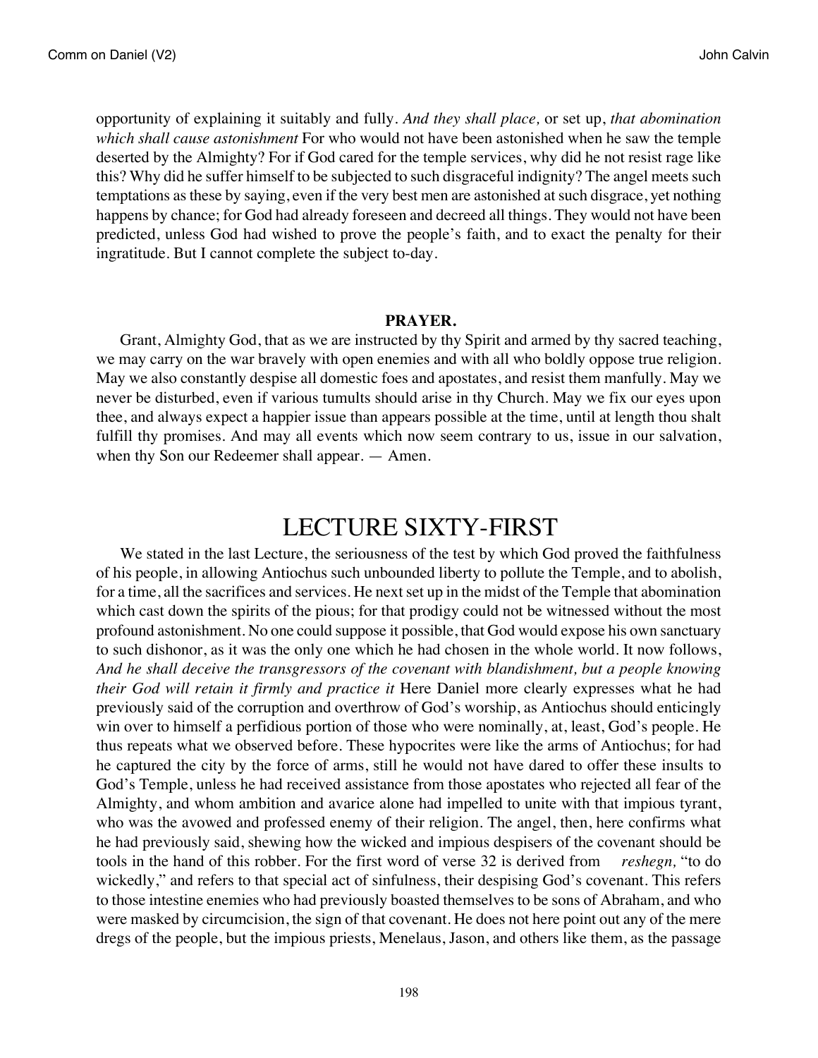opportunity of explaining it suitably and fully. *And they shall place,* or set up, *that abomination which shall cause astonishment* For who would not have been astonished when he saw the temple deserted by the Almighty? For if God cared for the temple services, why did he not resist rage like this? Why did he suffer himself to be subjected to such disgraceful indignity? The angel meets such temptations as these by saying, even if the very best men are astonished at such disgrace, yet nothing happens by chance; for God had already foreseen and decreed all things. They would not have been predicted, unless God had wished to prove the people's faith, and to exact the penalty for their ingratitude. But I cannot complete the subject to-day.

**PRAYER.**

Grant, Almighty God, that as we are instructed by thy Spirit and armed by thy sacred teaching, we may carry on the war bravely with open enemies and with all who boldly oppose true religion. May we also constantly despise all domestic foes and apostates, and resist them manfully. May we never be disturbed, even if various tumults should arise in thy Church. May we fix our eyes upon thee, and always expect a happier issue than appears possible at the time, until at length thou shalt fulfill thy promises. And may all events which now seem contrary to us, issue in our salvation, when thy Son our Redeemer shall appear. — Amen.

# LECTURE SIXTY-FIRST

We stated in the last Lecture, the seriousness of the test by which God proved the faithfulness of his people, in allowing Antiochus such unbounded liberty to pollute the Temple, and to abolish, for a time, all the sacrifices and services. He next set up in the midst of the Temple that abomination which cast down the spirits of the pious; for that prodigy could not be witnessed without the most profound astonishment. No one could suppose it possible, that God would expose his own sanctuary to such dishonor, as it was the only one which he had chosen in the whole world. It now follows, *And he shall deceive the transgressors of the covenant with blandishment, but a people knowing their God will retain it firmly and practice it* Here Daniel more clearly expresses what he had previously said of the corruption and overthrow of God's worship, as Antiochus should enticingly win over to himself a perfidious portion of those who were nominally, at, least, God's people. He thus repeats what we observed before. These hypocrites were like the arms of Antiochus; for had he captured the city by the force of arms, still he would not have dared to offer these insults to God's Temple, unless he had received assistance from those apostates who rejected all fear of the Almighty, and whom ambition and avarice alone had impelled to unite with that impious tyrant, who was the avowed and professed enemy of their religion. The angel, then, here confirms what he had previously said, shewing how the wicked and impious despisers of the covenant should be tools in the hand of this robber. For the first word of verse 32 is derived from *reshegn,* "to do wickedly," and refers to that special act of sinfulness, their despising God's covenant. This refers to those intestine enemies who had previously boasted themselves to be sons of Abraham, and who were masked by circumcision, the sign of that covenant. He does not here point out any of the mere dregs of the people, but the impious priests, Menelaus, Jason, and others like them, as the passage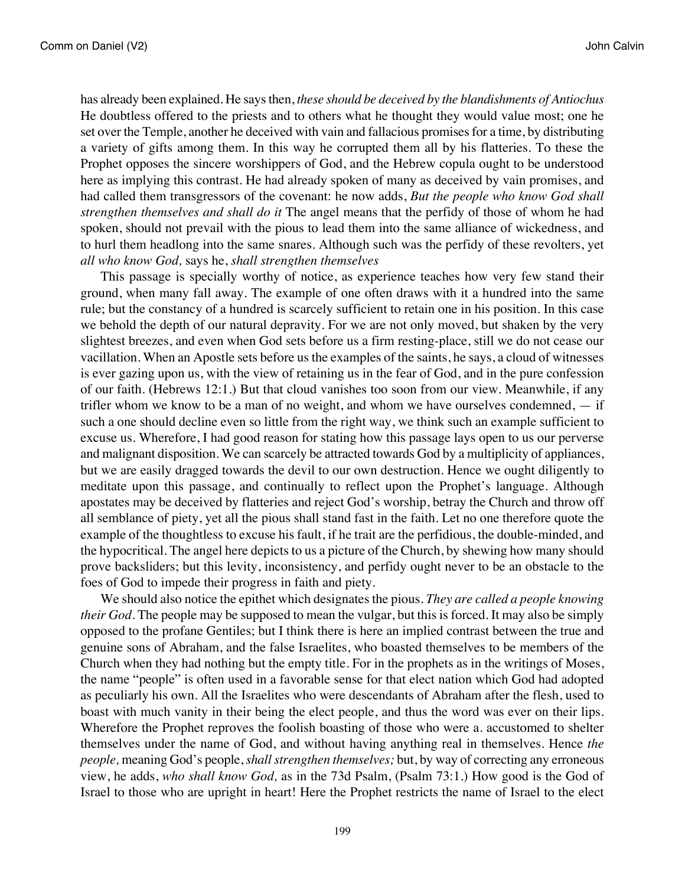has already been explained. He says then, *these should be deceived by the blandishments of Antiochus* He doubtless offered to the priests and to others what he thought they would value most; one he set over the Temple, another he deceived with vain and fallacious promises for a time, by distributing a variety of gifts among them. In this way he corrupted them all by his flatteries. To these the Prophet opposes the sincere worshippers of God, and the Hebrew copula ought to be understood here as implying this contrast. He had already spoken of many as deceived by vain promises, and had called them transgressors of the covenant: he now adds, *But the people who know God shall strengthen themselves and shall do it* The angel means that the perfidy of those of whom he had spoken, should not prevail with the pious to lead them into the same alliance of wickedness, and to hurl them headlong into the same snares. Although such was the perfidy of these revolters, yet *all who know God,* says he, *shall strengthen themselves*

This passage is specially worthy of notice, as experience teaches how very few stand their ground, when many fall away. The example of one often draws with it a hundred into the same rule; but the constancy of a hundred is scarcely sufficient to retain one in his position. In this case we behold the depth of our natural depravity. For we are not only moved, but shaken by the very slightest breezes, and even when God sets before us a firm resting-place, still we do not cease our vacillation. When an Apostle sets before us the examples of the saints, he says, a cloud of witnesses is ever gazing upon us, with the view of retaining us in the fear of God, and in the pure confession of our faith. (Hebrews 12:1.) But that cloud vanishes too soon from our view. Meanwhile, if any trifler whom we know to be a man of no weight, and whom we have ourselves condemned, — if such a one should decline even so little from the right way, we think such an example sufficient to excuse us. Wherefore, I had good reason for stating how this passage lays open to us our perverse and malignant disposition. We can scarcely be attracted towards God by a multiplicity of appliances, but we are easily dragged towards the devil to our own destruction. Hence we ought diligently to meditate upon this passage, and continually to reflect upon the Prophet's language. Although apostates may be deceived by flatteries and reject God's worship, betray the Church and throw off all semblance of piety, yet all the pious shall stand fast in the faith. Let no one therefore quote the example of the thoughtless to excuse his fault, if he trait are the perfidious, the double-minded, and the hypocritical. The angel here depicts to us a picture of the Church, by shewing how many should prove backsliders; but this levity, inconsistency, and perfidy ought never to be an obstacle to the foes of God to impede their progress in faith and piety.

We should also notice the epithet which designates the pious. *They are called a people knowing their God*. The people may be supposed to mean the vulgar, but this is forced. It may also be simply opposed to the profane Gentiles; but I think there is here an implied contrast between the true and genuine sons of Abraham, and the false Israelites, who boasted themselves to be members of the Church when they had nothing but the empty title. For in the prophets as in the writings of Moses, the name "people" is often used in a favorable sense for that elect nation which God had adopted as peculiarly his own. All the Israelites who were descendants of Abraham after the flesh, used to boast with much vanity in their being the elect people, and thus the word was ever on their lips. Wherefore the Prophet reproves the foolish boasting of those who were a. accustomed to shelter themselves under the name of God, and without having anything real in themselves. Hence *the people,* meaning God's people, *shall strengthen themselves;* but, by way of correcting any erroneous view, he adds, *who shall know God,* as in the 73d Psalm, (Psalm 73:1.) How good is the God of Israel to those who are upright in heart! Here the Prophet restricts the name of Israel to the elect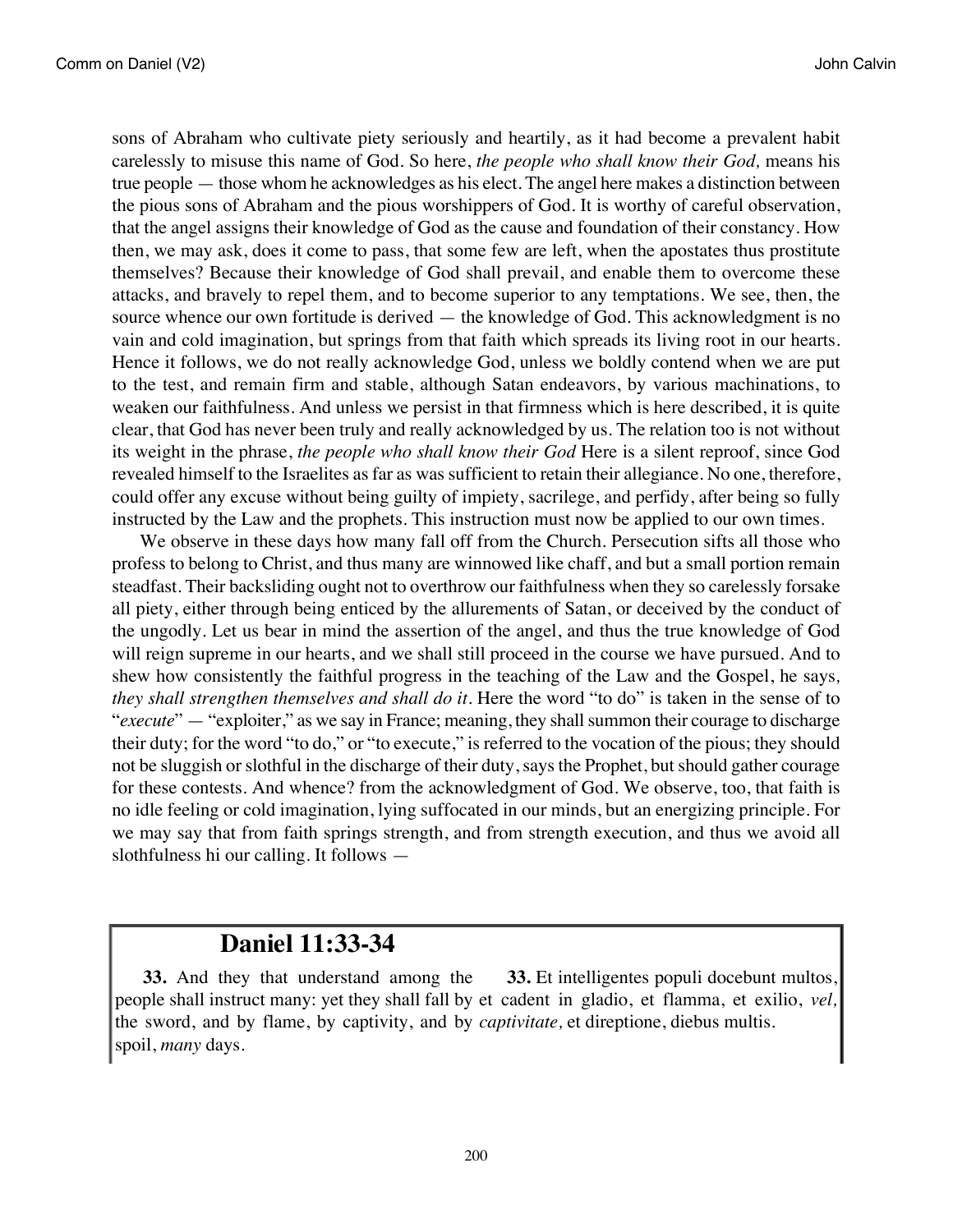sons of Abraham who cultivate piety seriously and heartily, as it had become a prevalent habit carelessly to misuse this name of God. So here, *the people who shall know their God,* means his true people — those whom he acknowledges as his elect. The angel here makes a distinction between the pious sons of Abraham and the pious worshippers of God. It is worthy of careful observation, that the angel assigns their knowledge of God as the cause and foundation of their constancy. How then, we may ask, does it come to pass, that some few are left, when the apostates thus prostitute themselves? Because their knowledge of God shall prevail, and enable them to overcome these attacks, and bravely to repel them, and to become superior to any temptations. We see, then, the source whence our own fortitude is derived — the knowledge of God. This acknowledgment is no vain and cold imagination, but springs from that faith which spreads its living root in our hearts. Hence it follows, we do not really acknowledge God, unless we boldly contend when we are put to the test, and remain firm and stable, although Satan endeavors, by various machinations, to weaken our faithfulness. And unless we persist in that firmness which is here described, it is quite clear, that God has never been truly and really acknowledged by us. The relation too is not without its weight in the phrase, *the people who shall know their God* Here is a silent reproof, since God revealed himself to the Israelites as far as was sufficient to retain their allegiance. No one, therefore, could offer any excuse without being guilty of impiety, sacrilege, and perfidy, after being so fully instructed by the Law and the prophets. This instruction must now be applied to our own times.

We observe in these days how many fall off from the Church. Persecution sifts all those who profess to belong to Christ, and thus many are winnowed like chaff, and but a small portion remain steadfast. Their backsliding ought not to overthrow our faithfulness when they so carelessly forsake all piety, either through being enticed by the allurements of Satan, or deceived by the conduct of the ungodly. Let us bear in mind the assertion of the angel, and thus the true knowledge of God will reign supreme in our hearts, and we shall still proceed in the course we have pursued. And to shew how consistently the faithful progress in the teaching of the Law and the Gospel, he says, *they shall strengthen themselves and shall do it*. Here the word "to do" is taken in the sense of to "*execute*" — "exploiter," as we say in France; meaning, they shall summon their courage to discharge their duty; for the word "to do," or "to execute," is referred to the vocation of the pious; they should not be sluggish or slothful in the discharge of their duty, says the Prophet, but should gather courage for these contests. And whence? from the acknowledgment of God. We observe, too, that faith is no idle feeling or cold imagination, lying suffocated in our minds, but an energizing principle. For we may say that from faith springs strength, and from strength execution, and thus we avoid all slothfulness hi our calling. It follows —

## Daniel 11:33-34

| | |
|---|---|
| **33.** And they that understand among the people shall instruct many: yet they shall fall by the sword, and by flame, by captivity, and by spoil, *many* days. | **33.** Et intelligentes populi docebunt multos, et cadent in gladio, et flamma, et exilio, *vel, captivitate,* et direptione, diebus multis. |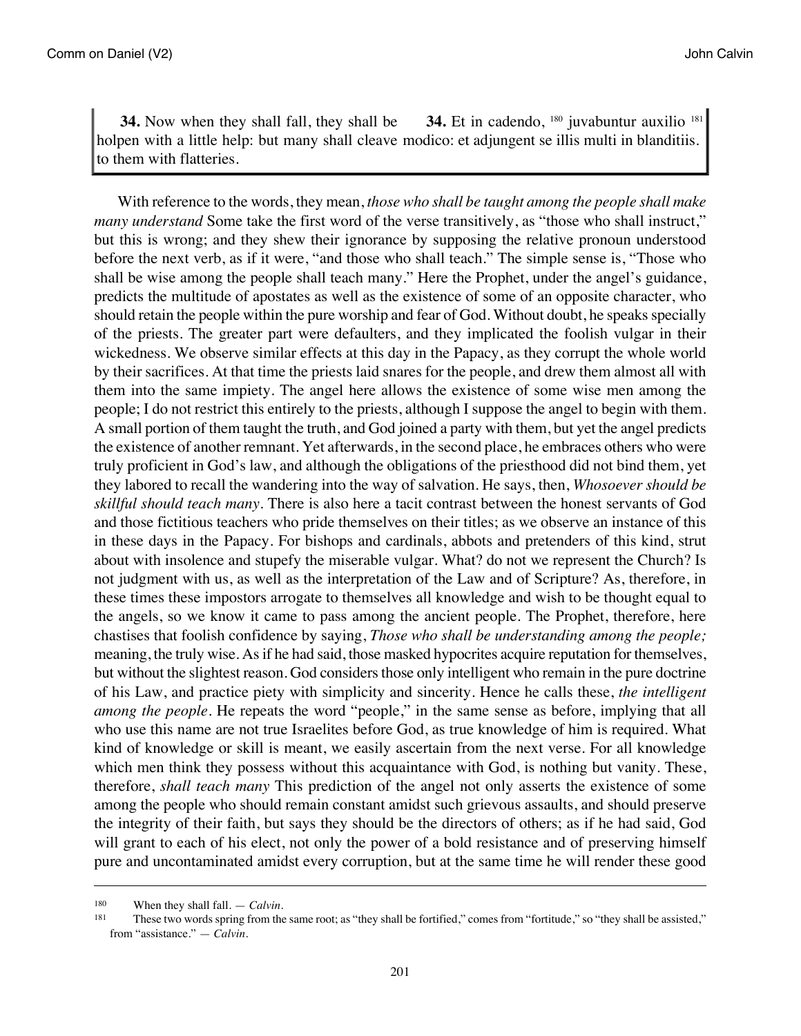| | |
|---|---|
| **34.** Now when they shall fall, they shall be holpen with a little help: but many shall cleave to them with flatteries. | **34.** Et in cadendo, [180] juvabuntur auxilio [181] modico: et adjungent se illis multi in blanditiis. |

With reference to the words, they mean, *those who shall be taught among the people shall make many understand* Some take the first word of the verse transitively, as "those who shall instruct," but this is wrong; and they shew their ignorance by supposing the relative pronoun understood before the next verb, as if it were, "and those who shall teach." The simple sense is, "Those who shall be wise among the people shall teach many." Here the Prophet, under the angel's guidance, predicts the multitude of apostates as well as the existence of some of an opposite character, who should retain the people within the pure worship and fear of God. Without doubt, he speaks specially of the priests. The greater part were defaulters, and they implicated the foolish vulgar in their wickedness. We observe similar effects at this day in the Papacy, as they corrupt the whole world by their sacrifices. At that time the priests laid snares for the people, and drew them almost all with them into the same impiety. The angel here allows the existence of some wise men among the people; I do not restrict this entirely to the priests, although I suppose the angel to begin with them. A small portion of them taught the truth, and God joined a party with them, but yet the angel predicts the existence of another remnant. Yet afterwards, in the second place, he embraces others who were truly proficient in God's law, and although the obligations of the priesthood did not bind them, yet they labored to recall the wandering into the way of salvation. He says, then, *Whosoever should be skillful should teach many*. There is also here a tacit contrast between the honest servants of God and those fictitious teachers who pride themselves on their titles; as we observe an instance of this in these days in the Papacy. For bishops and cardinals, abbots and pretenders of this kind, strut about with insolence and stupefy the miserable vulgar. What? do not we represent the Church? Is not judgment with us, as well as the interpretation of the Law and of Scripture? As, therefore, in these times these impostors arrogate to themselves all knowledge and wish to be thought equal to the angels, so we know it came to pass among the ancient people. The Prophet, therefore, here chastises that foolish confidence by saying, *Those who shall be understanding among the people;* meaning, the truly wise. As if he had said, those masked hypocrites acquire reputation for themselves, but without the slightest reason. God considers those only intelligent who remain in the pure doctrine of his Law, and practice piety with simplicity and sincerity. Hence he calls these, *the intelligent among the people*. He repeats the word "people," in the same sense as before, implying that all who use this name are not true Israelites before God, as true knowledge of him is required. What kind of knowledge or skill is meant, we easily ascertain from the next verse. For all knowledge which men think they possess without this acquaintance with God, is nothing but vanity. These, therefore, *shall teach many* This prediction of the angel not only asserts the existence of some among the people who should remain constant amidst such grievous assaults, and should preserve the integrity of their faith, but says they should be the directors of others; as if he had said, God will grant to each of his elect, not only the power of a bold resistance and of preserving himself pure and uncontaminated amidst every corruption, but at the same time he will render these good

---

[180] When they shall fall. — *Calvin*.

[181] These two words spring from the same root; as "they shall be fortified," comes from "fortitude," so "they shall be assisted," from "assistance." — *Calvin*.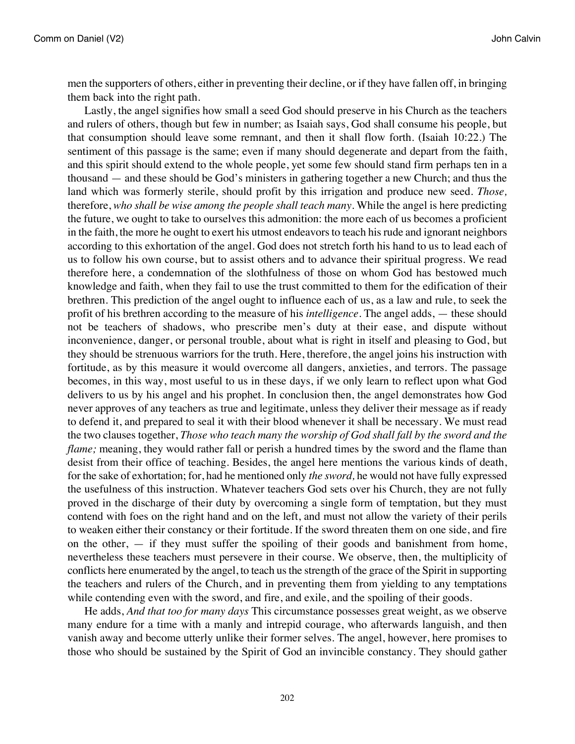men the supporters of others, either in preventing their decline, or if they have fallen off, in bringing them back into the right path.

Lastly, the angel signifies how small a seed God should preserve in his Church as the teachers and rulers of others, though but few in number; as Isaiah says, God shall consume his people, but that consumption should leave some remnant, and then it shall flow forth. (Isaiah 10:22.) The sentiment of this passage is the same; even if many should degenerate and depart from the faith, and this spirit should extend to the whole people, yet some few should stand firm perhaps ten in a thousand — and these should be God's ministers in gathering together a new Church; and thus the land which was formerly sterile, should profit by this irrigation and produce new seed. *Those,* therefore, *who shall be wise among the people shall teach many.* While the angel is here predicting the future, we ought to take to ourselves this admonition: the more each of us becomes a proficient in the faith, the more he ought to exert his utmost endeavors to teach his rude and ignorant neighbors according to this exhortation of the angel. God does not stretch forth his hand to us to lead each of us to follow his own course, but to assist others and to advance their spiritual progress. We read therefore here, a condemnation of the slothfulness of those on whom God has bestowed much knowledge and faith, when they fail to use the trust committed to them for the edification of their brethren. This prediction of the angel ought to influence each of us, as a law and rule, to seek the profit of his brethren according to the measure of his *intelligence*. The angel adds, — these should not be teachers of shadows, who prescribe men's duty at their ease, and dispute without inconvenience, danger, or personal trouble, about what is right in itself and pleasing to God, but they should be strenuous warriors for the truth. Here, therefore, the angel joins his instruction with fortitude, as by this measure it would overcome all dangers, anxieties, and terrors. The passage becomes, in this way, most useful to us in these days, if we only learn to reflect upon what God delivers to us by his angel and his prophet. In conclusion then, the angel demonstrates how God never approves of any teachers as true and legitimate, unless they deliver their message as if ready to defend it, and prepared to seal it with their blood whenever it shall be necessary. We must read the two clauses together, *Those who teach many the worship of God shall fall by the sword and the flame;* meaning, they would rather fall or perish a hundred times by the sword and the flame than desist from their office of teaching. Besides, the angel here mentions the various kinds of death, for the sake of exhortation; for, had he mentioned only *the sword,* he would not have fully expressed the usefulness of this instruction. Whatever teachers God sets over his Church, they are not fully proved in the discharge of their duty by overcoming a single form of temptation, but they must contend with foes on the right hand and on the left, and must not allow the variety of their perils to weaken either their constancy or their fortitude. If the sword threaten them on one side, and fire on the other, — if they must suffer the spoiling of their goods and banishment from home, nevertheless these teachers must persevere in their course. We observe, then, the multiplicity of conflicts here enumerated by the angel, to teach us the strength of the grace of the Spirit in supporting the teachers and rulers of the Church, and in preventing them from yielding to any temptations while contending even with the sword, and fire, and exile, and the spoiling of their goods.

He adds, *And that too for many days* This circumstance possesses great weight, as we observe many endure for a time with a manly and intrepid courage, who afterwards languish, and then vanish away and become utterly unlike their former selves. The angel, however, here promises to those who should be sustained by the Spirit of God an invincible constancy. They should gather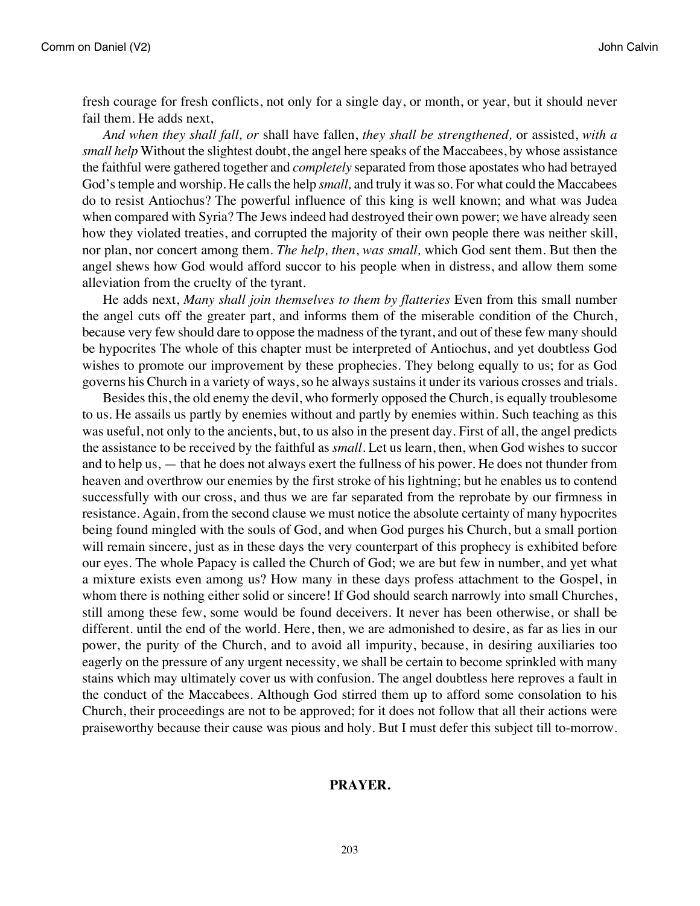fresh courage for fresh conflicts, not only for a single day, or month, or year, but it should never fail them. He adds next,

*And when they shall fall, or* shall have fallen, *they shall be strengthened,* or assisted, *with a small help* Without the slightest doubt, the angel here speaks of the Maccabees, by whose assistance the faithful were gathered together and *completely* separated from those apostates who had betrayed God's temple and worship. He calls the help *small,* and truly it was so. For what could the Maccabees do to resist Antiochus? The powerful influence of this king is well known; and what was Judea when compared with Syria? The Jews indeed had destroyed their own power; we have already seen how they violated treaties, and corrupted the majority of their own people there was neither skill, nor plan, nor concert among them. *The help, then*, *was small,* which God sent them. But then the angel shews how God would afford succor to his people when in distress, and allow them some alleviation from the cruelty of the tyrant.

He adds next, *Many shall join themselves to them by flatteries* Even from this small number the angel cuts off the greater part, and informs them of the miserable condition of the Church, because very few should dare to oppose the madness of the tyrant, and out of these few many should be hypocrites The whole of this chapter must be interpreted of Antiochus, and yet doubtless God wishes to promote our improvement by these prophecies. They belong equally to us; for as God governs his Church in a variety of ways, so he always sustains it under its various crosses and trials.

Besides this, the old enemy the devil, who formerly opposed the Church, is equally troublesome to us. He assails us partly by enemies without and partly by enemies within. Such teaching as this was useful, not only to the ancients, but, to us also in the present day. First of all, the angel predicts the assistance to be received by the faithful as *small*. Let us learn, then, when God wishes to succor and to help us, — that he does not always exert the fullness of his power. He does not thunder from heaven and overthrow our enemies by the first stroke of his lightning; but he enables us to contend successfully with our cross, and thus we are far separated from the reprobate by our firmness in resistance. Again, from the second clause we must notice the absolute certainty of many hypocrites being found mingled with the souls of God, and when God purges his Church, but a small portion will remain sincere, just as in these days the very counterpart of this prophecy is exhibited before our eyes. The whole Papacy is called the Church of God; we are but few in number, and yet what a mixture exists even among us? How many in these days profess attachment to the Gospel, in whom there is nothing either solid or sincere! If God should search narrowly into small Churches, still among these few, some would be found deceivers. It never has been otherwise, or shall be different. until the end of the world. Here, then, we are admonished to desire, as far as lies in our power, the purity of the Church, and to avoid all impurity, because, in desiring auxiliaries too eagerly on the pressure of any urgent necessity, we shall be certain to become sprinkled with many stains which may ultimately cover us with confusion. The angel doubtless here reproves a fault in the conduct of the Maccabees. Although God stirred them up to afford some consolation to his Church, their proceedings are not to be approved; for it does not follow that all their actions were praiseworthy because their cause was pious and holy. But I must defer this subject till to-morrow.

**PRAYER.**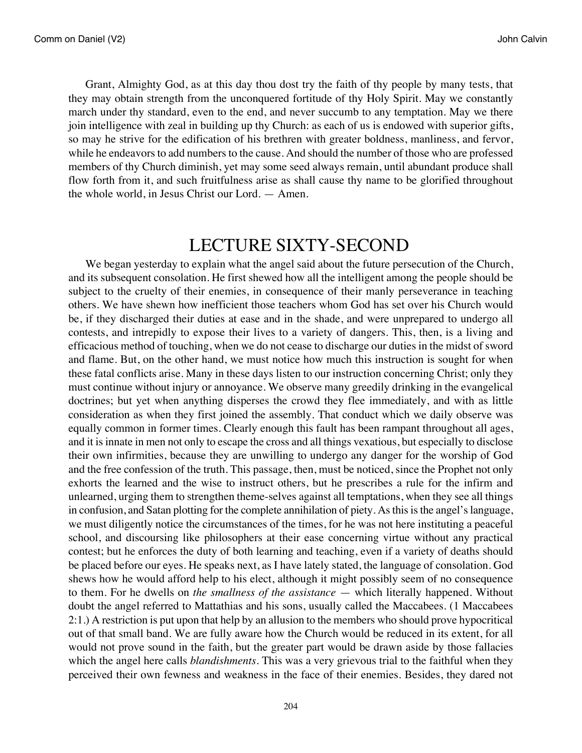Grant, Almighty God, as at this day thou dost try the faith of thy people by many tests, that they may obtain strength from the unconquered fortitude of thy Holy Spirit. May we constantly march under thy standard, even to the end, and never succumb to any temptation. May we there join intelligence with zeal in building up thy Church: as each of us is endowed with superior gifts, so may he strive for the edification of his brethren with greater boldness, manliness, and fervor, while he endeavors to add numbers to the cause. And should the number of those who are professed members of thy Church diminish, yet may some seed always remain, until abundant produce shall flow forth from it, and such fruitfulness arise as shall cause thy name to be glorified throughout the whole world, in Jesus Christ our Lord. — Amen.

# LECTURE SIXTY-SECOND

We began yesterday to explain what the angel said about the future persecution of the Church, and its subsequent consolation. He first shewed how all the intelligent among the people should be subject to the cruelty of their enemies, in consequence of their manly perseverance in teaching others. We have shewn how inefficient those teachers whom God has set over his Church would be, if they discharged their duties at ease and in the shade, and were unprepared to undergo all contests, and intrepidly to expose their lives to a variety of dangers. This, then, is a living and efficacious method of touching, when we do not cease to discharge our duties in the midst of sword and flame. But, on the other hand, we must notice how much this instruction is sought for when these fatal conflicts arise. Many in these days listen to our instruction concerning Christ; only they must continue without injury or annoyance. We observe many greedily drinking in the evangelical doctrines; but yet when anything disperses the crowd they flee immediately, and with as little consideration as when they first joined the assembly. That conduct which we daily observe was equally common in former times. Clearly enough this fault has been rampant throughout all ages, and it is innate in men not only to escape the cross and all things vexatious, but especially to disclose their own infirmities, because they are unwilling to undergo any danger for the worship of God and the free confession of the truth. This passage, then, must be noticed, since the Prophet not only exhorts the learned and the wise to instruct others, but he prescribes a rule for the infirm and unlearned, urging them to strengthen theme-selves against all temptations, when they see all things in confusion, and Satan plotting for the complete annihilation of piety. As this is the angel's language, we must diligently notice the circumstances of the times, for he was not here instituting a peaceful school, and discoursing like philosophers at their ease concerning virtue without any practical contest; but he enforces the duty of both learning and teaching, even if a variety of deaths should be placed before our eyes. He speaks next, as I have lately stated, the language of consolation. God shews how he would afford help to his elect, although it might possibly seem of no consequence to them. For he dwells on *the smallness of the assistance* — which literally happened. Without doubt the angel referred to Mattathias and his sons, usually called the Maccabees. (1 Maccabees 2:1.) A restriction is put upon that help by an allusion to the members who should prove hypocritical out of that small band. We are fully aware how the Church would be reduced in its extent, for all would not prove sound in the faith, but the greater part would be drawn aside by those fallacies which the angel here calls *blandishments*. This was a very grievous trial to the faithful when they perceived their own fewness and weakness in the face of their enemies. Besides, they dared not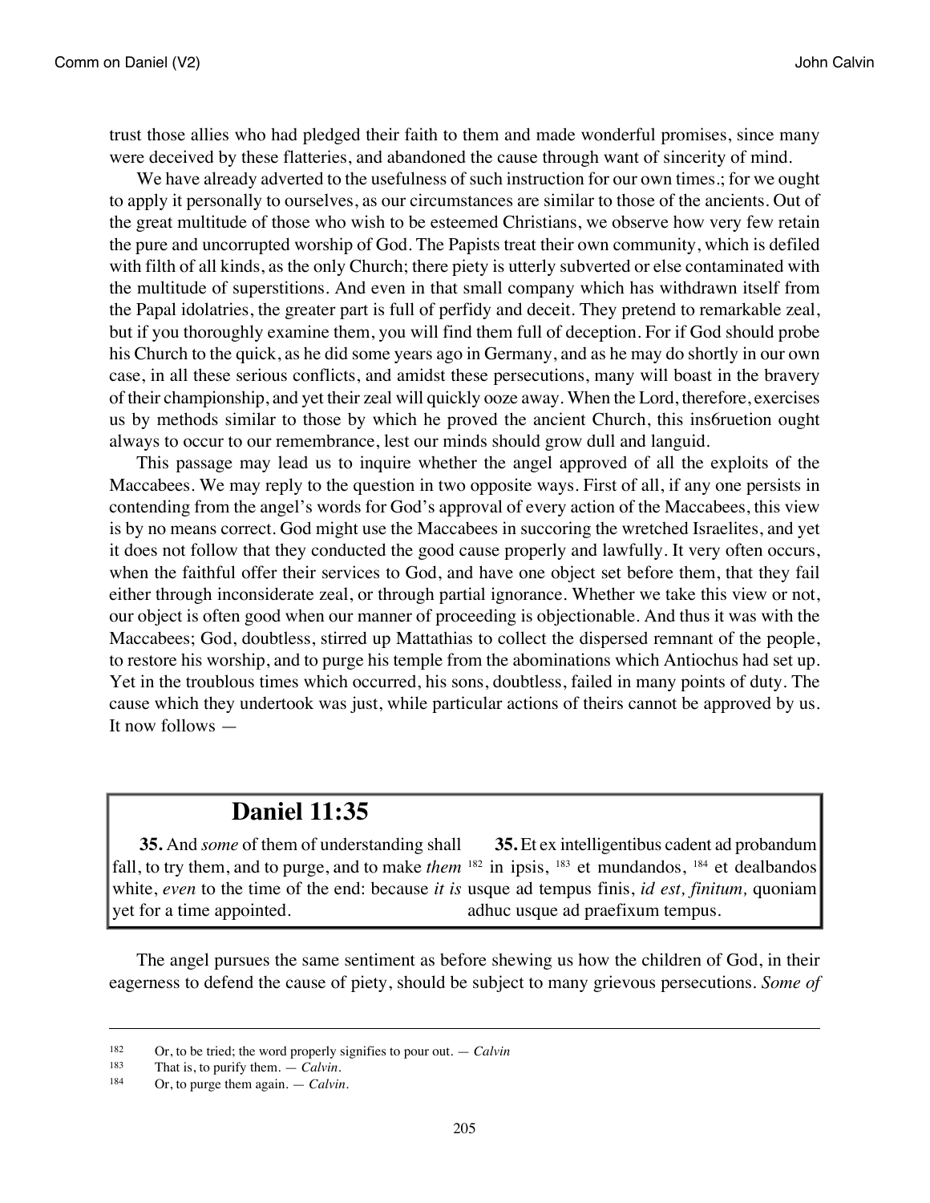trust those allies who had pledged their faith to them and made wonderful promises, since many were deceived by these flatteries, and abandoned the cause through want of sincerity of mind.

We have already adverted to the usefulness of such instruction for our own times.; for we ought to apply it personally to ourselves, as our circumstances are similar to those of the ancients. Out of the great multitude of those who wish to be esteemed Christians, we observe how very few retain the pure and uncorrupted worship of God. The Papists treat their own community, which is defiled with filth of all kinds, as the only Church; there piety is utterly subverted or else contaminated with the multitude of superstitions. And even in that small company which has withdrawn itself from the Papal idolatries, the greater part is full of perfidy and deceit. They pretend to remarkable zeal, but if you thoroughly examine them, you will find them full of deception. For if God should probe his Church to the quick, as he did some years ago in Germany, and as he may do shortly in our own case, in all these serious conflicts, and amidst these persecutions, many will boast in the bravery of their championship, and yet their zeal will quickly ooze away. When the Lord, therefore, exercises us by methods similar to those by which he proved the ancient Church, this ins6ruetion ought always to occur to our remembrance, lest our minds should grow dull and languid.

This passage may lead us to inquire whether the angel approved of all the exploits of the Maccabees. We may reply to the question in two opposite ways. First of all, if any one persists in contending from the angel's words for God's approval of every action of the Maccabees, this view is by no means correct. God might use the Maccabees in succoring the wretched Israelites, and yet it does not follow that they conducted the good cause properly and lawfully. It very often occurs, when the faithful offer their services to God, and have one object set before them, that they fail either through inconsiderate zeal, or through partial ignorance. Whether we take this view or not, our object is often good when our manner of proceeding is objectionable. And thus it was with the Maccabees; God, doubtless, stirred up Mattathias to collect the dispersed remnant of the people, to restore his worship, and to purge his temple from the abominations which Antiochus had set up. Yet in the troublous times which occurred, his sons, doubtless, failed in many points of duty. The cause which they undertook was just, while particular actions of theirs cannot be approved by us. It now follows —

## Daniel 11:35

| | |
|---|---|
| **35.** And *some* of them of understanding shall fall, to try them, and to purge, and to make *them* white, *even* to the time of the end: because *it is* yet for a time appointed. | **35.** Et ex intelligentibus cadent ad probandum [182] in ipsis, [183] et mundandos, [184] et dealbandos usque ad tempus finis, *id est, finitum,* quoniam adhuc usque ad praefixum tempus. |

The angel pursues the same sentiment as before shewing us how the children of God, in their eagerness to defend the cause of piety, should be subject to many grievous persecutions. *Some of*

---

182 Or, to be tried; the word properly signifies to pour out. — *Calvin*

183 That is, to purify them. — *Calvin*.

184 Or, to purge them again. — *Calvin*.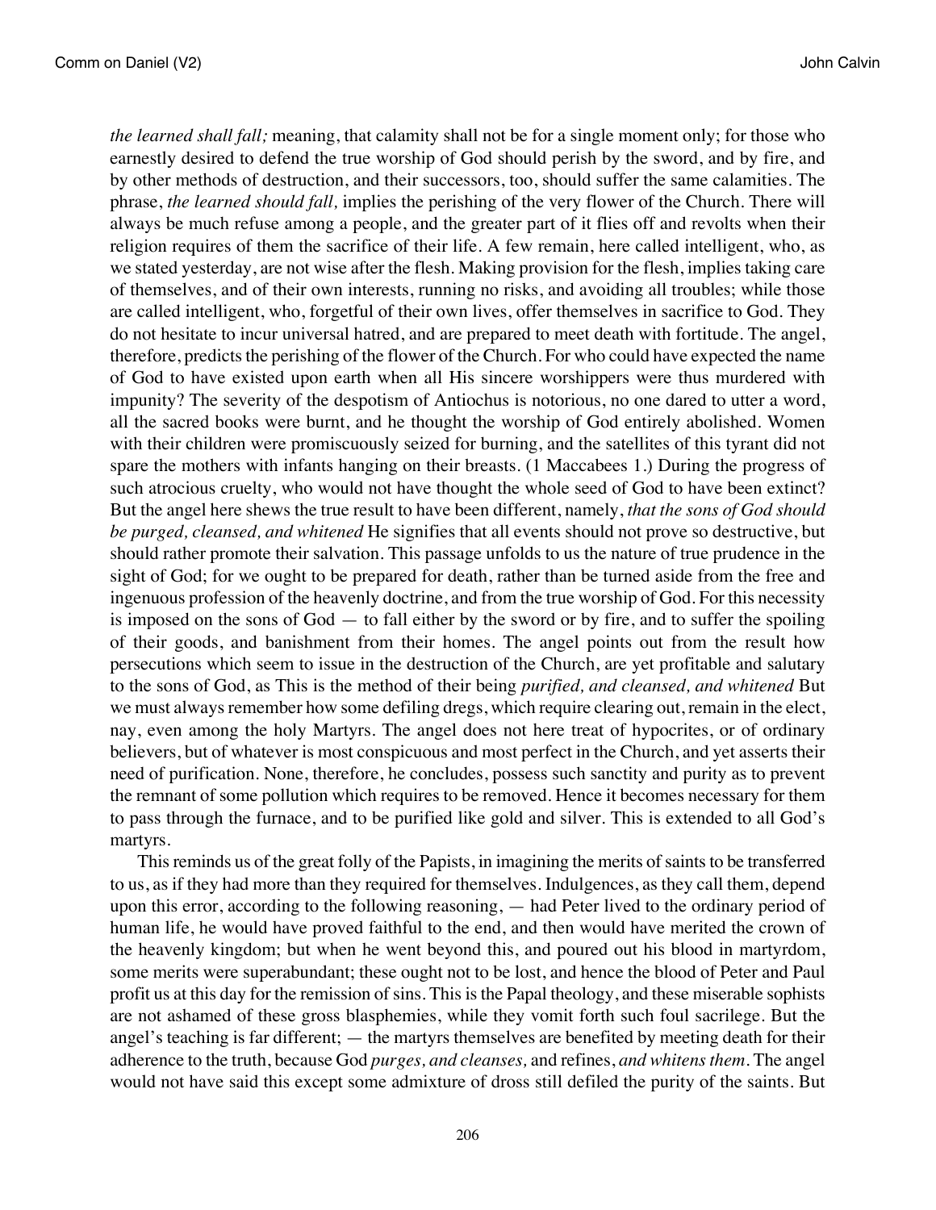*the learned shall fall;* meaning, that calamity shall not be for a single moment only; for those who earnestly desired to defend the true worship of God should perish by the sword, and by fire, and by other methods of destruction, and their successors, too, should suffer the same calamities. The phrase, *the learned should fall,* implies the perishing of the very flower of the Church. There will always be much refuse among a people, and the greater part of it flies off and revolts when their religion requires of them the sacrifice of their life. A few remain, here called intelligent, who, as we stated yesterday, are not wise after the flesh. Making provision for the flesh, implies taking care of themselves, and of their own interests, running no risks, and avoiding all troubles; while those are called intelligent, who, forgetful of their own lives, offer themselves in sacrifice to God. They do not hesitate to incur universal hatred, and are prepared to meet death with fortitude. The angel, therefore, predicts the perishing of the flower of the Church. For who could have expected the name of God to have existed upon earth when all His sincere worshippers were thus murdered with impunity? The severity of the despotism of Antiochus is notorious, no one dared to utter a word, all the sacred books were burnt, and he thought the worship of God entirely abolished. Women with their children were promiscuously seized for burning, and the satellites of this tyrant did not spare the mothers with infants hanging on their breasts. (1 Maccabees 1.) During the progress of such atrocious cruelty, who would not have thought the whole seed of God to have been extinct? But the angel here shews the true result to have been different, namely, *that the sons of God should be purged, cleansed, and whitened* He signifies that all events should not prove so destructive, but should rather promote their salvation. This passage unfolds to us the nature of true prudence in the sight of God; for we ought to be prepared for death, rather than be turned aside from the free and ingenuous profession of the heavenly doctrine, and from the true worship of God. For this necessity is imposed on the sons of God — to fall either by the sword or by fire, and to suffer the spoiling of their goods, and banishment from their homes. The angel points out from the result how persecutions which seem to issue in the destruction of the Church, are yet profitable and salutary to the sons of God, as This is the method of their being *purified, and cleansed, and whitened* But we must always remember how some defiling dregs, which require clearing out, remain in the elect, nay, even among the holy Martyrs. The angel does not here treat of hypocrites, or of ordinary believers, but of whatever is most conspicuous and most perfect in the Church, and yet asserts their need of purification. None, therefore, he concludes, possess such sanctity and purity as to prevent the remnant of some pollution which requires to be removed. Hence it becomes necessary for them to pass through the furnace, and to be purified like gold and silver. This is extended to all God's martyrs.

This reminds us of the great folly of the Papists, in imagining the merits of saints to be transferred to us, as if they had more than they required for themselves. Indulgences, as they call them, depend upon this error, according to the following reasoning, — had Peter lived to the ordinary period of human life, he would have proved faithful to the end, and then would have merited the crown of the heavenly kingdom; but when he went beyond this, and poured out his blood in martyrdom, some merits were superabundant; these ought not to be lost, and hence the blood of Peter and Paul profit us at this day for the remission of sins. This is the Papal theology, and these miserable sophists are not ashamed of these gross blasphemies, while they vomit forth such foul sacrilege. But the angel's teaching is far different; — the martyrs themselves are benefited by meeting death for their adherence to the truth, because God *purges, and cleanses,* and refines, *and whitens them.* The angel would not have said this except some admixture of dross still defiled the purity of the saints. But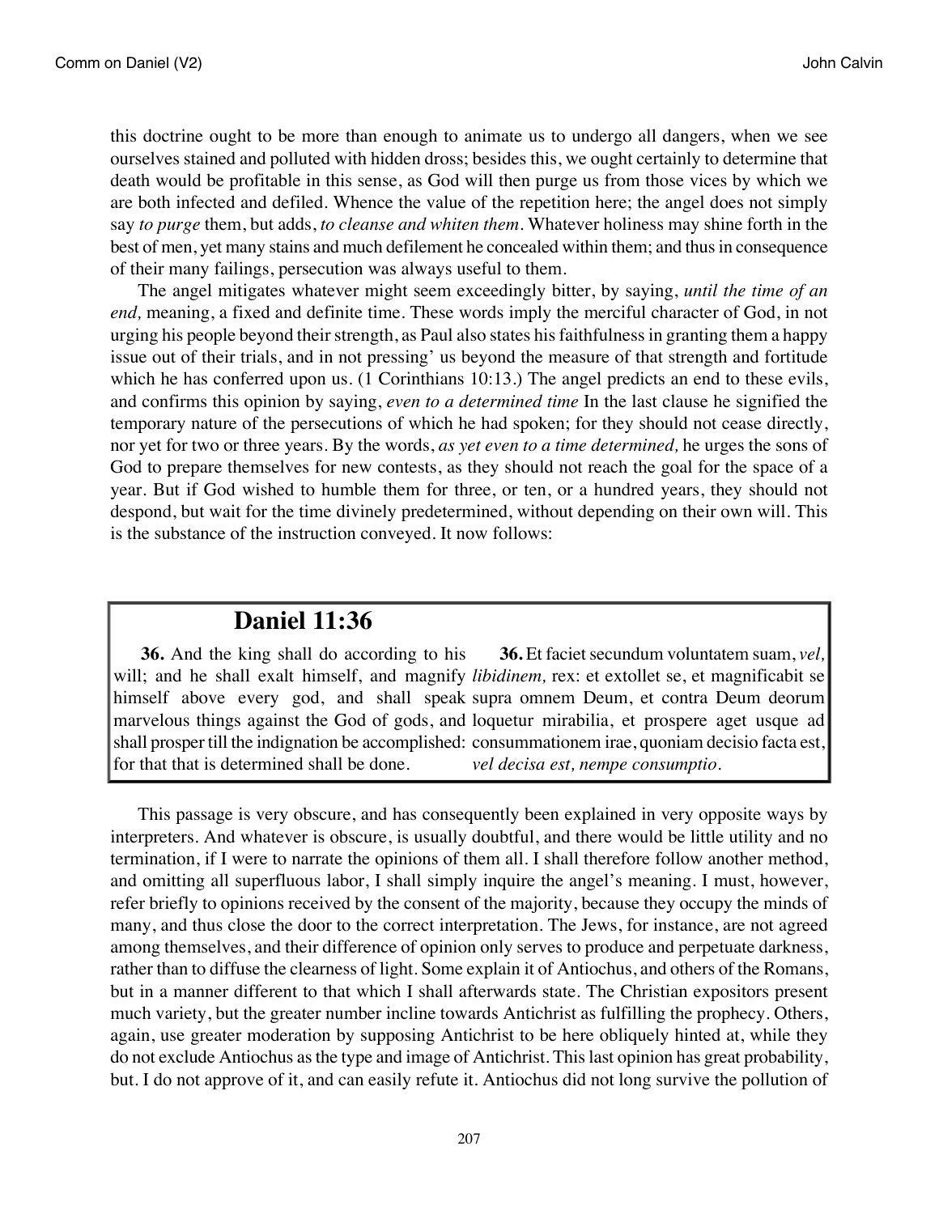this doctrine ought to be more than enough to animate us to undergo all dangers, when we see ourselves stained and polluted with hidden dross; besides this, we ought certainly to determine that death would be profitable in this sense, as God will then purge us from those vices by which we are both infected and defiled. Whence the value of the repetition here; the angel does not simply say *to purge* them, but adds, *to cleanse and whiten them.* Whatever holiness may shine forth in the best of men, yet many stains and much defilement he concealed within them; and thus in consequence of their many failings, persecution was always useful to them.

The angel mitigates whatever might seem exceedingly bitter, by saying, *until the time of an end,* meaning, a fixed and definite time. These words imply the merciful character of God, in not urging his people beyond their strength, as Paul also states his faithfulness in granting them a happy issue out of their trials, and in not pressing' us beyond the measure of that strength and fortitude which he has conferred upon us. (1 Corinthians 10:13.) The angel predicts an end to these evils, and confirms this opinion by saying, *even to a determined time* In the last clause he signified the temporary nature of the persecutions of which he had spoken; for they should not cease directly, nor yet for two or three years. By the words, *as yet even to a time determined,* he urges the sons of God to prepare themselves for new contests, as they should not reach the goal for the space of a year. But if God wished to humble them for three, or ten, or a hundred years, they should not despond, but wait for the time divinely predetermined, without depending on their own will. This is the substance of the instruction conveyed. It now follows:

## Daniel 11:36

| | |
|---|---|
| **36.** And the king shall do according to his will; and he shall exalt himself, and magnify himself above every god, and shall speak marvelous things against the God of gods, and shall prosper till the indignation be accomplished: for that that is determined shall be done. | **36.** Et faciet secundum voluntatem suam, *vel, libidinem,* rex: et extollet se, et magnificabit se supra omnem Deum, et contra Deum deorum loquetur mirabilia, et prospere aget usque ad consummationem irae, quoniam decisio facta est, *vel decisa est, nempe consumptio.* |

This passage is very obscure, and has consequently been explained in very opposite ways by interpreters. And whatever is obscure, is usually doubtful, and there would be little utility and no termination, if I were to narrate the opinions of them all. I shall therefore follow another method, and omitting all superfluous labor, I shall simply inquire the angel's meaning. I must, however, refer briefly to opinions received by the consent of the majority, because they occupy the minds of many, and thus close the door to the correct interpretation. The Jews, for instance, are not agreed among themselves, and their difference of opinion only serves to produce and perpetuate darkness, rather than to diffuse the clearness of light. Some explain it of Antiochus, and others of the Romans, but in a manner different to that which I shall afterwards state. The Christian expositors present much variety, but the greater number incline towards Antichrist as fulfilling the prophecy. Others, again, use greater moderation by supposing Antichrist to be here obliquely hinted at, while they do not exclude Antiochus as the type and image of Antichrist. This last opinion has great probability, but. I do not approve of it, and can easily refute it. Antiochus did not long survive the pollution of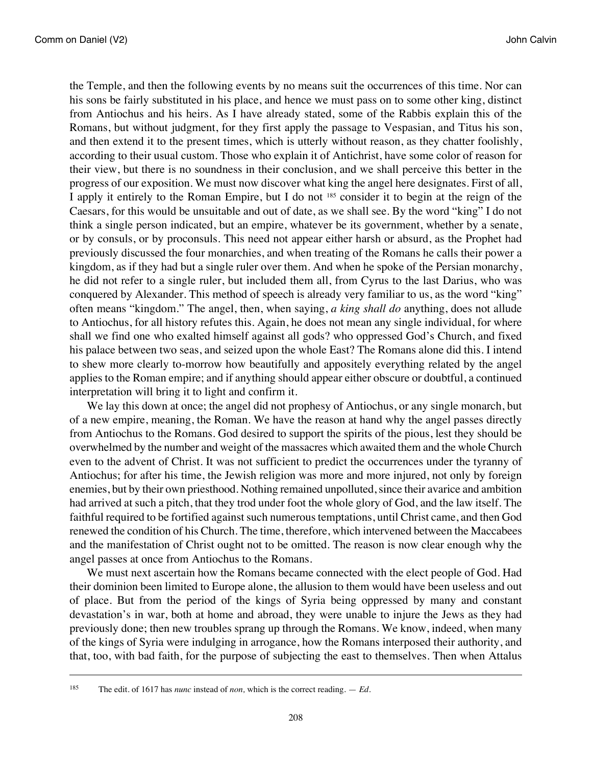the Temple, and then the following events by no means suit the occurrences of this time. Nor can his sons be fairly substituted in his place, and hence we must pass on to some other king, distinct from Antiochus and his heirs. As I have already stated, some of the Rabbis explain this of the Romans, but without judgment, for they first apply the passage to Vespasian, and Titus his son, and then extend it to the present times, which is utterly without reason, as they chatter foolishly, according to their usual custom. Those who explain it of Antichrist, have some color of reason for their view, but there is no soundness in their conclusion, and we shall perceive this better in the progress of our exposition. We must now discover what king the angel here designates. First of all, I apply it entirely to the Roman Empire, but I do not [185] consider it to begin at the reign of the Caesars, for this would be unsuitable and out of date, as we shall see. By the word "king" I do not think a single person indicated, but an empire, whatever be its government, whether by a senate, or by consuls, or by proconsuls. This need not appear either harsh or absurd, as the Prophet had previously discussed the four monarchies, and when treating of the Romans he calls their power a kingdom, as if they had but a single ruler over them. And when he spoke of the Persian monarchy, he did not refer to a single ruler, but included them all, from Cyrus to the last Darius, who was conquered by Alexander. This method of speech is already very familiar to us, as the word "king" often means "kingdom." The angel, then, when saying, *a king shall do* anything, does not allude to Antiochus, for all history refutes this. Again, he does not mean any single individual, for where shall we find one who exalted himself against all gods? who oppressed God's Church, and fixed his palace between two seas, and seized upon the whole East? The Romans alone did this. I intend to shew more clearly to-morrow how beautifully and appositely everything related by the angel applies to the Roman empire; and if anything should appear either obscure or doubtful, a continued interpretation will bring it to light and confirm it.

We lay this down at once; the angel did not prophesy of Antiochus, or any single monarch, but of a new empire, meaning, the Roman. We have the reason at hand why the angel passes directly from Antiochus to the Romans. God desired to support the spirits of the pious, lest they should be overwhelmed by the number and weight of the massacres which awaited them and the whole Church even to the advent of Christ. It was not sufficient to predict the occurrences under the tyranny of Antiochus; for after his time, the Jewish religion was more and more injured, not only by foreign enemies, but by their own priesthood. Nothing remained unpolluted, since their avarice and ambition had arrived at such a pitch, that they trod under foot the whole glory of God, and the law itself. The faithful required to be fortified against such numerous temptations, until Christ came, and then God renewed the condition of his Church. The time, therefore, which intervened between the Maccabees and the manifestation of Christ ought not to be omitted. The reason is now clear enough why the angel passes at once from Antiochus to the Romans.

We must next ascertain how the Romans became connected with the elect people of God. Had their dominion been limited to Europe alone, the allusion to them would have been useless and out of place. But from the period of the kings of Syria being oppressed by many and constant devastation's in war, both at home and abroad, they were unable to injure the Jews as they had previously done; then new troubles sprang up through the Romans. We know, indeed, when many of the kings of Syria were indulging in arrogance, how the Romans interposed their authority, and that, too, with bad faith, for the purpose of subjecting the east to themselves. Then when Attalus

[185] The edit. of 1617 has *nunc* instead of *non,* which is the correct reading. — *Ed.*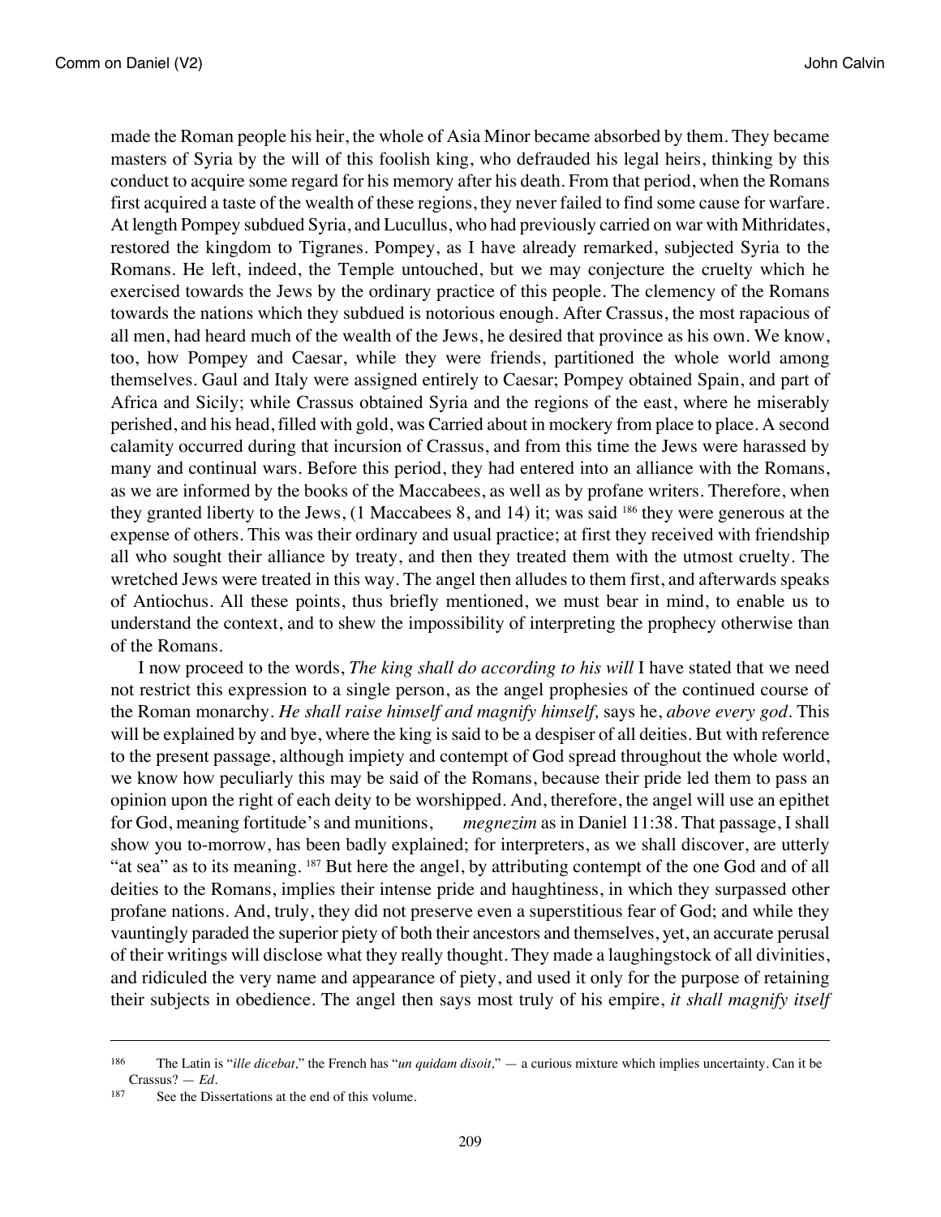made the Roman people his heir, the whole of Asia Minor became absorbed by them. They became masters of Syria by the will of this foolish king, who defrauded his legal heirs, thinking by this conduct to acquire some regard for his memory after his death. From that period, when the Romans first acquired a taste of the wealth of these regions, they never failed to find some cause for warfare. At length Pompey subdued Syria, and Lucullus, who had previously carried on war with Mithridates, restored the kingdom to Tigranes. Pompey, as I have already remarked, subjected Syria to the Romans. He left, indeed, the Temple untouched, but we may conjecture the cruelty which he exercised towards the Jews by the ordinary practice of this people. The clemency of the Romans towards the nations which they subdued is notorious enough. After Crassus, the most rapacious of all men, had heard much of the wealth of the Jews, he desired that province as his own. We know, too, how Pompey and Caesar, while they were friends, partitioned the whole world among themselves. Gaul and Italy were assigned entirely to Caesar; Pompey obtained Spain, and part of Africa and Sicily; while Crassus obtained Syria and the regions of the east, where he miserably perished, and his head, filled with gold, was Carried about in mockery from place to place. A second calamity occurred during that incursion of Crassus, and from this time the Jews were harassed by many and continual wars. Before this period, they had entered into an alliance with the Romans, as we are informed by the books of the Maccabees, as well as by profane writers. Therefore, when they granted liberty to the Jews, (1 Maccabees 8, and 14) it; was said [186] they were generous at the expense of others. This was their ordinary and usual practice; at first they received with friendship all who sought their alliance by treaty, and then they treated them with the utmost cruelty. The wretched Jews were treated in this way. The angel then alludes to them first, and afterwards speaks of Antiochus. All these points, thus briefly mentioned, we must bear in mind, to enable us to understand the context, and to shew the impossibility of interpreting the prophecy otherwise than of the Romans.

I now proceed to the words, *The king shall do according to his will* I have stated that we need not restrict this expression to a single person, as the angel prophesies of the continued course of the Roman monarchy. *He shall raise himself and magnify himself,* says he, *above every god.* This will be explained by and bye, where the king is said to be a despiser of all deities. But with reference to the present passage, although impiety and contempt of God spread throughout the whole world, we know how peculiarly this may be said of the Romans, because their pride led them to pass an opinion upon the right of each deity to be worshipped. And, therefore, the angel will use an epithet for God, meaning fortitude's and munitions, *megnezim* as in Daniel 11:38. That passage, I shall show you to-morrow, has been badly explained; for interpreters, as we shall discover, are utterly "at sea" as to its meaning. [187] But here the angel, by attributing contempt of the one God and of all deities to the Romans, implies their intense pride and haughtiness, in which they surpassed other profane nations. And, truly, they did not preserve even a superstitious fear of God; and while they vauntingly paraded the superior piety of both their ancestors and themselves, yet, an accurate perusal of their writings will disclose what they really thought. They made a laughingstock of all divinities, and ridiculed the very name and appearance of piety, and used it only for the purpose of retaining their subjects in obedience. The angel then says most truly of his empire, *it shall magnify itself*

---

[186] The Latin is "*ille dicebat,*" the French has "*un quidam disoit,*" — a curious mixture which implies uncertainty. Can it be Crassus? — *Ed.*

[187] See the Dissertations at the end of this volume.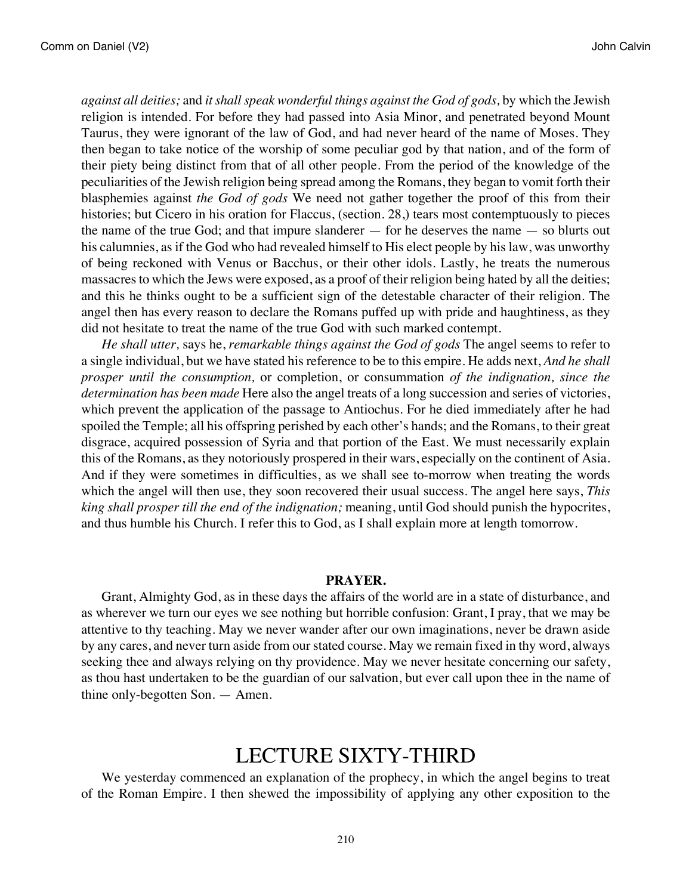*against all deities;* and *it shall speak wonderful things against the God of gods,* by which the Jewish religion is intended. For before they had passed into Asia Minor, and penetrated beyond Mount Taurus, they were ignorant of the law of God, and had never heard of the name of Moses. They then began to take notice of the worship of some peculiar god by that nation, and of the form of their piety being distinct from that of all other people. From the period of the knowledge of the peculiarities of the Jewish religion being spread among the Romans, they began to vomit forth their blasphemies against *the God of gods* We need not gather together the proof of this from their histories; but Cicero in his oration for Flaccus, (section. 28,) tears most contemptuously to pieces the name of the true God; and that impure slanderer — for he deserves the name — so blurts out his calumnies, as if the God who had revealed himself to His elect people by his law, was unworthy of being reckoned with Venus or Bacchus, or their other idols. Lastly, he treats the numerous massacres to which the Jews were exposed, as a proof of their religion being hated by all the deities; and this he thinks ought to be a sufficient sign of the detestable character of their religion. The angel then has every reason to declare the Romans puffed up with pride and haughtiness, as they did not hesitate to treat the name of the true God with such marked contempt.

*He shall utter,* says he, *remarkable things against the God of gods* The angel seems to refer to a single individual, but we have stated his reference to be to this empire. He adds next, *And he shall prosper until the consumption,* or completion, or consummation *of the indignation, since the determination has been made* Here also the angel treats of a long succession and series of victories, which prevent the application of the passage to Antiochus. For he died immediately after he had spoiled the Temple; all his offspring perished by each other's hands; and the Romans, to their great disgrace, acquired possession of Syria and that portion of the East. We must necessarily explain this of the Romans, as they notoriously prospered in their wars, especially on the continent of Asia. And if they were sometimes in difficulties, as we shall see to-morrow when treating the words which the angel will then use, they soon recovered their usual success. The angel here says, *This king shall prosper till the end of the indignation;* meaning, until God should punish the hypocrites, and thus humble his Church. I refer this to God, as I shall explain more at length tomorrow.

**PRAYER.**

Grant, Almighty God, as in these days the affairs of the world are in a state of disturbance, and as wherever we turn our eyes we see nothing but horrible confusion: Grant, I pray, that we may be attentive to thy teaching. May we never wander after our own imaginations, never be drawn aside by any cares, and never turn aside from our stated course. May we remain fixed in thy word, always seeking thee and always relying on thy providence. May we never hesitate concerning our safety, as thou hast undertaken to be the guardian of our salvation, but ever call upon thee in the name of thine only-begotten Son. — Amen.

# LECTURE SIXTY-THIRD

We yesterday commenced an explanation of the prophecy, in which the angel begins to treat of the Roman Empire. I then shewed the impossibility of applying any other exposition to the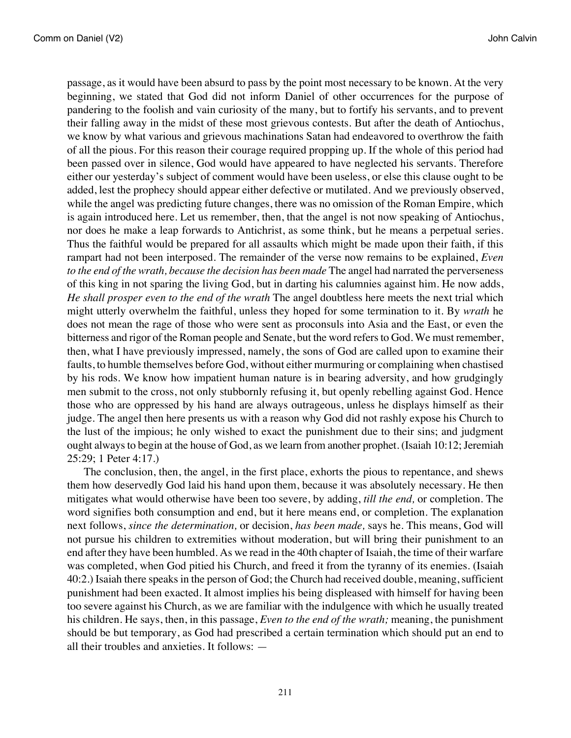passage, as it would have been absurd to pass by the point most necessary to be known. At the very beginning, we stated that God did not inform Daniel of other occurrences for the purpose of pandering to the foolish and vain curiosity of the many, but to fortify his servants, and to prevent their falling away in the midst of these most grievous contests. But after the death of Antiochus, we know by what various and grievous machinations Satan had endeavored to overthrow the faith of all the pious. For this reason their courage required propping up. If the whole of this period had been passed over in silence, God would have appeared to have neglected his servants. Therefore either our yesterday's subject of comment would have been useless, or else this clause ought to be added, lest the prophecy should appear either defective or mutilated. And we previously observed, while the angel was predicting future changes, there was no omission of the Roman Empire, which is again introduced here. Let us remember, then, that the angel is not now speaking of Antiochus, nor does he make a leap forwards to Antichrist, as some think, but he means a perpetual series. Thus the faithful would be prepared for all assaults which might be made upon their faith, if this rampart had not been interposed. The remainder of the verse now remains to be explained, *Even to the end of the wrath, because the decision has been made* The angel had narrated the perverseness of this king in not sparing the living God, but in darting his calumnies against him. He now adds, *He shall prosper even to the end of the wrath* The angel doubtless here meets the next trial which might utterly overwhelm the faithful, unless they hoped for some termination to it. By *wrath* he does not mean the rage of those who were sent as proconsuls into Asia and the East, or even the bitterness and rigor of the Roman people and Senate, but the word refers to God. We must remember, then, what I have previously impressed, namely, the sons of God are called upon to examine their faults, to humble themselves before God, without either murmuring or complaining when chastised by his rods. We know how impatient human nature is in bearing adversity, and how grudgingly men submit to the cross, not only stubbornly refusing it, but openly rebelling against God. Hence those who are oppressed by his hand are always outrageous, unless he displays himself as their judge. The angel then here presents us with a reason why God did not rashly expose his Church to the lust of the impious; he only wished to exact the punishment due to their sins; and judgment ought always to begin at the house of God, as we learn from another prophet. (Isaiah 10:12; Jeremiah 25:29; 1 Peter 4:17.)

The conclusion, then, the angel, in the first place, exhorts the pious to repentance, and shews them how deservedly God laid his hand upon them, because it was absolutely necessary. He then mitigates what would otherwise have been too severe, by adding, *till the end,* or completion. The word signifies both consumption and end, but it here means end, or completion. The explanation next follows, *since the determination,* or decision, *has been made,* says he. This means, God will not pursue his children to extremities without moderation, but will bring their punishment to an end after they have been humbled. As we read in the 40th chapter of Isaiah, the time of their warfare was completed, when God pitied his Church, and freed it from the tyranny of its enemies. (Isaiah 40:2.) Isaiah there speaks in the person of God; the Church had received double, meaning, sufficient punishment had been exacted. It almost implies his being displeased with himself for having been too severe against his Church, as we are familiar with the indulgence with which he usually treated his children. He says, then, in this passage, *Even to the end of the wrath;* meaning, the punishment should be but temporary, as God had prescribed a certain termination which should put an end to all their troubles and anxieties. It follows: —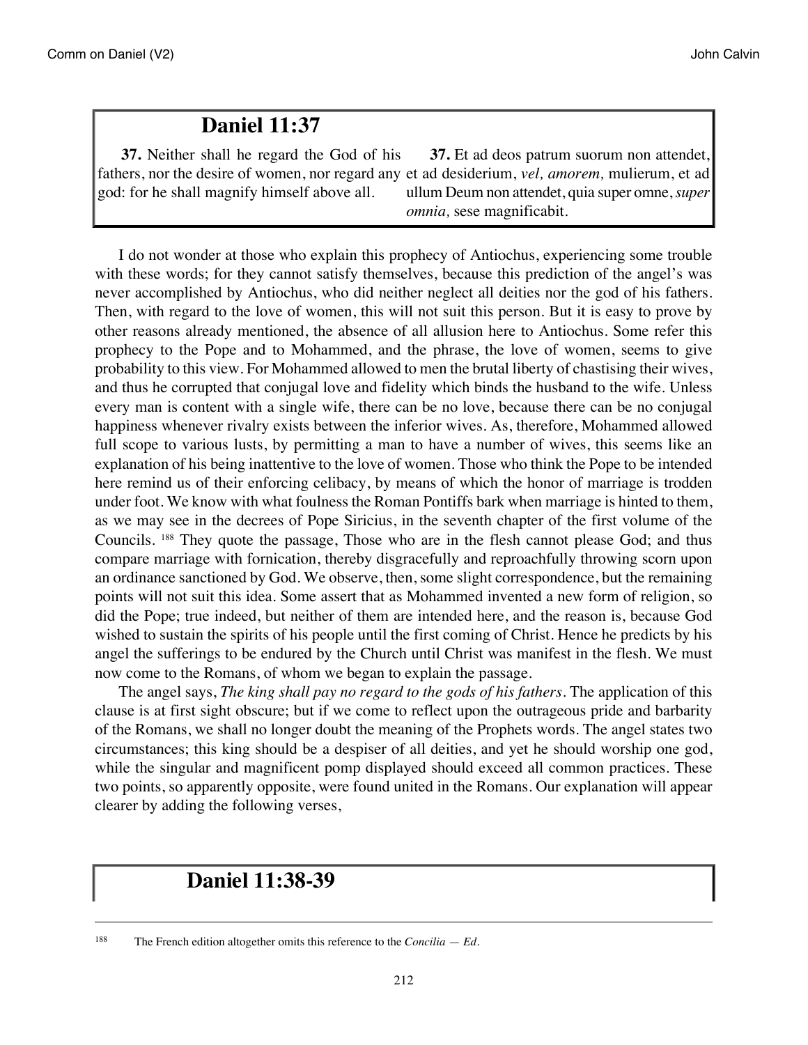## Daniel 11:37

| | |
|---|---|
| **37.** Neither shall he regard the God of his fathers, nor the desire of women, nor regard any god: for he shall magnify himself above all. | **37.** Et ad deos patrum suorum non attendet, et ad desiderium, *vel, amorem,* mulierum, et ad ullum Deum non attendet, quia super omne, *super omnia,* sese magnificabit. |

I do not wonder at those who explain this prophecy of Antiochus, experiencing some trouble with these words; for they cannot satisfy themselves, because this prediction of the angel's was never accomplished by Antiochus, who did neither neglect all deities nor the god of his fathers. Then, with regard to the love of women, this will not suit this person. But it is easy to prove by other reasons already mentioned, the absence of all allusion here to Antiochus. Some refer this prophecy to the Pope and to Mohammed, and the phrase, the love of women, seems to give probability to this view. For Mohammed allowed to men the brutal liberty of chastising their wives, and thus he corrupted that conjugal love and fidelity which binds the husband to the wife. Unless every man is content with a single wife, there can be no love, because there can be no conjugal happiness whenever rivalry exists between the inferior wives. As, therefore, Mohammed allowed full scope to various lusts, by permitting a man to have a number of wives, this seems like an explanation of his being inattentive to the love of women. Those who think the Pope to be intended here remind us of their enforcing celibacy, by means of which the honor of marriage is trodden under foot. We know with what foulness the Roman Pontiffs bark when marriage is hinted to them, as we may see in the decrees of Pope Siricius, in the seventh chapter of the first volume of the Councils. [188] They quote the passage, Those who are in the flesh cannot please God; and thus compare marriage with fornication, thereby disgracefully and reproachfully throwing scorn upon an ordinance sanctioned by God. We observe, then, some slight correspondence, but the remaining points will not suit this idea. Some assert that as Mohammed invented a new form of religion, so did the Pope; true indeed, but neither of them are intended here, and the reason is, because God wished to sustain the spirits of his people until the first coming of Christ. Hence he predicts by his angel the sufferings to be endured by the Church until Christ was manifest in the flesh. We must now come to the Romans, of whom we began to explain the passage.

The angel says, *The king shall pay no regard to the gods of his fathers*. The application of this clause is at first sight obscure; but if we come to reflect upon the outrageous pride and barbarity of the Romans, we shall no longer doubt the meaning of the Prophets words. The angel states two circumstances; this king should be a despiser of all deities, and yet he should worship one god, while the singular and magnificent pomp displayed should exceed all common practices. These two points, so apparently opposite, were found united in the Romans. Our explanation will appear clearer by adding the following verses,

## Daniel 11:38-39

---

[188] The French edition altogether omits this reference to the *Concilia — Ed.*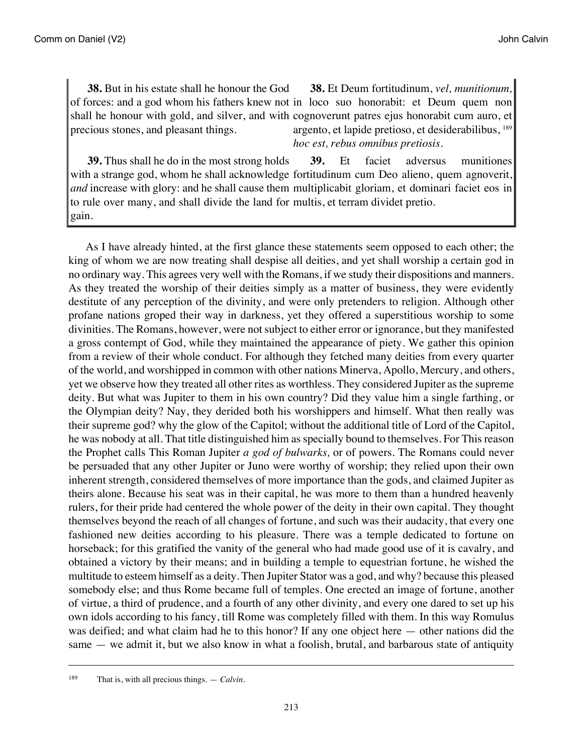| | |
|---|---|
| **38.** But in his estate shall he honour the God of forces: and a god whom his fathers knew not shall he honour with gold, and silver, and with precious stones, and pleasant things. | **38.** Et Deum fortitudinum, *vel, munitionum,* in loco suo honorabit: et Deum quem non cognoverunt patres ejus honorabit cum auro, et argento, et lapide pretioso, et desiderabilibus, [189] *hoc est, rebus omnibus pretiosis.* |
| **39.** Thus shall he do in the most strong holds with a strange god, whom he shall acknowledge *and* increase with glory: and he shall cause them to rule over many, and shall divide the land for gain. | **39.** Et faciet adversus munitiones fortitudinum cum Deo alieno, quem agnoverit, multiplicabit gloriam, et dominari faciet eos in multis, et terram dividet pretio. |

As I have already hinted, at the first glance these statements seem opposed to each other; the king of whom we are now treating shall despise all deities, and yet shall worship a certain god in no ordinary way. This agrees very well with the Romans, if we study their dispositions and manners. As they treated the worship of their deities simply as a matter of business, they were evidently destitute of any perception of the divinity, and were only pretenders to religion. Although other profane nations groped their way in darkness, yet they offered a superstitious worship to some divinities. The Romans, however, were not subject to either error or ignorance, but they manifested a gross contempt of God, while they maintained the appearance of piety. We gather this opinion from a review of their whole conduct. For although they fetched many deities from every quarter of the world, and worshipped in common with other nations Minerva, Apollo, Mercury, and others, yet we observe how they treated all other rites as worthless. They considered Jupiter as the supreme deity. But what was Jupiter to them in his own country? Did they value him a single farthing, or the Olympian deity? Nay, they derided both his worshippers and himself. What then really was their supreme god? why the glow of the Capitol; without the additional title of Lord of the Capitol, he was nobody at all. That title distinguished him as specially bound to themselves. For This reason the Prophet calls This Roman Jupiter *a god of bulwarks,* or of powers. The Romans could never be persuaded that any other Jupiter or Juno were worthy of worship; they relied upon their own inherent strength, considered themselves of more importance than the gods, and claimed Jupiter as theirs alone. Because his seat was in their capital, he was more to them than a hundred heavenly rulers, for their pride had centered the whole power of the deity in their own capital. They thought themselves beyond the reach of all changes of fortune, and such was their audacity, that every one fashioned new deities according to his pleasure. There was a temple dedicated to fortune on horseback; for this gratified the vanity of the general who had made good use of it is cavalry, and obtained a victory by their means; and in building a temple to equestrian fortune, he wished the multitude to esteem himself as a deity. Then Jupiter Stator was a god, and why? because this pleased somebody else; and thus Rome became full of temples. One erected an image of fortune, another of virtue, a third of prudence, and a fourth of any other divinity, and every one dared to set up his own idols according to his fancy, till Rome was completely filled with them. In this way Romulus was deified; and what claim had he to this honor? If any one object here — other nations did the same — we admit it, but we also know in what a foolish, brutal, and barbarous state of antiquity

[189] That is, with all precious things. — *Calvin.*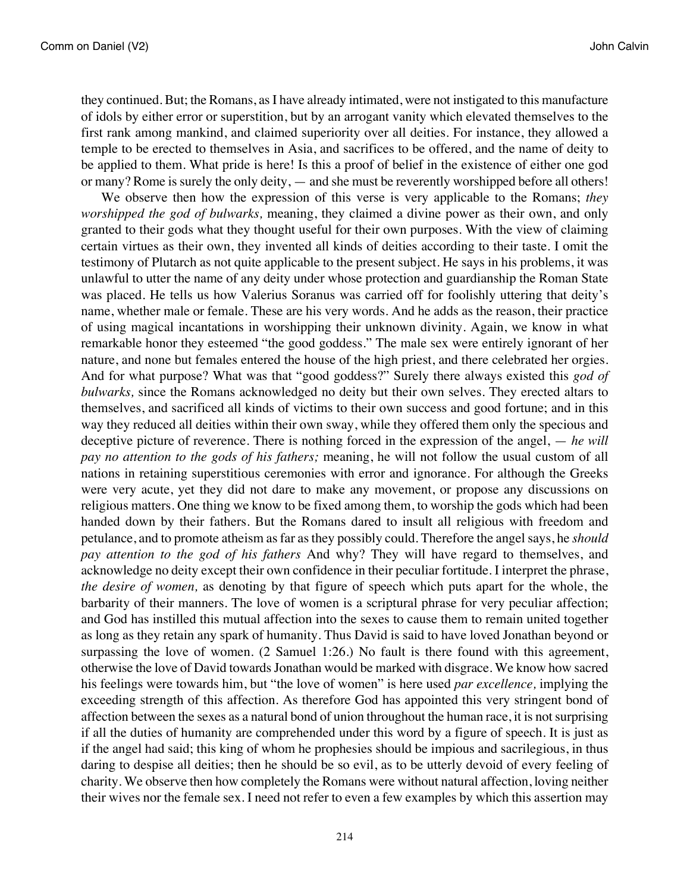they continued. But; the Romans, as I have already intimated, were not instigated to this manufacture of idols by either error or superstition, but by an arrogant vanity which elevated themselves to the first rank among mankind, and claimed superiority over all deities. For instance, they allowed a temple to be erected to themselves in Asia, and sacrifices to be offered, and the name of deity to be applied to them. What pride is here! Is this a proof of belief in the existence of either one god or many? Rome is surely the only deity, — and she must be reverently worshipped before all others!

We observe then how the expression of this verse is very applicable to the Romans; *they worshipped the god of bulwarks,* meaning, they claimed a divine power as their own, and only granted to their gods what they thought useful for their own purposes. With the view of claiming certain virtues as their own, they invented all kinds of deities according to their taste. I omit the testimony of Plutarch as not quite applicable to the present subject. He says in his problems, it was unlawful to utter the name of any deity under whose protection and guardianship the Roman State was placed. He tells us how Valerius Soranus was carried off for foolishly uttering that deity's name, whether male or female. These are his very words. And he adds as the reason, their practice of using magical incantations in worshipping their unknown divinity. Again, we know in what remarkable honor they esteemed "the good goddess." The male sex were entirely ignorant of her nature, and none but females entered the house of the high priest, and there celebrated her orgies. And for what purpose? What was that "good goddess?" Surely there always existed this *god of bulwarks,* since the Romans acknowledged no deity but their own selves. They erected altars to themselves, and sacrificed all kinds of victims to their own success and good fortune; and in this way they reduced all deities within their own sway, while they offered them only the specious and deceptive picture of reverence. There is nothing forced in the expression of the angel, — *he will pay no attention to the gods of his fathers;* meaning, he will not follow the usual custom of all nations in retaining superstitious ceremonies with error and ignorance. For although the Greeks were very acute, yet they did not dare to make any movement, or propose any discussions on religious matters. One thing we know to be fixed among them, to worship the gods which had been handed down by their fathers. But the Romans dared to insult all religious with freedom and petulance, and to promote atheism as far as they possibly could. Therefore the angel says, he *should pay attention to the god of his fathers* And why? They will have regard to themselves, and acknowledge no deity except their own confidence in their peculiar fortitude. I interpret the phrase, *the desire of women,* as denoting by that figure of speech which puts apart for the whole, the barbarity of their manners. The love of women is a scriptural phrase for very peculiar affection; and God has instilled this mutual affection into the sexes to cause them to remain united together as long as they retain any spark of humanity. Thus David is said to have loved Jonathan beyond or surpassing the love of women. (2 Samuel 1:26.) No fault is there found with this agreement, otherwise the love of David towards Jonathan would be marked with disgrace. We know how sacred his feelings were towards him, but "the love of women" is here used *par excellence,* implying the exceeding strength of this affection. As therefore God has appointed this very stringent bond of affection between the sexes as a natural bond of union throughout the human race, it is not surprising if all the duties of humanity are comprehended under this word by a figure of speech. It is just as if the angel had said; this king of whom he prophesies should be impious and sacrilegious, in thus daring to despise all deities; then he should be so evil, as to be utterly devoid of every feeling of charity. We observe then how completely the Romans were without natural affection, loving neither their wives nor the female sex. I need not refer to even a few examples by which this assertion may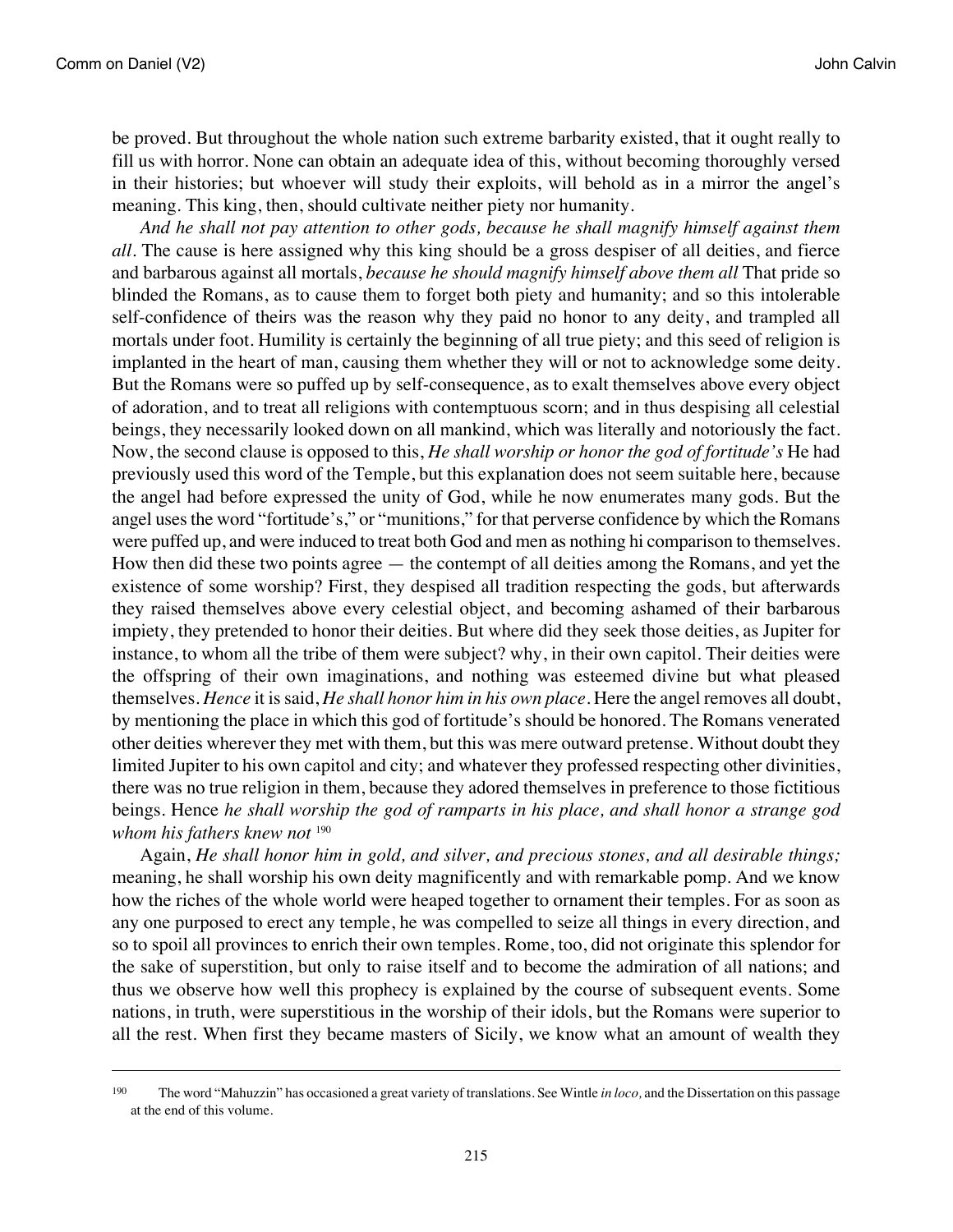be proved. But throughout the whole nation such extreme barbarity existed, that it ought really to fill us with horror. None can obtain an adequate idea of this, without becoming thoroughly versed in their histories; but whoever will study their exploits, will behold as in a mirror the angel's meaning. This king, then, should cultivate neither piety nor humanity.

*And he shall not pay attention to other gods, because he shall magnify himself against them all.* The cause is here assigned why this king should be a gross despiser of all deities, and fierce and barbarous against all mortals, *because he should magnify himself above them all* That pride so blinded the Romans, as to cause them to forget both piety and humanity; and so this intolerable self-confidence of theirs was the reason why they paid no honor to any deity, and trampled all mortals under foot. Humility is certainly the beginning of all true piety; and this seed of religion is implanted in the heart of man, causing them whether they will or not to acknowledge some deity. But the Romans were so puffed up by self-consequence, as to exalt themselves above every object of adoration, and to treat all religions with contemptuous scorn; and in thus despising all celestial beings, they necessarily looked down on all mankind, which was literally and notoriously the fact. Now, the second clause is opposed to this, *He shall worship or honor the god of fortitude's* He had previously used this word of the Temple, but this explanation does not seem suitable here, because the angel had before expressed the unity of God, while he now enumerates many gods. But the angel uses the word "fortitude's," or "munitions," for that perverse confidence by which the Romans were puffed up, and were induced to treat both God and men as nothing hi comparison to themselves. How then did these two points agree — the contempt of all deities among the Romans, and yet the existence of some worship? First, they despised all tradition respecting the gods, but afterwards they raised themselves above every celestial object, and becoming ashamed of their barbarous impiety, they pretended to honor their deities. But where did they seek those deities, as Jupiter for instance, to whom all the tribe of them were subject? why, in their own capitol. Their deities were the offspring of their own imaginations, and nothing was esteemed divine but what pleased themselves. *Hence* it is said, *He shall honor him in his own place.* Here the angel removes all doubt, by mentioning the place in which this god of fortitude's should be honored. The Romans venerated other deities wherever they met with them, but this was mere outward pretense. Without doubt they limited Jupiter to his own capitol and city; and whatever they professed respecting other divinities, there was no true religion in them, because they adored themselves in preference to those fictitious beings. Hence *he shall worship the god of ramparts in his place, and shall honor a strange god whom his fathers knew not* [190]

Again, *He shall honor him in gold, and silver, and precious stones, and all desirable things;* meaning, he shall worship his own deity magnificently and with remarkable pomp. And we know how the riches of the whole world were heaped together to ornament their temples. For as soon as any one purposed to erect any temple, he was compelled to seize all things in every direction, and so to spoil all provinces to enrich their own temples. Rome, too, did not originate this splendor for the sake of superstition, but only to raise itself and to become the admiration of all nations; and thus we observe how well this prophecy is explained by the course of subsequent events. Some nations, in truth, were superstitious in the worship of their idols, but the Romans were superior to all the rest. When first they became masters of Sicily, we know what an amount of wealth they

---

[190] The word "Mahuzzin" has occasioned a great variety of translations. See Wintle *in loco,* and the Dissertation on this passage at the end of this volume.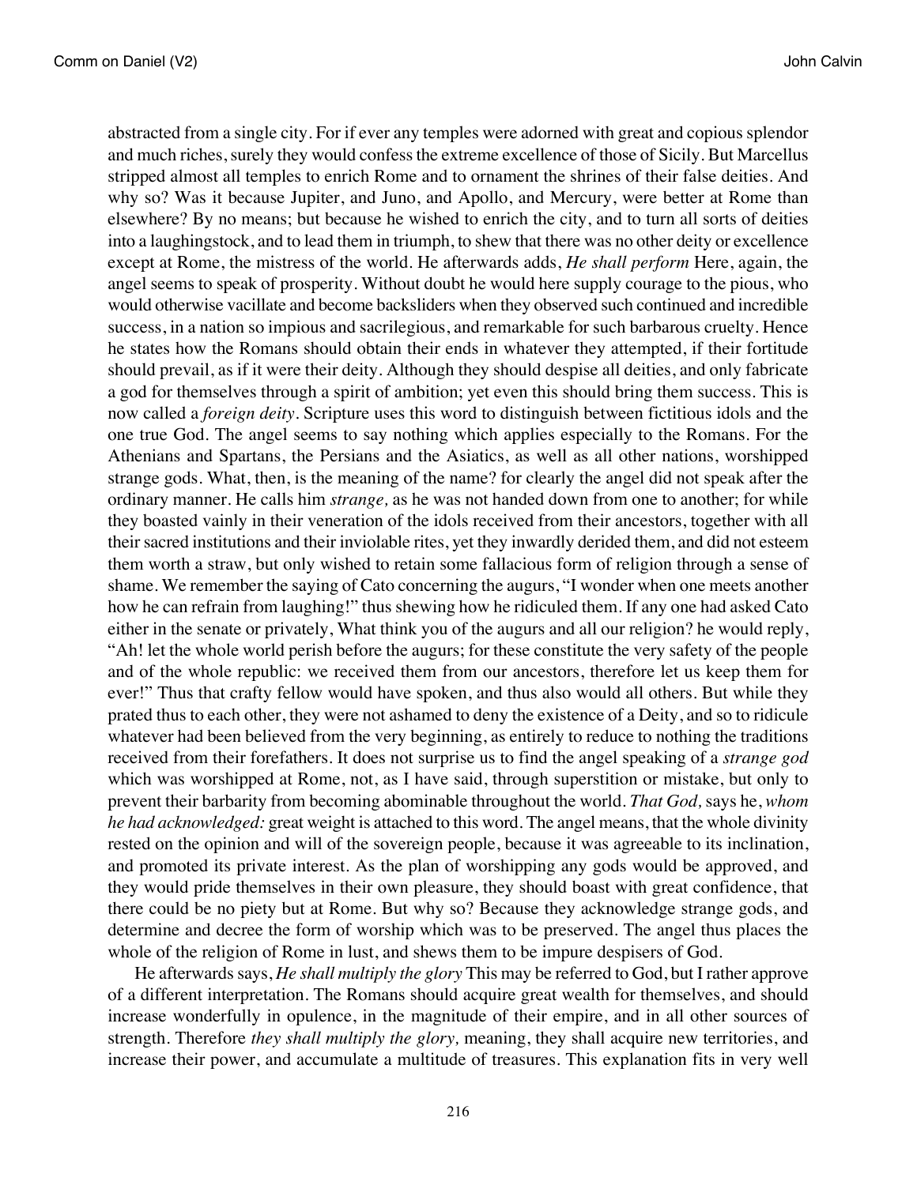abstracted from a single city. For if ever any temples were adorned with great and copious splendor and much riches, surely they would confess the extreme excellence of those of Sicily. But Marcellus stripped almost all temples to enrich Rome and to ornament the shrines of their false deities. And why so? Was it because Jupiter, and Juno, and Apollo, and Mercury, were better at Rome than elsewhere? By no means; but because he wished to enrich the city, and to turn all sorts of deities into a laughingstock, and to lead them in triumph, to shew that there was no other deity or excellence except at Rome, the mistress of the world. He afterwards adds, *He shall perform* Here, again, the angel seems to speak of prosperity. Without doubt he would here supply courage to the pious, who would otherwise vacillate and become backsliders when they observed such continued and incredible success, in a nation so impious and sacrilegious, and remarkable for such barbarous cruelty. Hence he states how the Romans should obtain their ends in whatever they attempted, if their fortitude should prevail, as if it were their deity. Although they should despise all deities, and only fabricate a god for themselves through a spirit of ambition; yet even this should bring them success. This is now called a *foreign deity*. Scripture uses this word to distinguish between fictitious idols and the one true God. The angel seems to say nothing which applies especially to the Romans. For the Athenians and Spartans, the Persians and the Asiatics, as well as all other nations, worshipped strange gods. What, then, is the meaning of the name? for clearly the angel did not speak after the ordinary manner. He calls him *strange,* as he was not handed down from one to another; for while they boasted vainly in their veneration of the idols received from their ancestors, together with all their sacred institutions and their inviolable rites, yet they inwardly derided them, and did not esteem them worth a straw, but only wished to retain some fallacious form of religion through a sense of shame. We remember the saying of Cato concerning the augurs, "I wonder when one meets another how he can refrain from laughing!" thus shewing how he ridiculed them. If any one had asked Cato either in the senate or privately, What think you of the augurs and all our religion? he would reply, "Ah! let the whole world perish before the augurs; for these constitute the very safety of the people and of the whole republic: we received them from our ancestors, therefore let us keep them for ever!" Thus that crafty fellow would have spoken, and thus also would all others. But while they prated thus to each other, they were not ashamed to deny the existence of a Deity, and so to ridicule whatever had been believed from the very beginning, as entirely to reduce to nothing the traditions received from their forefathers. It does not surprise us to find the angel speaking of a *strange god* which was worshipped at Rome, not, as I have said, through superstition or mistake, but only to prevent their barbarity from becoming abominable throughout the world. *That God,* says he, *whom he had acknowledged:* great weight is attached to this word. The angel means, that the whole divinity rested on the opinion and will of the sovereign people, because it was agreeable to its inclination, and promoted its private interest. As the plan of worshipping any gods would be approved, and they would pride themselves in their own pleasure, they should boast with great confidence, that there could be no piety but at Rome. But why so? Because they acknowledge strange gods, and determine and decree the form of worship which was to be preserved. The angel thus places the whole of the religion of Rome in lust, and shews them to be impure despisers of God.

He afterwards says, *He shall multiply the glory* This may be referred to God, but I rather approve of a different interpretation. The Romans should acquire great wealth for themselves, and should increase wonderfully in opulence, in the magnitude of their empire, and in all other sources of strength. Therefore *they shall multiply the glory,* meaning, they shall acquire new territories, and increase their power, and accumulate a multitude of treasures. This explanation fits in very well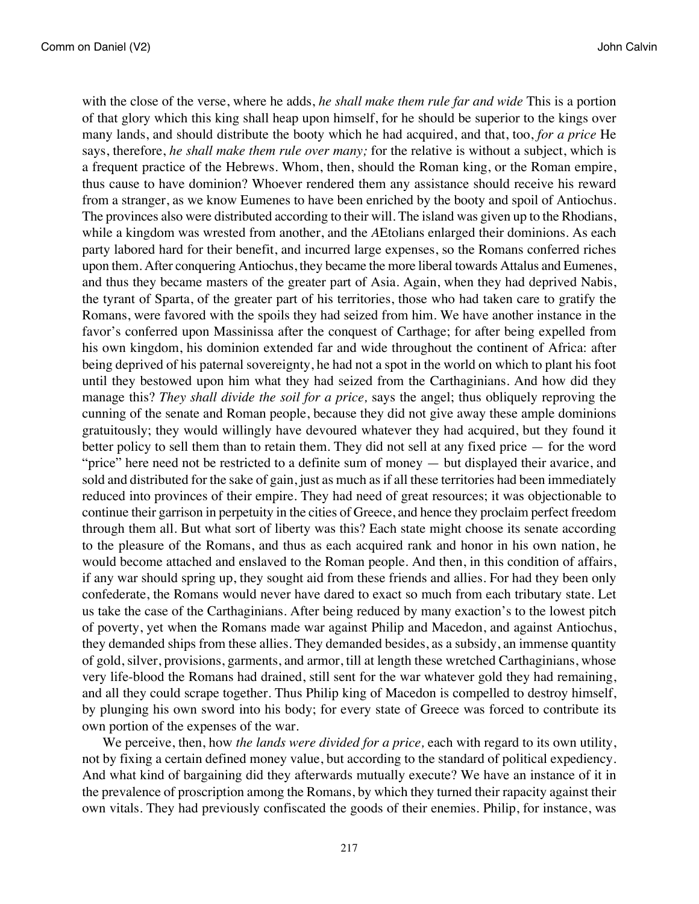with the close of the verse, where he adds, *he shall make them rule far and wide* This is a portion of that glory which this king shall heap upon himself, for he should be superior to the kings over many lands, and should distribute the booty which he had acquired, and that, too, *for a price* He says, therefore, *he shall make them rule over many;* for the relative is without a subject, which is a frequent practice of the Hebrews. Whom, then, should the Roman king, or the Roman empire, thus cause to have dominion? Whoever rendered them any assistance should receive his reward from a stranger, as we know Eumenes to have been enriched by the booty and spoil of Antiochus. The provinces also were distributed according to their will. The island was given up to the Rhodians, while a kingdom was wrested from another, and the *Æ*tolians enlarged their dominions. As each party labored hard for their benefit, and incurred large expenses, so the Romans conferred riches upon them. After conquering Antiochus, they became the more liberal towards Attalus and Eumenes, and thus they became masters of the greater part of Asia. Again, when they had deprived Nabis, the tyrant of Sparta, of the greater part of his territories, those who had taken care to gratify the Romans, were favored with the spoils they had seized from him. We have another instance in the favor's conferred upon Massinissa after the conquest of Carthage; for after being expelled from his own kingdom, his dominion extended far and wide throughout the continent of Africa: after being deprived of his paternal sovereignty, he had not a spot in the world on which to plant his foot until they bestowed upon him what they had seized from the Carthaginians. And how did they manage this? *They shall divide the soil for a price,* says the angel; thus obliquely reproving the cunning of the senate and Roman people, because they did not give away these ample dominions gratuitously; they would willingly have devoured whatever they had acquired, but they found it better policy to sell them than to retain them. They did not sell at any fixed price — for the word "price" here need not be restricted to a definite sum of money — but displayed their avarice, and sold and distributed for the sake of gain, just as much as if all these territories had been immediately reduced into provinces of their empire. They had need of great resources; it was objectionable to continue their garrison in perpetuity in the cities of Greece, and hence they proclaim perfect freedom through them all. But what sort of liberty was this? Each state might choose its senate according to the pleasure of the Romans, and thus as each acquired rank and honor in his own nation, he would become attached and enslaved to the Roman people. And then, in this condition of affairs, if any war should spring up, they sought aid from these friends and allies. For had they been only confederate, the Romans would never have dared to exact so much from each tributary state. Let us take the case of the Carthaginians. After being reduced by many exaction's to the lowest pitch of poverty, yet when the Romans made war against Philip and Macedon, and against Antiochus, they demanded ships from these allies. They demanded besides, as a subsidy, an immense quantity of gold, silver, provisions, garments, and armor, till at length these wretched Carthaginians, whose very life-blood the Romans had drained, still sent for the war whatever gold they had remaining, and all they could scrape together. Thus Philip king of Macedon is compelled to destroy himself, by plunging his own sword into his body; for every state of Greece was forced to contribute its own portion of the expenses of the war.

We perceive, then, how *the lands were divided for a price,* each with regard to its own utility, not by fixing a certain defined money value, but according to the standard of political expediency. And what kind of bargaining did they afterwards mutually execute? We have an instance of it in the prevalence of proscription among the Romans, by which they turned their rapacity against their own vitals. They had previously confiscated the goods of their enemies. Philip, for instance, was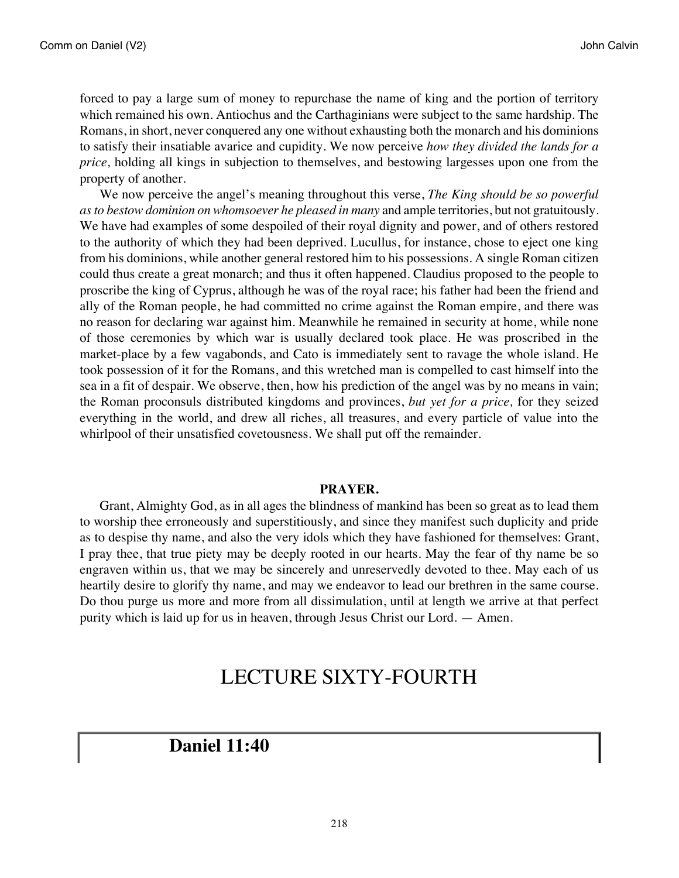forced to pay a large sum of money to repurchase the name of king and the portion of territory which remained his own. Antiochus and the Carthaginians were subject to the same hardship. The Romans, in short, never conquered any one without exhausting both the monarch and his dominions to satisfy their insatiable avarice and cupidity. We now perceive *how they divided the lands for a price,* holding all kings in subjection to themselves, and bestowing largesses upon one from the property of another.

We now perceive the angel's meaning throughout this verse, *The King should be so powerful as to bestow dominion on whomsoever he pleased in many* and ample territories, but not gratuitously. We have had examples of some despoiled of their royal dignity and power, and of others restored to the authority of which they had been deprived. Lucullus, for instance, chose to eject one king from his dominions, while another general restored him to his possessions. A single Roman citizen could thus create a great monarch; and thus it often happened. Claudius proposed to the people to proscribe the king of Cyprus, although he was of the royal race; his father had been the friend and ally of the Roman people, he had committed no crime against the Roman empire, and there was no reason for declaring war against him. Meanwhile he remained in security at home, while none of those ceremonies by which war is usually declared took place. He was proscribed in the market-place by a few vagabonds, and Cato is immediately sent to ravage the whole island. He took possession of it for the Romans, and this wretched man is compelled to cast himself into the sea in a fit of despair. We observe, then, how his prediction of the angel was by no means in vain; the Roman proconsuls distributed kingdoms and provinces, *but yet for a price,* for they seized everything in the world, and drew all riches, all treasures, and every particle of value into the whirlpool of their unsatisfied covetousness. We shall put off the remainder.

**PRAYER.**

Grant, Almighty God, as in all ages the blindness of mankind has been so great as to lead them to worship thee erroneously and superstitiously, and since they manifest such duplicity and pride as to despise thy name, and also the very idols which they have fashioned for themselves: Grant, I pray thee, that true piety may be deeply rooted in our hearts. May the fear of thy name be so engraven within us, that we may be sincerely and unreservedly devoted to thee. May each of us heartily desire to glorify thy name, and may we endeavor to lead our brethren in the same course. Do thou purge us more and more from all dissimulation, until at length we arrive at that perfect purity which is laid up for us in heaven, through Jesus Christ our Lord. — Amen.

# LECTURE SIXTY-FOURTH

## Daniel 11:40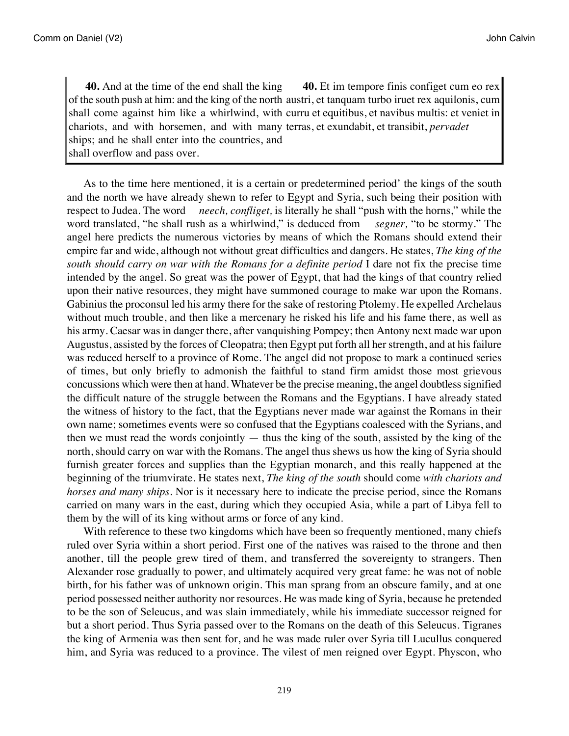| | |
|---|---|
| **40.** And at the time of the end shall the king of the south push at him: and the king of the north shall come against him like a whirlwind, with chariots, and with horsemen, and with many ships; and he shall enter into the countries, and shall overflow and pass over. | **40.** Et im tempore finis configet cum eo rex austri, et tanquam turbo iruet rex aquilonis, cum curru et equitibus, et navibus multis: et veniet in terras, et exundabit, et transibit, *pervadet* |

As to the time here mentioned, it is a certain or predetermined period' the kings of the south and the north we have already shewn to refer to Egypt and Syria, such being their position with respect to Judea. The word *neech, confliget,* is literally he shall "push with the horns," while the word translated, "he shall rush as a whirlwind," is deduced from *segner,* "to be stormy." The angel here predicts the numerous victories by means of which the Romans should extend their empire far and wide, although not without great difficulties and dangers. He states, *The king of the south should carry on war with the Romans for a definite period* I dare not fix the precise time intended by the angel. So great was the power of Egypt, that had the kings of that country relied upon their native resources, they might have summoned courage to make war upon the Romans. Gabinius the proconsul led his army there for the sake of restoring Ptolemy. He expelled Archelaus without much trouble, and then like a mercenary he risked his life and his fame there, as well as his army. Caesar was in danger there, after vanquishing Pompey; then Antony next made war upon Augustus, assisted by the forces of Cleopatra; then Egypt put forth all her strength, and at his failure was reduced herself to a province of Rome. The angel did not propose to mark a continued series of times, but only briefly to admonish the faithful to stand firm amidst those most grievous concussions which were then at hand. Whatever be the precise meaning, the angel doubtless signified the difficult nature of the struggle between the Romans and the Egyptians. I have already stated the witness of history to the fact, that the Egyptians never made war against the Romans in their own name; sometimes events were so confused that the Egyptians coalesced with the Syrians, and then we must read the words conjointly — thus the king of the south, assisted by the king of the north, should carry on war with the Romans. The angel thus shews us how the king of Syria should furnish greater forces and supplies than the Egyptian monarch, and this really happened at the beginning of the triumvirate. He states next, *The king of the south* should come *with chariots and horses and many ships*. Nor is it necessary here to indicate the precise period, since the Romans carried on many wars in the east, during which they occupied Asia, while a part of Libya fell to them by the will of its king without arms or force of any kind.

With reference to these two kingdoms which have been so frequently mentioned, many chiefs ruled over Syria within a short period. First one of the natives was raised to the throne and then another, till the people grew tired of them, and transferred the sovereignty to strangers. Then Alexander rose gradually to power, and ultimately acquired very great fame: he was not of noble birth, for his father was of unknown origin. This man sprang from an obscure family, and at one period possessed neither authority nor resources. He was made king of Syria, because he pretended to be the son of Seleucus, and was slain immediately, while his immediate successor reigned for but a short period. Thus Syria passed over to the Romans on the death of this Seleucus. Tigranes the king of Armenia was then sent for, and he was made ruler over Syria till Lucullus conquered him, and Syria was reduced to a province. The vilest of men reigned over Egypt. Physcon, who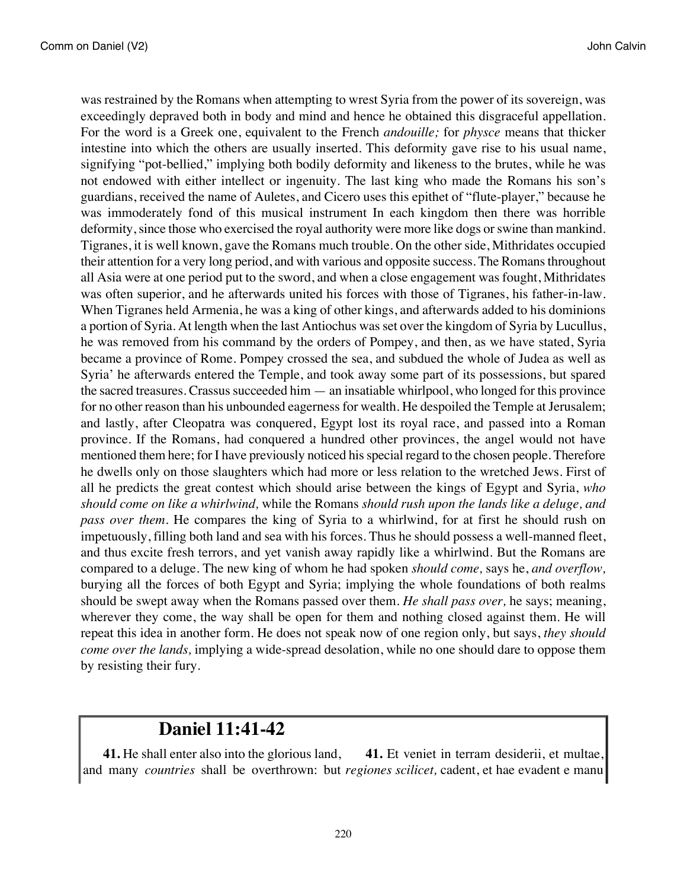was restrained by the Romans when attempting to wrest Syria from the power of its sovereign, was exceedingly depraved both in body and mind and hence he obtained this disgraceful appellation. For the word is a Greek one, equivalent to the French *andouille;* for *physce* means that thicker intestine into which the others are usually inserted. This deformity gave rise to his usual name, signifying "pot-bellied," implying both bodily deformity and likeness to the brutes, while he was not endowed with either intellect or ingenuity. The last king who made the Romans his son's guardians, received the name of Auletes, and Cicero uses this epithet of "flute-player," because he was immoderately fond of this musical instrument In each kingdom then there was horrible deformity, since those who exercised the royal authority were more like dogs or swine than mankind. Tigranes, it is well known, gave the Romans much trouble. On the other side, Mithridates occupied their attention for a very long period, and with various and opposite success. The Romans throughout all Asia were at one period put to the sword, and when a close engagement was fought, Mithridates was often superior, and he afterwards united his forces with those of Tigranes, his father-in-law. When Tigranes held Armenia, he was a king of other kings, and afterwards added to his dominions a portion of Syria. At length when the last Antiochus was set over the kingdom of Syria by Lucullus, he was removed from his command by the orders of Pompey, and then, as we have stated, Syria became a province of Rome. Pompey crossed the sea, and subdued the whole of Judea as well as Syria' he afterwards entered the Temple, and took away some part of its possessions, but spared the sacred treasures. Crassus succeeded him — an insatiable whirlpool, who longed for this province for no other reason than his unbounded eagerness for wealth. He despoiled the Temple at Jerusalem; and lastly, after Cleopatra was conquered, Egypt lost its royal race, and passed into a Roman province. If the Romans, had conquered a hundred other provinces, the angel would not have mentioned them here; for I have previously noticed his special regard to the chosen people. Therefore he dwells only on those slaughters which had more or less relation to the wretched Jews. First of all he predicts the great contest which should arise between the kings of Egypt and Syria, *who should come on like a whirlwind,* while the Romans *should rush upon the lands like a deluge, and pass over them.* He compares the king of Syria to a whirlwind, for at first he should rush on impetuously, filling both land and sea with his forces. Thus he should possess a well-manned fleet, and thus excite fresh terrors, and yet vanish away rapidly like a whirlwind. But the Romans are compared to a deluge. The new king of whom he had spoken *should come,* says he, *and overflow,* burying all the forces of both Egypt and Syria; implying the whole foundations of both realms should be swept away when the Romans passed over them. *He shall pass over,* he says; meaning, wherever they come, the way shall be open for them and nothing closed against them. He will repeat this idea in another form. He does not speak now of one region only, but says, *they should come over the lands,* implying a wide-spread desolation, while no one should dare to oppose them by resisting their fury.

## Daniel 11:41-42

| | |
|---|---|
| **41.** He shall enter also into the glorious land, and many *countries* shall be overthrown: but | **41.** Et veniet in terram desiderii, et multae, *regiones scilicet,* cadent, et hae evadent e manu |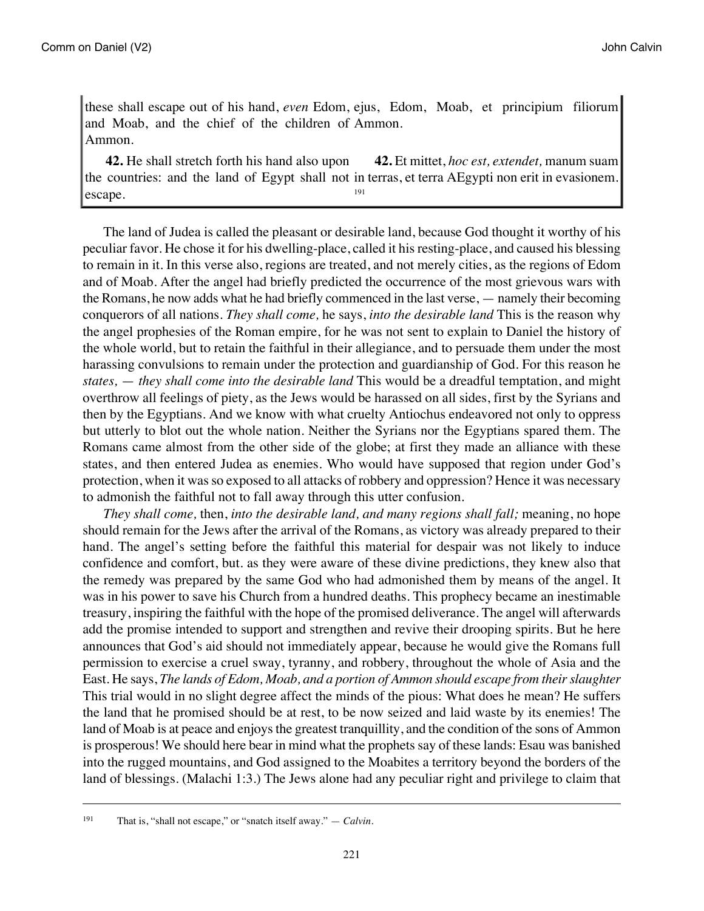| | |
|---|---|
| these shall escape out of his hand, *even* Edom, and Moab, and the chief of the children of Ammon. | ejus, Edom, Moab, et principium filiorum Ammon. |
| **42.** He shall stretch forth his hand also upon the countries: and the land of Egypt shall not escape. | **42.** Et mittet, *hoc est, extendet,* manum suam in terras, et terra AEgypti non erit in evasionem.[191] |

The land of Judea is called the pleasant or desirable land, because God thought it worthy of his peculiar favor. He chose it for his dwelling-place, called it his resting-place, and caused his blessing to remain in it. In this verse also, regions are treated, and not merely cities, as the regions of Edom and of Moab. After the angel had briefly predicted the occurrence of the most grievous wars with the Romans, he now adds what he had briefly commenced in the last verse, — namely their becoming conquerors of all nations. *They shall come,* he says, *into the desirable land* This is the reason why the angel prophesies of the Roman empire, for he was not sent to explain to Daniel the history of the whole world, but to retain the faithful in their allegiance, and to persuade them under the most harassing convulsions to remain under the protection and guardianship of God. For this reason he *states, — they shall come into the desirable land* This would be a dreadful temptation, and might overthrow all feelings of piety, as the Jews would be harassed on all sides, first by the Syrians and then by the Egyptians. And we know with what cruelty Antiochus endeavored not only to oppress but utterly to blot out the whole nation. Neither the Syrians nor the Egyptians spared them. The Romans came almost from the other side of the globe; at first they made an alliance with these states, and then entered Judea as enemies. Who would have supposed that region under God's protection, when it was so exposed to all attacks of robbery and oppression? Hence it was necessary to admonish the faithful not to fall away through this utter confusion.

*They shall come,* then, *into the desirable land, and many regions shall fall;* meaning, no hope should remain for the Jews after the arrival of the Romans, as victory was already prepared to their hand. The angel's setting before the faithful this material for despair was not likely to induce confidence and comfort, but. as they were aware of these divine predictions, they knew also that the remedy was prepared by the same God who had admonished them by means of the angel. It was in his power to save his Church from a hundred deaths. This prophecy became an inestimable treasury, inspiring the faithful with the hope of the promised deliverance. The angel will afterwards add the promise intended to support and strengthen and revive their drooping spirits. But he here announces that God's aid should not immediately appear, because he would give the Romans full permission to exercise a cruel sway, tyranny, and robbery, throughout the whole of Asia and the East. He says, *The lands of Edom, Moab, and a portion of Ammon should escape from their slaughter* This trial would in no slight degree affect the minds of the pious: What does he mean? He suffers the land that he promised should be at rest, to be now seized and laid waste by its enemies! The land of Moab is at peace and enjoys the greatest tranquillity, and the condition of the sons of Ammon is prosperous! We should here bear in mind what the prophets say of these lands: Esau was banished into the rugged mountains, and God assigned to the Moabites a territory beyond the borders of the land of blessings. (Malachi 1:3.) The Jews alone had any peculiar right and privilege to claim that

[191] That is, "shall not escape," or "snatch itself away." — *Calvin.*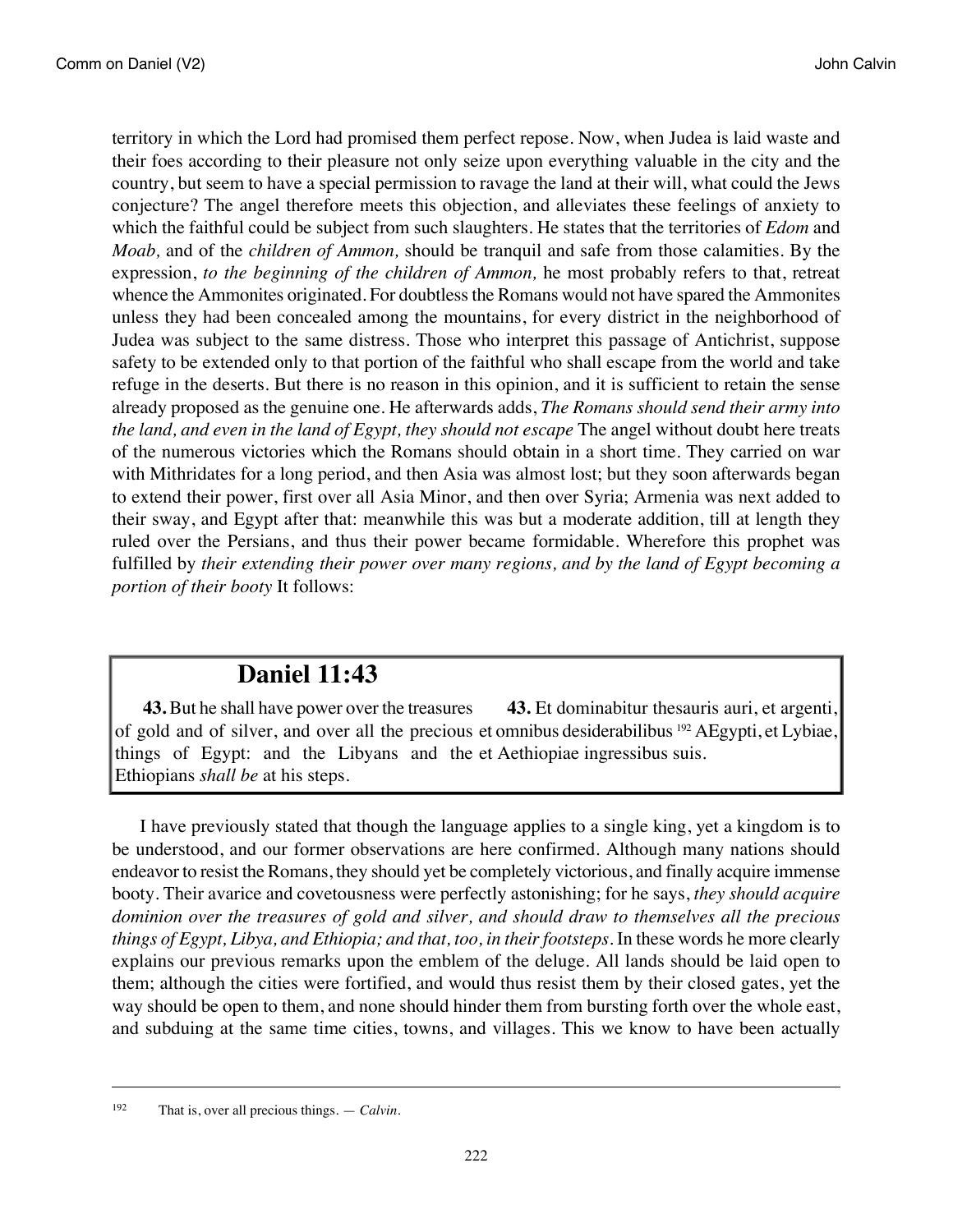territory in which the Lord had promised them perfect repose. Now, when Judea is laid waste and their foes according to their pleasure not only seize upon everything valuable in the city and the country, but seem to have a special permission to ravage the land at their will, what could the Jews conjecture? The angel therefore meets this objection, and alleviates these feelings of anxiety to which the faithful could be subject from such slaughters. He states that the territories of *Edom* and *Moab,* and of the *children of Ammon,* should be tranquil and safe from those calamities. By the expression, *to the beginning of the children of Ammon,* he most probably refers to that, retreat whence the Ammonites originated. For doubtless the Romans would not have spared the Ammonites unless they had been concealed among the mountains, for every district in the neighborhood of Judea was subject to the same distress. Those who interpret this passage of Antichrist, suppose safety to be extended only to that portion of the faithful who shall escape from the world and take refuge in the deserts. But there is no reason in this opinion, and it is sufficient to retain the sense already proposed as the genuine one. He afterwards adds, *The Romans should send their army into the land, and even in the land of Egypt, they should not escape* The angel without doubt here treats of the numerous victories which the Romans should obtain in a short time. They carried on war with Mithridates for a long period, and then Asia was almost lost; but they soon afterwards began to extend their power, first over all Asia Minor, and then over Syria; Armenia was next added to their sway, and Egypt after that: meanwhile this was but a moderate addition, till at length they ruled over the Persians, and thus their power became formidable. Wherefore this prophet was fulfilled by *their extending their power over many regions, and by the land of Egypt becoming a portion of their booty* It follows:

## Daniel 11:43

| | |
|---|---|
| **43.** But he shall have power over the treasures of gold and of silver, and over all the precious things of Egypt: and the Libyans and the Ethiopians *shall be* at his steps. | **43.** Et dominabitur thesauris auri, et argenti, et omnibus desiderabilibus [192] AEgypti, et Lybiae, et Aethiopiae ingressibus suis. |

I have previously stated that though the language applies to a single king, yet a kingdom is to be understood, and our former observations are here confirmed. Although many nations should endeavor to resist the Romans, they should yet be completely victorious, and finally acquire immense booty. Their avarice and covetousness were perfectly astonishing; for he says, *they should acquire dominion over the treasures of gold and silver, and should draw to themselves all the precious things of Egypt, Libya, and Ethiopia; and that, too, in their footsteps.* In these words he more clearly explains our previous remarks upon the emblem of the deluge. All lands should be laid open to them; although the cities were fortified, and would thus resist them by their closed gates, yet the way should be open to them, and none should hinder them from bursting forth over the whole east, and subduing at the same time cities, towns, and villages. This we know to have been actually

---

[192] That is, over all precious things. — *Calvin.*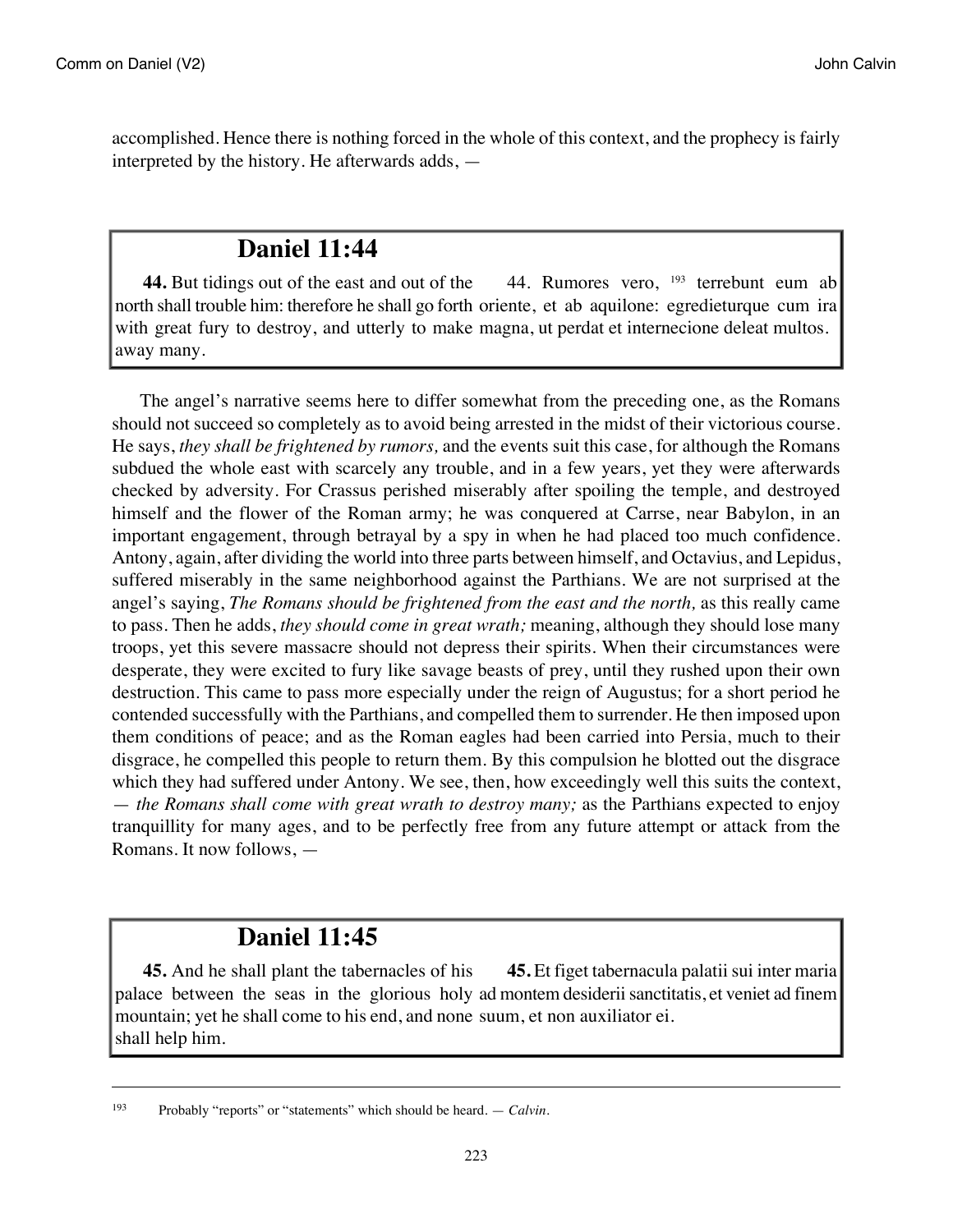accomplished. Hence there is nothing forced in the whole of this context, and the prophecy is fairly interpreted by the history. He afterwards adds, —

## Daniel 11:44

| | |
|---|---|
| **44.** But tidings out of the east and out of the north shall trouble him: therefore he shall go forth with great fury to destroy, and utterly to make away many. | 44. Rumores vero, [193] terrebunt eum ab oriente, et ab aquilone: egredieturque cum ira magna, ut perdat et internecione deleat multos. |

The angel's narrative seems here to differ somewhat from the preceding one, as the Romans should not succeed so completely as to avoid being arrested in the midst of their victorious course. He says, *they shall be frightened by rumors,* and the events suit this case, for although the Romans subdued the whole east with scarcely any trouble, and in a few years, yet they were afterwards checked by adversity. For Crassus perished miserably after spoiling the temple, and destroyed himself and the flower of the Roman army; he was conquered at Carrse, near Babylon, in an important engagement, through betrayal by a spy in when he had placed too much confidence. Antony, again, after dividing the world into three parts between himself, and Octavius, and Lepidus, suffered miserably in the same neighborhood against the Parthians. We are not surprised at the angel's saying, *The Romans should be frightened from the east and the north,* as this really came to pass. Then he adds, *they should come in great wrath;* meaning, although they should lose many troops, yet this severe massacre should not depress their spirits. When their circumstances were desperate, they were excited to fury like savage beasts of prey, until they rushed upon their own destruction. This came to pass more especially under the reign of Augustus; for a short period he contended successfully with the Parthians, and compelled them to surrender. He then imposed upon them conditions of peace; and as the Roman eagles had been carried into Persia, much to their disgrace, he compelled this people to return them. By this compulsion he blotted out the disgrace which they had suffered under Antony. We see, then, how exceedingly well this suits the context, *— the Romans shall come with great wrath to destroy many;* as the Parthians expected to enjoy tranquillity for many ages, and to be perfectly free from any future attempt or attack from the Romans. It now follows, —

## Daniel 11:45

| | |
|---|---|
| **45.** And he shall plant the tabernacles of his palace between the seas in the glorious holy mountain; yet he shall come to his end, and none shall help him. | **45.** Et figet tabernacula palatii sui inter maria ad montem desiderii sanctitatis, et veniet ad finem suum, et non auxiliator ei. |

---

[193] Probably "reports" or "statements" which should be heard. — *Calvin.*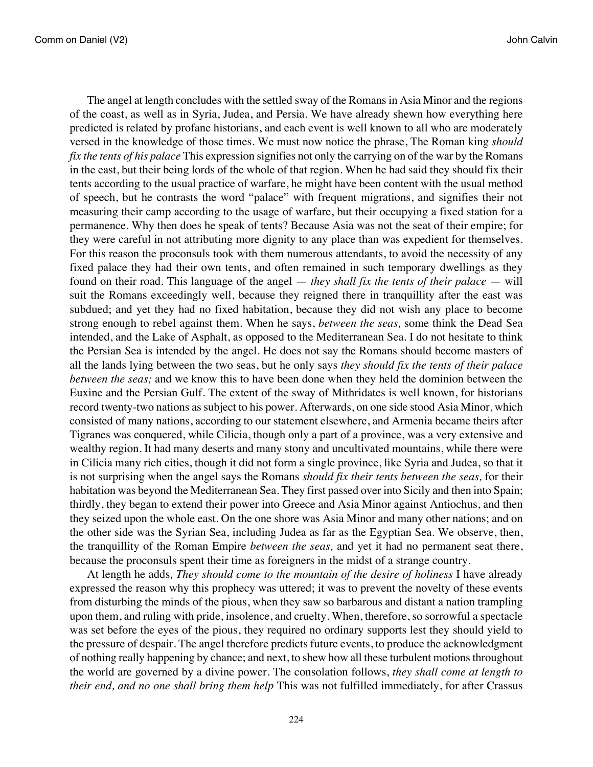The angel at length concludes with the settled sway of the Romans in Asia Minor and the regions of the coast, as well as in Syria, Judea, and Persia. We have already shewn how everything here predicted is related by profane historians, and each event is well known to all who are moderately versed in the knowledge of those times. We must now notice the phrase, The Roman king *should fix the tents of his palace* This expression signifies not only the carrying on of the war by the Romans in the east, but their being lords of the whole of that region. When he had said they should fix their tents according to the usual practice of warfare, he might have been content with the usual method of speech, but he contrasts the word "palace" with frequent migrations, and signifies their not measuring their camp according to the usage of warfare, but their occupying a fixed station for a permanence. Why then does he speak of tents? Because Asia was not the seat of their empire; for they were careful in not attributing more dignity to any place than was expedient for themselves. For this reason the proconsuls took with them numerous attendants, to avoid the necessity of any fixed palace they had their own tents, and often remained in such temporary dwellings as they found on their road. This language of the angel — *they shall fix the tents of their palace* — will suit the Romans exceedingly well, because they reigned there in tranquillity after the east was subdued; and yet they had no fixed habitation, because they did not wish any place to become strong enough to rebel against them. When he says, *between the seas,* some think the Dead Sea intended, and the Lake of Asphalt, as opposed to the Mediterranean Sea. I do not hesitate to think the Persian Sea is intended by the angel. He does not say the Romans should become masters of all the lands lying between the two seas, but he only says *they should fix the tents of their palace between the seas;* and we know this to have been done when they held the dominion between the Euxine and the Persian Gulf. The extent of the sway of Mithridates is well known, for historians record twenty-two nations as subject to his power. Afterwards, on one side stood Asia Minor, which consisted of many nations, according to our statement elsewhere, and Armenia became theirs after Tigranes was conquered, while Cilicia, though only a part of a province, was a very extensive and wealthy region. It had many deserts and many stony and uncultivated mountains, while there were in Cilicia many rich cities, though it did not form a single province, like Syria and Judea, so that it is not surprising when the angel says the Romans *should fix their tents between the seas,* for their habitation was beyond the Mediterranean Sea. They first passed over into Sicily and then into Spain; thirdly, they began to extend their power into Greece and Asia Minor against Antiochus, and then they seized upon the whole east. On the one shore was Asia Minor and many other nations; and on the other side was the Syrian Sea, including Judea as far as the Egyptian Sea. We observe, then, the tranquillity of the Roman Empire *between the seas,* and yet it had no permanent seat there, because the proconsuls spent their time as foreigners in the midst of a strange country.

At length he adds*, They should come to the mountain of the desire of holiness* I have already expressed the reason why this prophecy was uttered; it was to prevent the novelty of these events from disturbing the minds of the pious, when they saw so barbarous and distant a nation trampling upon them, and ruling with pride, insolence, and cruelty. When, therefore, so sorrowful a spectacle was set before the eyes of the pious, they required no ordinary supports lest they should yield to the pressure of despair. The angel therefore predicts future events, to produce the acknowledgment of nothing really happening by chance; and next, to shew how all these turbulent motions throughout the world are governed by a divine power. The consolation follows, *they shall come at length to their end, and no one shall bring them help* This was not fulfilled immediately, for after Crassus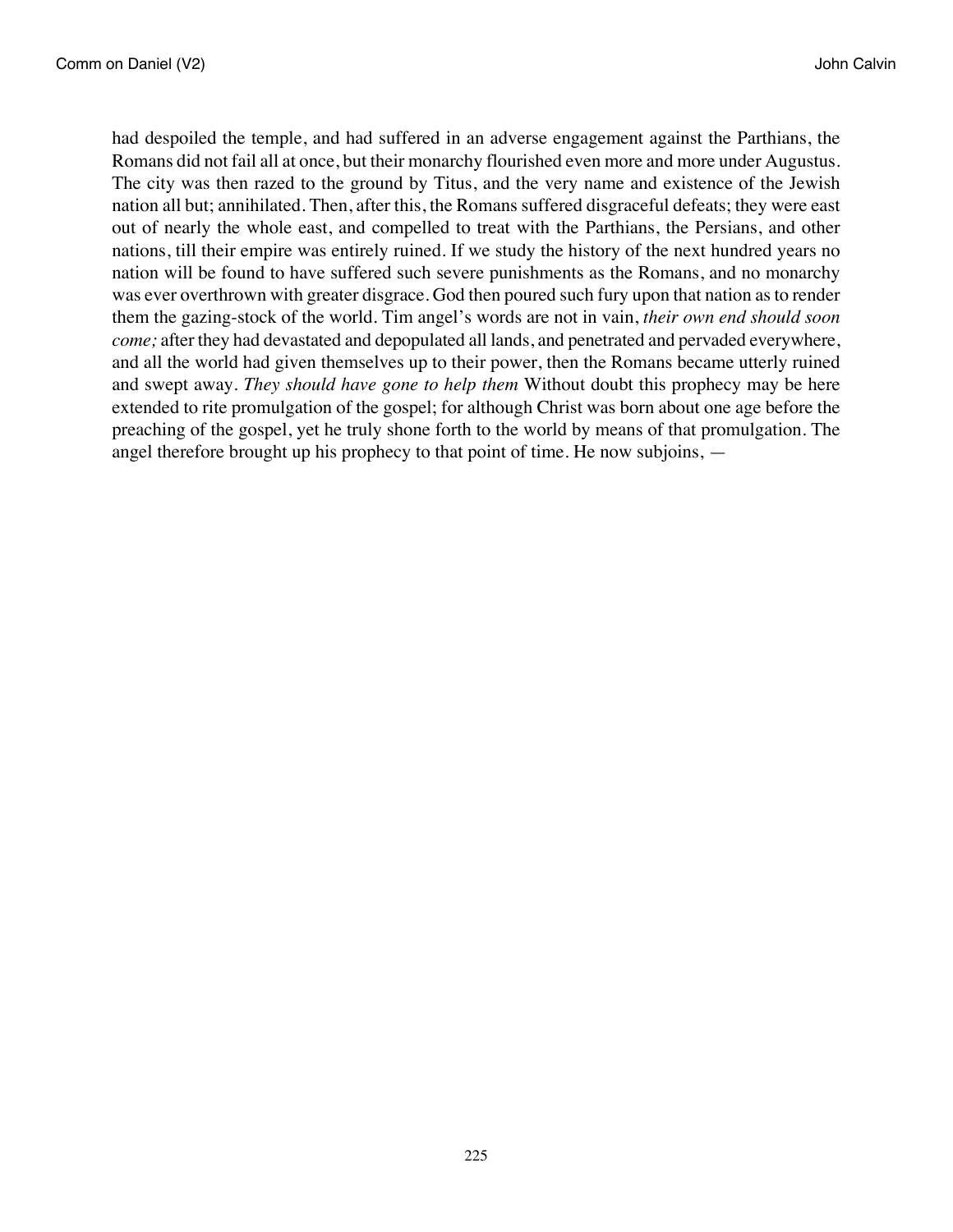had despoiled the temple, and had suffered in an adverse engagement against the Parthians, the Romans did not fail all at once, but their monarchy flourished even more and more under Augustus. The city was then razed to the ground by Titus, and the very name and existence of the Jewish nation all but; annihilated. Then, after this, the Romans suffered disgraceful defeats; they were east out of nearly the whole east, and compelled to treat with the Parthians, the Persians, and other nations, till their empire was entirely ruined. If we study the history of the next hundred years no nation will be found to have suffered such severe punishments as the Romans, and no monarchy was ever overthrown with greater disgrace. God then poured such fury upon that nation as to render them the gazing-stock of the world. Tim angel's words are not in vain, *their own end should soon come;* after they had devastated and depopulated all lands, and penetrated and pervaded everywhere, and all the world had given themselves up to their power, then the Romans became utterly ruined and swept away. *They should have gone to help them* Without doubt this prophecy may be here extended to rite promulgation of the gospel; for although Christ was born about one age before the preaching of the gospel, yet he truly shone forth to the world by means of that promulgation. The angel therefore brought up his prophecy to that point of time. He now subjoins, —